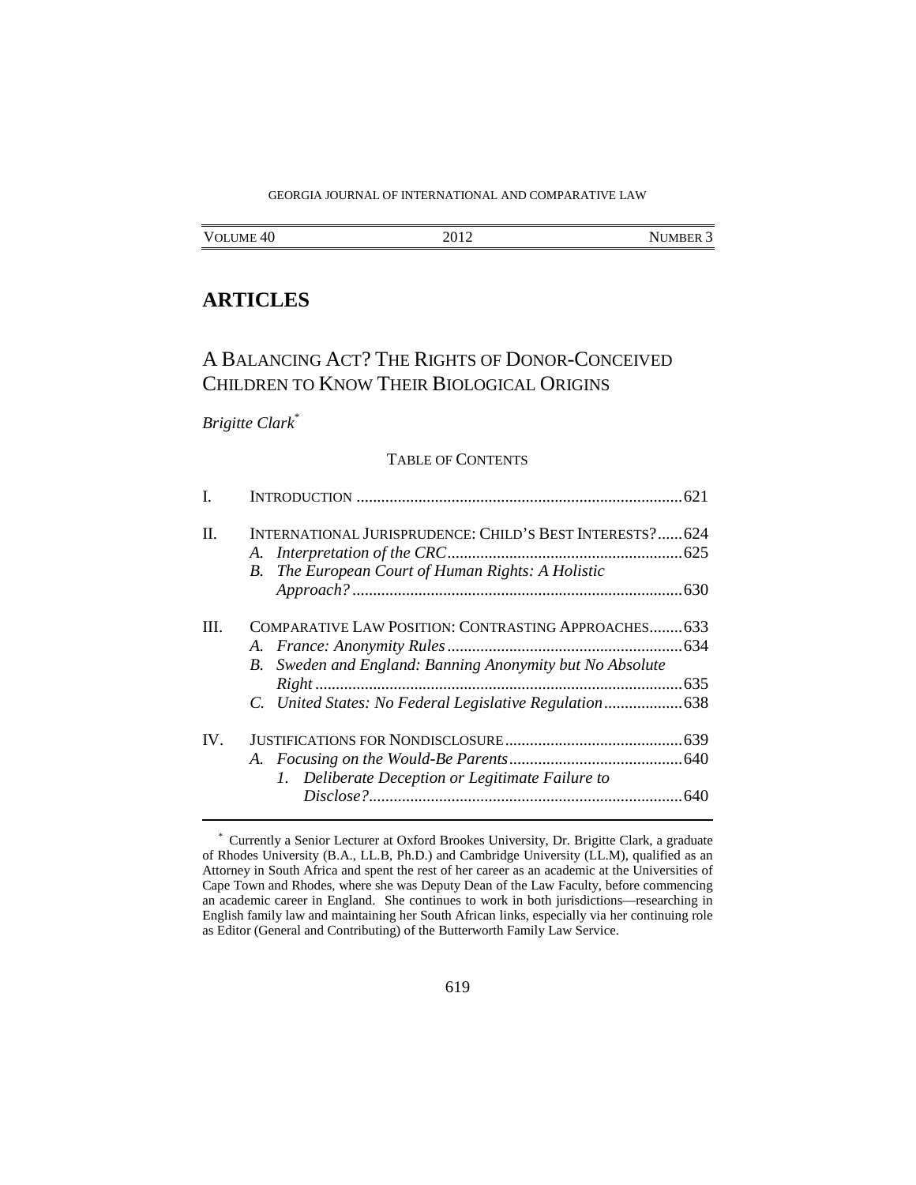GEORGIA JOURNAL OF INTERNATIONAL AND COMPARATIVE LAW

| VOLUME 40 | 2012 | NUMBER 3 |
|---|---|---|

# ARTICLES

## A BALANCING ACT? THE RIGHTS OF DONOR-CONCEIVED CHILDREN TO KNOW THEIR BIOLOGICAL ORIGINS

*Brigitte Clark*[*]

TABLE OF CONTENTS

I. INTRODUCTION .............................................................................. 621

II. INTERNATIONAL JURISPRUDENCE: CHILD'S BEST INTERESTS? ...... 624
   A. *Interpretation of the CRC* ........................................................ 625
   B. *The European Court of Human Rights: A Holistic Approach?* ............................................................................... 630

III. COMPARATIVE LAW POSITION: CONTRASTING APPROACHES ........ 633
   A. *France: Anonymity Rules* ........................................................ 634
   B. *Sweden and England: Banning Anonymity but No Absolute Right* ........................................................................................ 635
   C. *United States: No Federal Legislative Regulation* .................. 638

IV. JUSTIFICATIONS FOR NONDISCLOSURE .......................................... 639
   A. *Focusing on the Would-Be Parents* .......................................... 640
      1. *Deliberate Deception or Legitimate Failure to Disclose?* ........................................................................... 640

[*] Currently a Senior Lecturer at Oxford Brookes University, Dr. Brigitte Clark, a graduate of Rhodes University (B.A., LL.B, Ph.D.) and Cambridge University (LL.M), qualified as an Attorney in South Africa and spent the rest of her career as an academic at the Universities of Cape Town and Rhodes, where she was Deputy Dean of the Law Faculty, before commencing an academic career in England. She continues to work in both jurisdictions—researching in English family law and maintaining her South African links, especially via her continuing role as Editor (General and Contributing) of the Butterworth Family Law Service.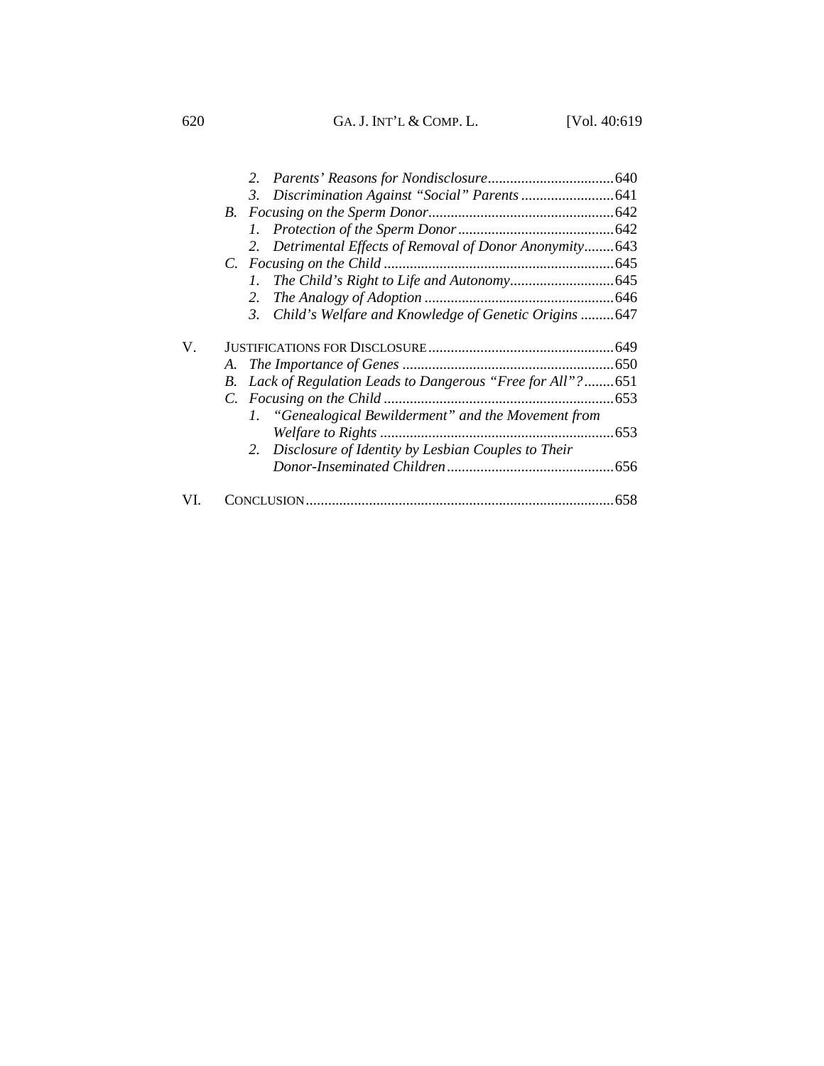2. *Parents' Reasons for Nondisclosure* ..... 640
3. *Discrimination Against "Social" Parents* ..... 641

B. *Focusing on the Sperm Donor* ..... 642

1. *Protection of the Sperm Donor* ..... 642
2. *Detrimental Effects of Removal of Donor Anonymity* ..... 643

C. *Focusing on the Child* ..... 645

1. *The Child's Right to Life and Autonomy* ..... 645
2. *The Analogy of Adoption* ..... 646
3. *Child's Welfare and Knowledge of Genetic Origins* ..... 647

V. JUSTIFICATIONS FOR DISCLOSURE ..... 649

A. *The Importance of Genes* ..... 650

B. *Lack of Regulation Leads to Dangerous "Free for All"?* ..... 651

C. *Focusing on the Child* ..... 653

1. *"Genealogical Bewilderment" and the Movement from Welfare to Rights* ..... 653
2. *Disclosure of Identity by Lesbian Couples to Their Donor-Inseminated Children* ..... 656

VI. CONCLUSION ..... 658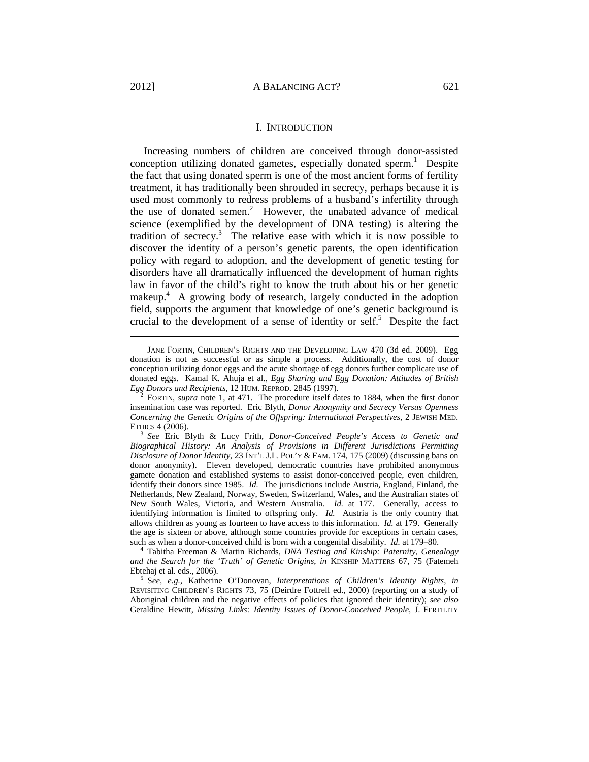## I. Introduction

Increasing numbers of children are conceived through donor-assisted conception utilizing donated gametes, especially donated sperm.[1] Despite the fact that using donated sperm is one of the most ancient forms of fertility treatment, it has traditionally been shrouded in secrecy, perhaps because it is used most commonly to redress problems of a husband's infertility through the use of donated semen.[2] However, the unabated advance of medical science (exemplified by the development of DNA testing) is altering the tradition of secrecy.[3] The relative ease with which it is now possible to discover the identity of a person's genetic parents, the open identification policy with regard to adoption, and the development of genetic testing for disorders have all dramatically influenced the development of human rights law in favor of the child's right to know the truth about his or her genetic makeup.[4] A growing body of research, largely conducted in the adoption field, supports the argument that knowledge of one's genetic background is crucial to the development of a sense of identity or self.[5] Despite the fact

---

[1] Jane Fortin, Children's Rights and the Developing Law 470 (3d ed. 2009). Egg donation is not as successful or as simple a process. Additionally, the cost of donor conception utilizing donor eggs and the acute shortage of egg donors further complicate use of donated eggs. Kamal K. Ahuja et al., *Egg Sharing and Egg Donation: Attitudes of British Egg Donors and Recipients*, 12 Hum. Reprod. 2845 (1997).

[2] Fortin, *supra* note 1, at 471. The procedure itself dates to 1884, when the first donor insemination case was reported. Eric Blyth, *Donor Anonymity and Secrecy Versus Openness Concerning the Genetic Origins of the Offspring: International Perspectives*, 2 Jewish Med. Ethics 4 (2006).

[3] *See* Eric Blyth & Lucy Frith, *Donor-Conceived People's Access to Genetic and Biographical History: An Analysis of Provisions in Different Jurisdictions Permitting Disclosure of Donor Identity*, 23 Int'l J.L. Pol'y & Fam. 174, 175 (2009) (discussing bans on donor anonymity). Eleven developed, democratic countries have prohibited anonymous gamete donation and established systems to assist donor-conceived people, even children, identify their donors since 1985. *Id*. The jurisdictions include Austria, England, Finland, the Netherlands, New Zealand, Norway, Sweden, Switzerland, Wales, and the Australian states of New South Wales, Victoria, and Western Australia. *Id.* at 177. Generally, access to identifying information is limited to offspring only. *Id.* Austria is the only country that allows children as young as fourteen to have access to this information. *Id.* at 179. Generally the age is sixteen or above, although some countries provide for exceptions in certain cases, such as when a donor-conceived child is born with a congenital disability. *Id.* at 179–80.

[4] Tabitha Freeman & Martin Richards, *DNA Testing and Kinship: Paternity, Genealogy and the Search for the 'Truth' of Genetic Origins*, *in* Kinship Matters 67, 75 (Fatemeh Ebtehaj et al. eds., 2006).

[5] S*ee, e.g.*, Katherine O'Donovan, *Interpretations of Children's Identity Rights*, *in* Revisiting Children's Rights 73, 75 (Deirdre Fottrell ed., 2000) (reporting on a study of Aboriginal children and the negative effects of policies that ignored their identity); *see also* Geraldine Hewitt, *Missing Links: Identity Issues of Donor-Conceived People*, J. Fertility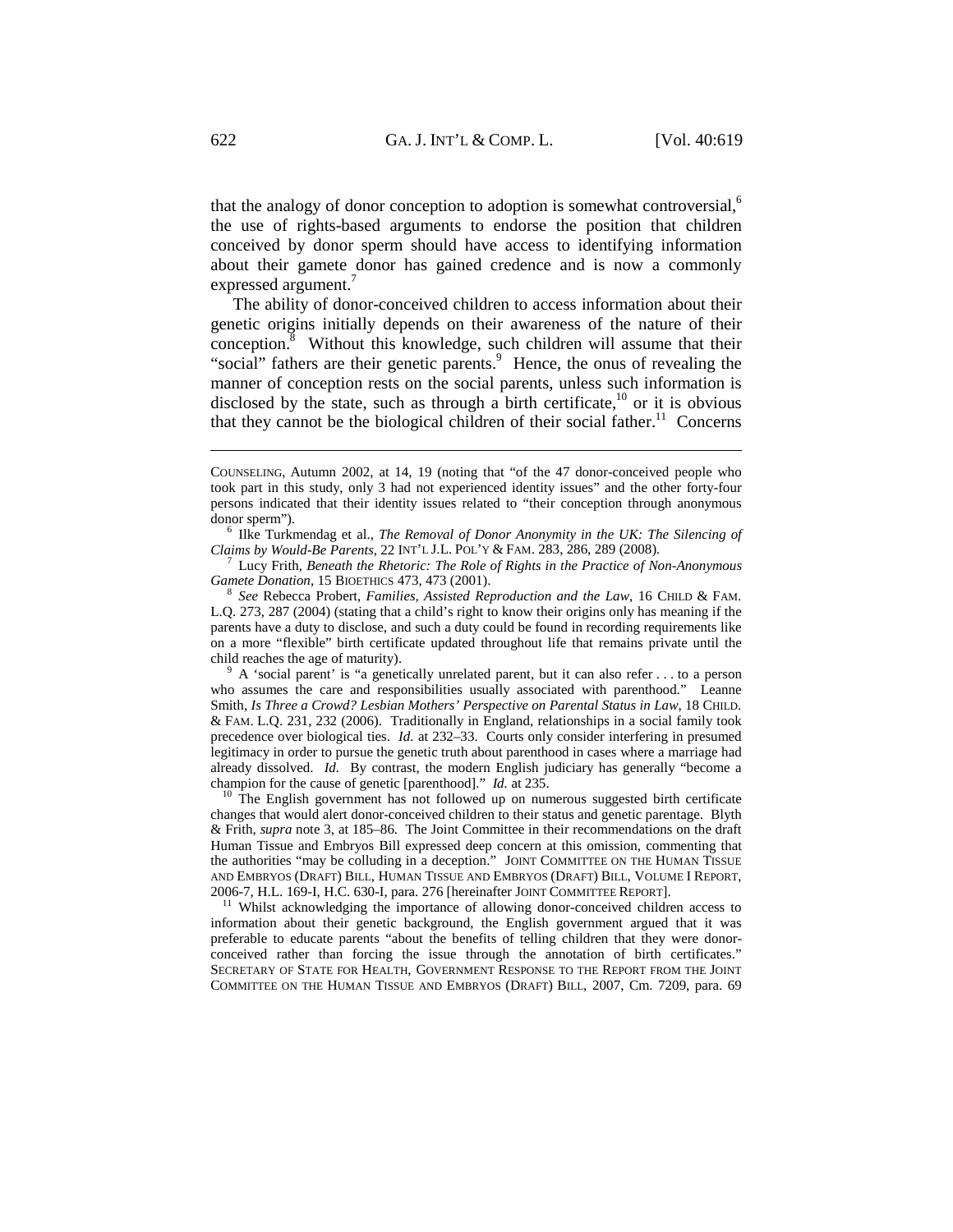that the analogy of donor conception to adoption is somewhat controversial,[6] the use of rights-based arguments to endorse the position that children conceived by donor sperm should have access to identifying information about their gamete donor has gained credence and is now a commonly expressed argument.[7]

The ability of donor-conceived children to access information about their genetic origins initially depends on their awareness of the nature of their conception.[8] Without this knowledge, such children will assume that their "social" fathers are their genetic parents.[9] Hence, the onus of revealing the manner of conception rests on the social parents, unless such information is disclosed by the state, such as through a birth certificate,[10] or it is obvious that they cannot be the biological children of their social father.[11] Concerns

---

COUNSELING, Autumn 2002, at 14, 19 (noting that "of the 47 donor-conceived people who took part in this study, only 3 had not experienced identity issues" and the other forty-four persons indicated that their identity issues related to "their conception through anonymous donor sperm").

[6] Ilke Turkmendag et al., *The Removal of Donor Anonymity in the UK: The Silencing of Claims by Would-Be Parents*, 22 INT'L J.L. POL'Y & FAM. 283, 286, 289 (2008).

[7] Lucy Frith, *Beneath the Rhetoric: The Role of Rights in the Practice of Non-Anonymous Gamete Donation*, 15 BIOETHICS 473, 473 (2001).

[8] *See* Rebecca Probert, *Families, Assisted Reproduction and the Law*, 16 CHILD & FAM. L.Q. 273, 287 (2004) (stating that a child's right to know their origins only has meaning if the parents have a duty to disclose, and such a duty could be found in recording requirements like on a more "flexible" birth certificate updated throughout life that remains private until the child reaches the age of maturity).

[9] A 'social parent' is "a genetically unrelated parent, but it can also refer . . . to a person who assumes the care and responsibilities usually associated with parenthood." Leanne Smith, *Is Three a Crowd? Lesbian Mothers' Perspective on Parental Status in Law*, 18 CHILD. & FAM. L.Q. 231, 232 (2006). Traditionally in England, relationships in a social family took precedence over biological ties. *Id.* at 232–33. Courts only consider interfering in presumed legitimacy in order to pursue the genetic truth about parenthood in cases where a marriage had already dissolved. *Id.* By contrast, the modern English judiciary has generally "become a champion for the cause of genetic [parenthood]." *Id.* at 235.

[10] The English government has not followed up on numerous suggested birth certificate changes that would alert donor-conceived children to their status and genetic parentage. Blyth & Frith, *supra* note 3, at 185–86. The Joint Committee in their recommendations on the draft Human Tissue and Embryos Bill expressed deep concern at this omission, commenting that the authorities "may be colluding in a deception." JOINT COMMITTEE ON THE HUMAN TISSUE AND EMBRYOS (DRAFT) BILL, HUMAN TISSUE AND EMBRYOS (DRAFT) BILL, VOLUME I REPORT, 2006-7, H.L. 169-I, H.C. 630-I, para. 276 [hereinafter JOINT COMMITTEE REPORT].

[11] Whilst acknowledging the importance of allowing donor-conceived children access to information about their genetic background, the English government argued that it was preferable to educate parents "about the benefits of telling children that they were donor-conceived rather than forcing the issue through the annotation of birth certificates." SECRETARY OF STATE FOR HEALTH, GOVERNMENT RESPONSE TO THE REPORT FROM THE JOINT COMMITTEE ON THE HUMAN TISSUE AND EMBRYOS (DRAFT) BILL, 2007, Cm. 7209, para. 69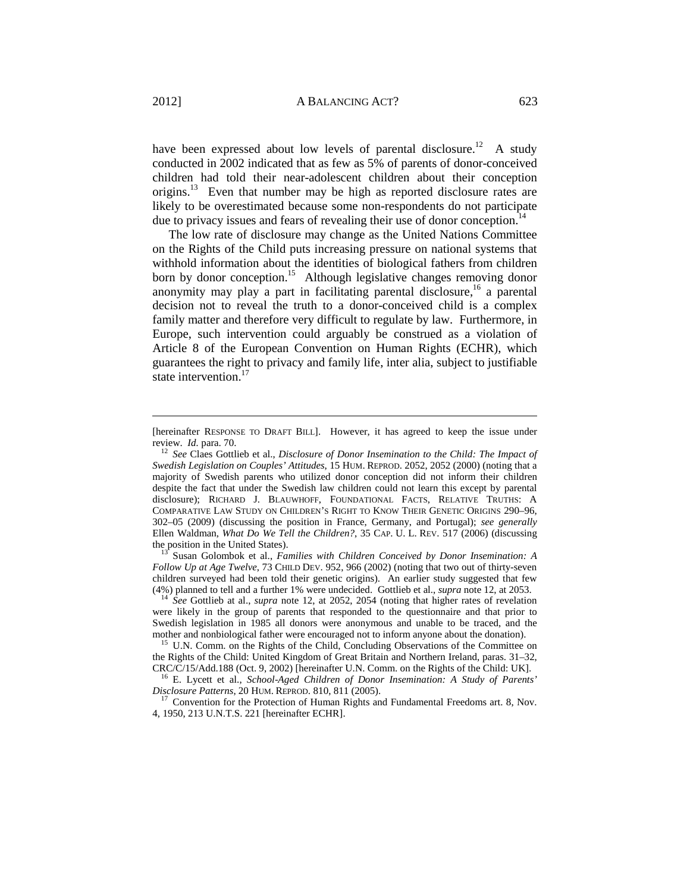have been expressed about low levels of parental disclosure.[12] A study conducted in 2002 indicated that as few as 5% of parents of donor-conceived children had told their near-adolescent children about their conception origins.[13] Even that number may be high as reported disclosure rates are likely to be overestimated because some non-respondents do not participate due to privacy issues and fears of revealing their use of donor conception.[14]

The low rate of disclosure may change as the United Nations Committee on the Rights of the Child puts increasing pressure on national systems that withhold information about the identities of biological fathers from children born by donor conception.[15] Although legislative changes removing donor anonymity may play a part in facilitating parental disclosure,[16] a parental decision not to reveal the truth to a donor-conceived child is a complex family matter and therefore very difficult to regulate by law. Furthermore, in Europe, such intervention could arguably be construed as a violation of Article 8 of the European Convention on Human Rights (ECHR), which guarantees the right to privacy and family life, inter alia, subject to justifiable state intervention.[17]

---

[hereinafter RESPONSE TO DRAFT BILL]. However, it has agreed to keep the issue under review. *Id.* para. 70.

[12] *See* Claes Gottlieb et al., *Disclosure of Donor Insemination to the Child: The Impact of Swedish Legislation on Couples' Attitudes*, 15 HUM. REPROD. 2052, 2052 (2000) (noting that a majority of Swedish parents who utilized donor conception did not inform their children despite the fact that under the Swedish law children could not learn this except by parental disclosure); RICHARD J. BLAUWHOFF, FOUNDATIONAL FACTS, RELATIVE TRUTHS: A COMPARATIVE LAW STUDY ON CHILDREN'S RIGHT TO KNOW THEIR GENETIC ORIGINS 290–96, 302–05 (2009) (discussing the position in France, Germany, and Portugal); *see generally* Ellen Waldman, *What Do We Tell the Children?*, 35 CAP. U. L. REV. 517 (2006) (discussing the position in the United States).

[13] Susan Golombok et al., *Families with Children Conceived by Donor Insemination: A Follow Up at Age Twelve*, 73 CHILD DEV. 952, 966 (2002) (noting that two out of thirty-seven children surveyed had been told their genetic origins). An earlier study suggested that few (4%) planned to tell and a further 1% were undecided. Gottlieb et al., *supra* note 12, at 2053.

[14] *See* Gottlieb et al., *supra* note 12, at 2052, 2054 (noting that higher rates of revelation were likely in the group of parents that responded to the questionnaire and that prior to Swedish legislation in 1985 all donors were anonymous and unable to be traced, and the mother and nonbiological father were encouraged not to inform anyone about the donation).

[15] U.N. Comm. on the Rights of the Child, Concluding Observations of the Committee on the Rights of the Child: United Kingdom of Great Britain and Northern Ireland, paras. 31–32, CRC/C/15/Add.188 (Oct. 9, 2002) [hereinafter U.N. Comm. on the Rights of the Child: UK].

[16] E. Lycett et al., *School-Aged Children of Donor Insemination: A Study of Parents' Disclosure Patterns*, 20 HUM. REPROD. 810, 811 (2005).

[17] Convention for the Protection of Human Rights and Fundamental Freedoms art. 8, Nov. 4, 1950, 213 U.N.T.S. 221 [hereinafter ECHR].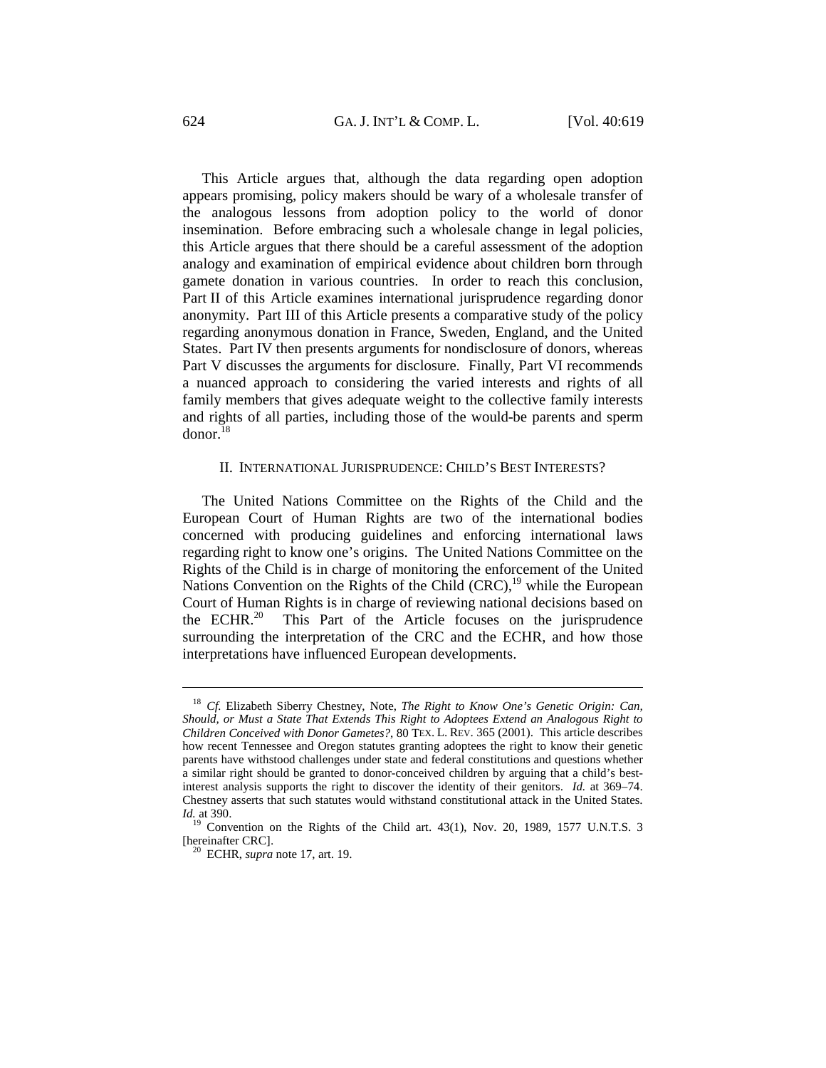This Article argues that, although the data regarding open adoption appears promising, policy makers should be wary of a wholesale transfer of the analogous lessons from adoption policy to the world of donor insemination. Before embracing such a wholesale change in legal policies, this Article argues that there should be a careful assessment of the adoption analogy and examination of empirical evidence about children born through gamete donation in various countries. In order to reach this conclusion, Part II of this Article examines international jurisprudence regarding donor anonymity. Part III of this Article presents a comparative study of the policy regarding anonymous donation in France, Sweden, England, and the United States. Part IV then presents arguments for nondisclosure of donors, whereas Part V discusses the arguments for disclosure. Finally, Part VI recommends a nuanced approach to considering the varied interests and rights of all family members that gives adequate weight to the collective family interests and rights of all parties, including those of the would-be parents and sperm donor.[18]

## II. International Jurisprudence: Child's Best Interests?

The United Nations Committee on the Rights of the Child and the European Court of Human Rights are two of the international bodies concerned with producing guidelines and enforcing international laws regarding right to know one's origins. The United Nations Committee on the Rights of the Child is in charge of monitoring the enforcement of the United Nations Convention on the Rights of the Child (CRC),[19] while the European Court of Human Rights is in charge of reviewing national decisions based on the ECHR.[20] This Part of the Article focuses on the jurisprudence surrounding the interpretation of the CRC and the ECHR, and how those interpretations have influenced European developments.

---

[18] *Cf.* Elizabeth Siberry Chestney, Note, *The Right to Know One's Genetic Origin: Can, Should, or Must a State That Extends This Right to Adoptees Extend an Analogous Right to Children Conceived with Donor Gametes?*, 80 Tex. L. Rev. 365 (2001). This article describes how recent Tennessee and Oregon statutes granting adoptees the right to know their genetic parents have withstood challenges under state and federal constitutions and questions whether a similar right should be granted to donor-conceived children by arguing that a child's best-interest analysis supports the right to discover the identity of their genitors. *Id.* at 369–74. Chestney asserts that such statutes would withstand constitutional attack in the United States. *Id.* at 390.

[19] Convention on the Rights of the Child art. 43(1), Nov. 20, 1989, 1577 U.N.T.S. 3 [hereinafter CRC].

[20] ECHR, *supra* note 17, art. 19.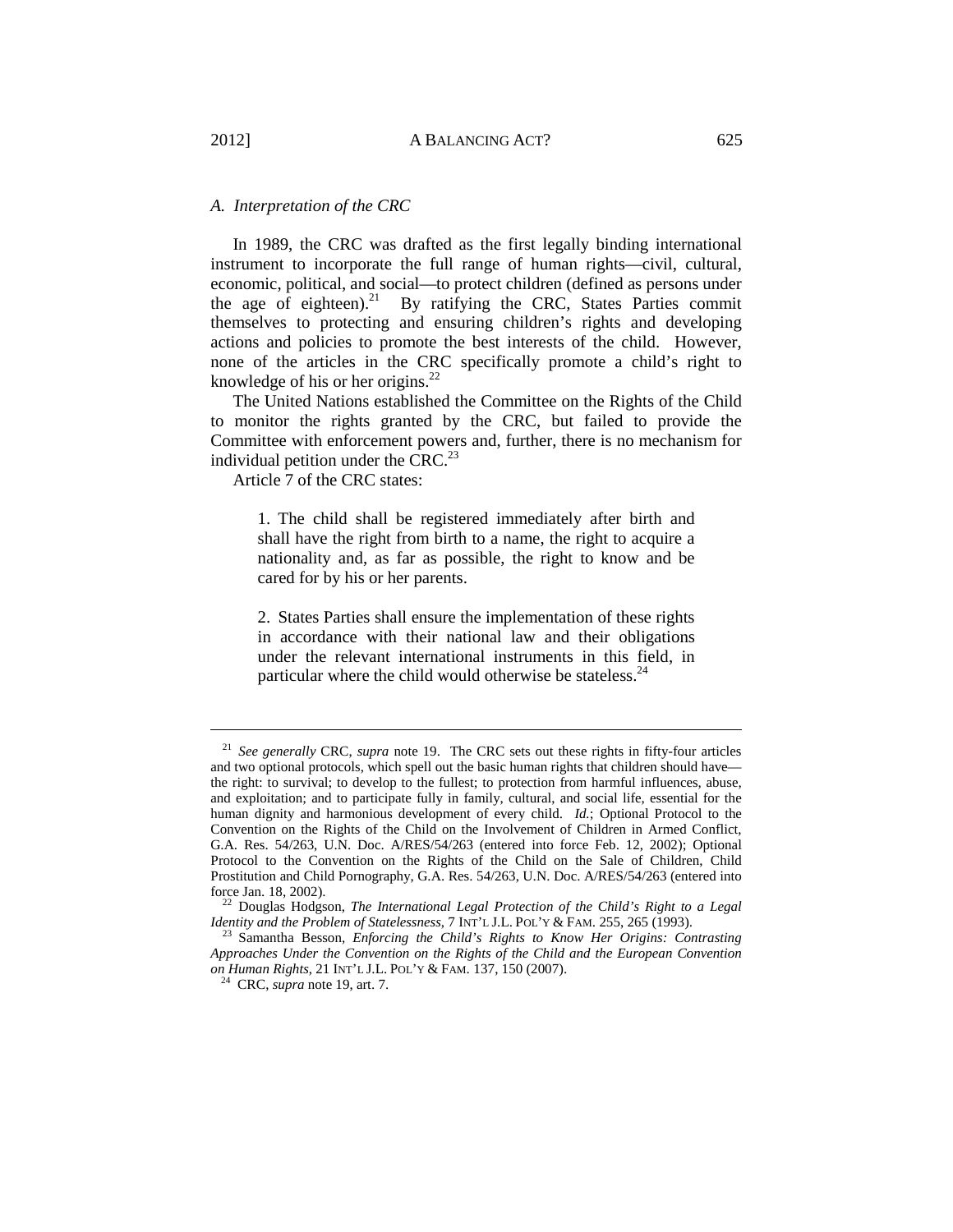### *A. Interpretation of the CRC*

In 1989, the CRC was drafted as the first legally binding international instrument to incorporate the full range of human rights—civil, cultural, economic, political, and social—to protect children (defined as persons under the age of eighteen).[21] By ratifying the CRC, States Parties commit themselves to protecting and ensuring children's rights and developing actions and policies to promote the best interests of the child. However, none of the articles in the CRC specifically promote a child's right to knowledge of his or her origins.[22]

The United Nations established the Committee on the Rights of the Child to monitor the rights granted by the CRC, but failed to provide the Committee with enforcement powers and, further, there is no mechanism for individual petition under the CRC.[23]

Article 7 of the CRC states:

> 1. The child shall be registered immediately after birth and shall have the right from birth to a name, the right to acquire a nationality and, as far as possible, the right to know and be cared for by his or her parents.
>
> 2. States Parties shall ensure the implementation of these rights in accordance with their national law and their obligations under the relevant international instruments in this field, in particular where the child would otherwise be stateless.[24]

---

[21] *See generally* CRC, *supra* note 19. The CRC sets out these rights in fifty-four articles and two optional protocols, which spell out the basic human rights that children should have—the right: to survival; to develop to the fullest; to protection from harmful influences, abuse, and exploitation; and to participate fully in family, cultural, and social life, essential for the human dignity and harmonious development of every child. *Id.*; Optional Protocol to the Convention on the Rights of the Child on the Involvement of Children in Armed Conflict, G.A. Res. 54/263, U.N. Doc. A/RES/54/263 (entered into force Feb. 12, 2002); Optional Protocol to the Convention on the Rights of the Child on the Sale of Children, Child Prostitution and Child Pornography, G.A. Res. 54/263, U.N. Doc. A/RES/54/263 (entered into force Jan. 18, 2002).

[22] Douglas Hodgson, *The International Legal Protection of the Child's Right to a Legal Identity and the Problem of Statelessness*, 7 INT'L J.L. POL'Y & FAM. 255, 265 (1993).

[23] Samantha Besson, *Enforcing the Child's Rights to Know Her Origins: Contrasting Approaches Under the Convention on the Rights of the Child and the European Convention on Human Rights*, 21 INT'L J.L. POL'Y & FAM. 137, 150 (2007).

[24] CRC, *supra* note 19, art. 7.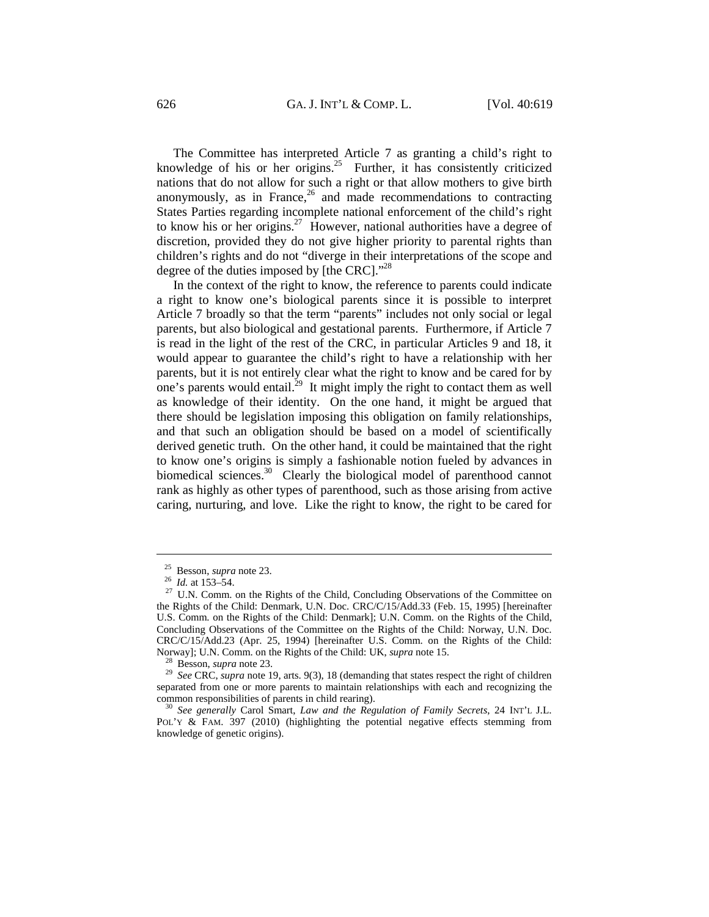The Committee has interpreted Article 7 as granting a child's right to knowledge of his or her origins.[25] Further, it has consistently criticized nations that do not allow for such a right or that allow mothers to give birth anonymously, as in France,[26] and made recommendations to contracting States Parties regarding incomplete national enforcement of the child's right to know his or her origins.[27] However, national authorities have a degree of discretion, provided they do not give higher priority to parental rights than children's rights and do not "diverge in their interpretations of the scope and degree of the duties imposed by [the CRC]."[28]

In the context of the right to know, the reference to parents could indicate a right to know one's biological parents since it is possible to interpret Article 7 broadly so that the term "parents" includes not only social or legal parents, but also biological and gestational parents. Furthermore, if Article 7 is read in the light of the rest of the CRC, in particular Articles 9 and 18, it would appear to guarantee the child's right to have a relationship with her parents, but it is not entirely clear what the right to know and be cared for by one's parents would entail.[29] It might imply the right to contact them as well as knowledge of their identity. On the one hand, it might be argued that there should be legislation imposing this obligation on family relationships, and that such an obligation should be based on a model of scientifically derived genetic truth. On the other hand, it could be maintained that the right to know one's origins is simply a fashionable notion fueled by advances in biomedical sciences.[30] Clearly the biological model of parenthood cannot rank as highly as other types of parenthood, such as those arising from active caring, nurturing, and love. Like the right to know, the right to be cared for

---

[25] Besson, *supra* note 23.

[26] *Id.* at 153–54.

[27] U.N. Comm. on the Rights of the Child, Concluding Observations of the Committee on the Rights of the Child: Denmark, U.N. Doc. CRC/C/15/Add.33 (Feb. 15, 1995) [hereinafter U.S. Comm. on the Rights of the Child: Denmark]; U.N. Comm. on the Rights of the Child, Concluding Observations of the Committee on the Rights of the Child: Norway, U.N. Doc. CRC/C/15/Add.23 (Apr. 25, 1994) [hereinafter U.S. Comm. on the Rights of the Child: Norway]; U.N. Comm. on the Rights of the Child: UK, *supra* note 15.

[28] Besson, *supra* note 23.

[29] *See* CRC, *supra* note 19, arts. 9(3), 18 (demanding that states respect the right of children separated from one or more parents to maintain relationships with each and recognizing the common responsibilities of parents in child rearing).

[30] *See generally* Carol Smart, *Law and the Regulation of Family Secrets*, 24 INT'L J.L. POL'Y & FAM. 397 (2010) (highlighting the potential negative effects stemming from knowledge of genetic origins).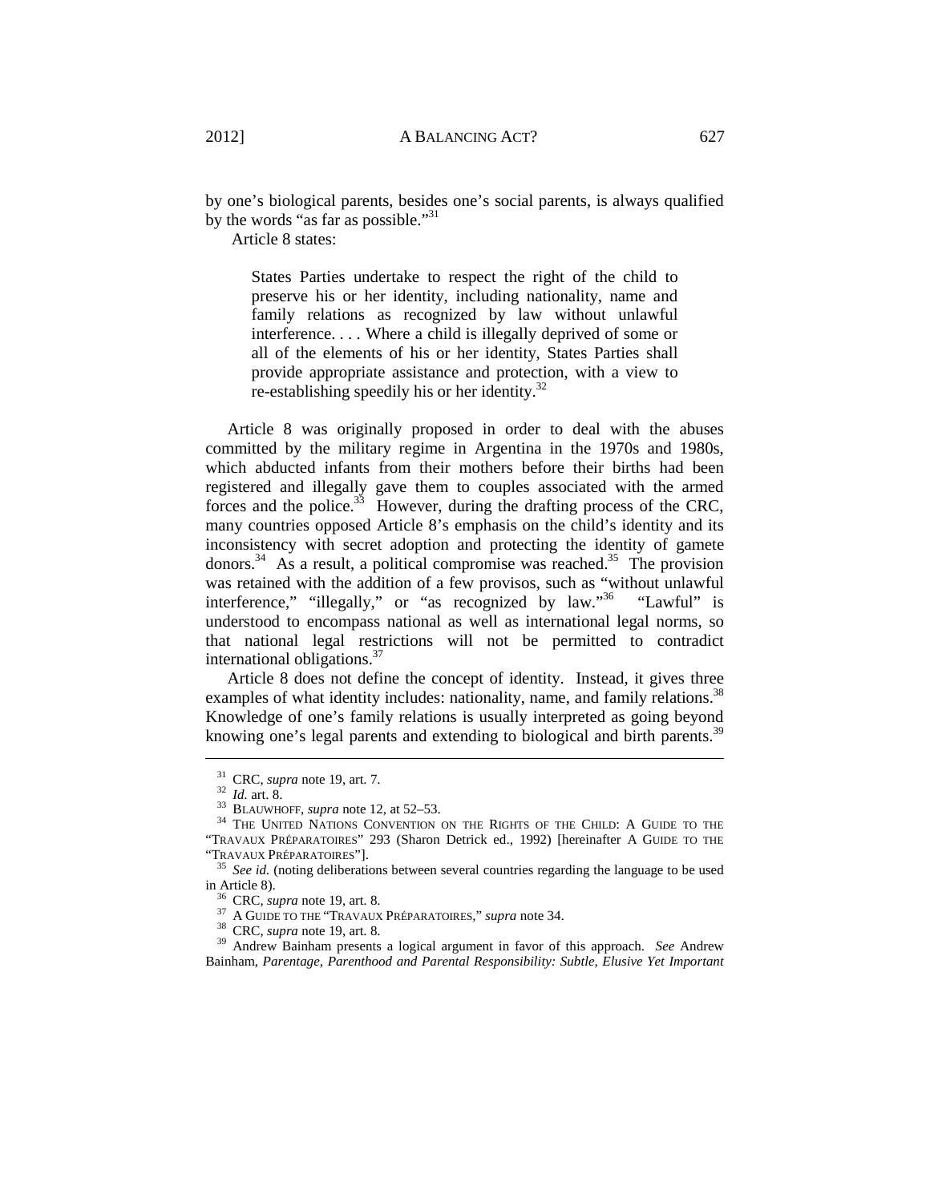by one's biological parents, besides one's social parents, is always qualified by the words "as far as possible."[31]

Article 8 states:

> States Parties undertake to respect the right of the child to preserve his or her identity, including nationality, name and family relations as recognized by law without unlawful interference. . . . Where a child is illegally deprived of some or all of the elements of his or her identity, States Parties shall provide appropriate assistance and protection, with a view to re-establishing speedily his or her identity.[32]

Article 8 was originally proposed in order to deal with the abuses committed by the military regime in Argentina in the 1970s and 1980s, which abducted infants from their mothers before their births had been registered and illegally gave them to couples associated with the armed forces and the police.[33] However, during the drafting process of the CRC, many countries opposed Article 8's emphasis on the child's identity and its inconsistency with secret adoption and protecting the identity of gamete donors.[34] As a result, a political compromise was reached.[35] The provision was retained with the addition of a few provisos, such as "without unlawful interference," "illegally," or "as recognized by law."[36] "Lawful" is understood to encompass national as well as international legal norms, so that national legal restrictions will not be permitted to contradict international obligations.[37]

Article 8 does not define the concept of identity. Instead, it gives three examples of what identity includes: nationality, name, and family relations.[38] Knowledge of one's family relations is usually interpreted as going beyond knowing one's legal parents and extending to biological and birth parents.[39]

---

[31] CRC, *supra* note 19, art. 7.

[32] *Id.* art. 8.

[33] BLAUWHOFF, *supra* note 12, at 52–53.

[34] THE UNITED NATIONS CONVENTION ON THE RIGHTS OF THE CHILD: A GUIDE TO THE "TRAVAUX PRÉPARATOIRES" 293 (Sharon Detrick ed., 1992) [hereinafter A GUIDE TO THE "TRAVAUX PRÉPARATOIRES"].

[35] *See id.* (noting deliberations between several countries regarding the language to be used in Article 8).

[36] CRC, *supra* note 19, art. 8.

[37] A GUIDE TO THE "TRAVAUX PRÉPARATOIRES," *supra* note 34.

[38] CRC, *supra* note 19, art. 8.

[39] Andrew Bainham presents a logical argument in favor of this approach. *See* Andrew Bainham, *Parentage, Parenthood and Parental Responsibility: Subtle, Elusive Yet Important*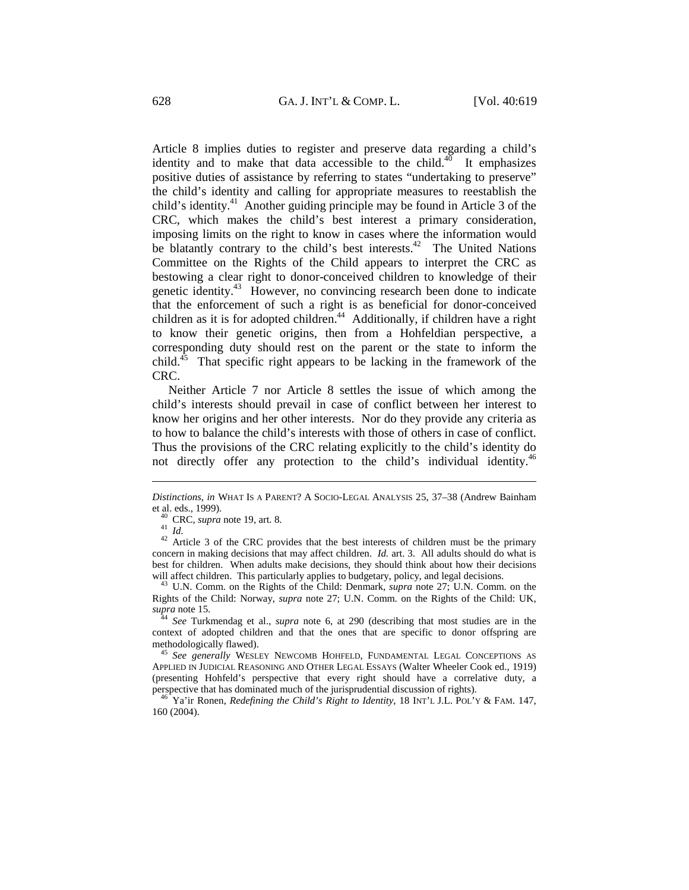Article 8 implies duties to register and preserve data regarding a child's identity and to make that data accessible to the child.[40] It emphasizes positive duties of assistance by referring to states "undertaking to preserve" the child's identity and calling for appropriate measures to reestablish the child's identity.[41] Another guiding principle may be found in Article 3 of the CRC, which makes the child's best interest a primary consideration, imposing limits on the right to know in cases where the information would be blatantly contrary to the child's best interests.[42] The United Nations Committee on the Rights of the Child appears to interpret the CRC as bestowing a clear right to donor-conceived children to knowledge of their genetic identity.[43] However, no convincing research been done to indicate that the enforcement of such a right is as beneficial for donor-conceived children as it is for adopted children.[44] Additionally, if children have a right to know their genetic origins, then from a Hohfeldian perspective, a corresponding duty should rest on the parent or the state to inform the child.[45] That specific right appears to be lacking in the framework of the CRC.

Neither Article 7 nor Article 8 settles the issue of which among the child's interests should prevail in case of conflict between her interest to know her origins and her other interests. Nor do they provide any criteria as to how to balance the child's interests with those of others in case of conflict. Thus the provisions of the CRC relating explicitly to the child's identity do not directly offer any protection to the child's individual identity.[46]

---

*Distinctions*, *in* WHAT IS A PARENT? A SOCIO-LEGAL ANALYSIS 25, 37–38 (Andrew Bainham et al. eds., 1999).

[40] CRC, *supra* note 19, art. 8.

[41] *Id.*

[42] Article 3 of the CRC provides that the best interests of children must be the primary concern in making decisions that may affect children. *Id.* art. 3. All adults should do what is best for children. When adults make decisions, they should think about how their decisions will affect children. This particularly applies to budgetary, policy, and legal decisions.

[43] U.N. Comm. on the Rights of the Child: Denmark, *supra* note 27; U.N. Comm. on the Rights of the Child: Norway, *supra* note 27; U.N. Comm. on the Rights of the Child: UK, *supra* note 15.

[44] *See* Turkmendag et al., *supra* note 6, at 290 (describing that most studies are in the context of adopted children and that the ones that are specific to donor offspring are methodologically flawed).

[45] *See generally* WESLEY NEWCOMB HOHFELD, FUNDAMENTAL LEGAL CONCEPTIONS AS APPLIED IN JUDICIAL REASONING AND OTHER LEGAL ESSAYS (Walter Wheeler Cook ed., 1919) (presenting Hohfeld's perspective that every right should have a correlative duty, a perspective that has dominated much of the jurisprudential discussion of rights).

[46] Ya'ir Ronen, *Redefining the Child's Right to Identity*, 18 INT'L J.L. POL'Y & FAM. 147, 160 (2004).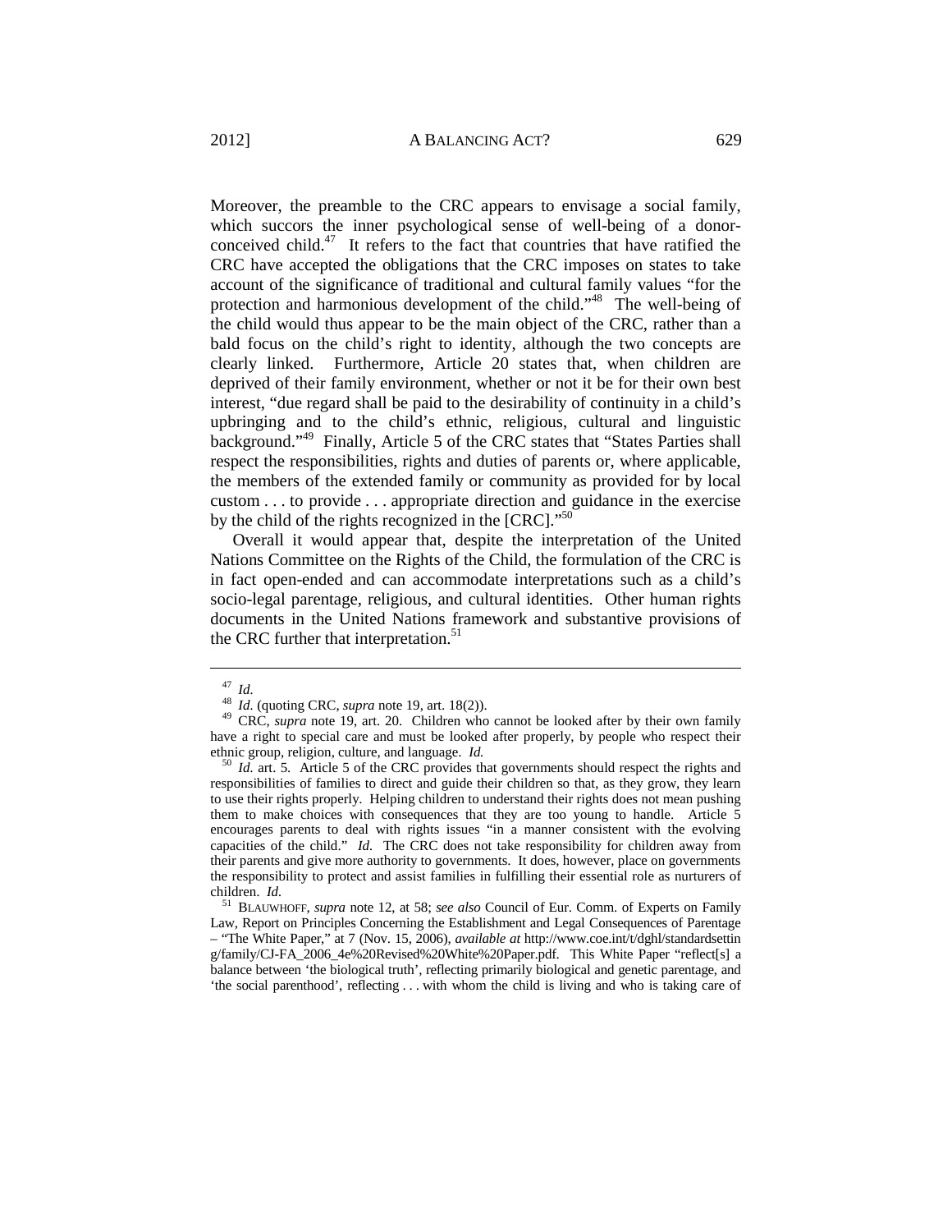Moreover, the preamble to the CRC appears to envisage a social family, which succors the inner psychological sense of well-being of a donor-conceived child.[47] It refers to the fact that countries that have ratified the CRC have accepted the obligations that the CRC imposes on states to take account of the significance of traditional and cultural family values "for the protection and harmonious development of the child."[48] The well-being of the child would thus appear to be the main object of the CRC, rather than a bald focus on the child's right to identity, although the two concepts are clearly linked. Furthermore, Article 20 states that, when children are deprived of their family environment, whether or not it be for their own best interest, "due regard shall be paid to the desirability of continuity in a child's upbringing and to the child's ethnic, religious, cultural and linguistic background."[49] Finally, Article 5 of the CRC states that "States Parties shall respect the responsibilities, rights and duties of parents or, where applicable, the members of the extended family or community as provided for by local custom . . . to provide . . . appropriate direction and guidance in the exercise by the child of the rights recognized in the [CRC]."[50]

Overall it would appear that, despite the interpretation of the United Nations Committee on the Rights of the Child, the formulation of the CRC is in fact open-ended and can accommodate interpretations such as a child's socio-legal parentage, religious, and cultural identities. Other human rights documents in the United Nations framework and substantive provisions of the CRC further that interpretation.[51]

---

[47] *Id.*

[48] *Id.* (quoting CRC, *supra* note 19, art. 18(2)).

[49] CRC, *supra* note 19, art. 20. Children who cannot be looked after by their own family have a right to special care and must be looked after properly, by people who respect their ethnic group, religion, culture, and language. *Id.*

[50] *Id.* art. 5. Article 5 of the CRC provides that governments should respect the rights and responsibilities of families to direct and guide their children so that, as they grow, they learn to use their rights properly. Helping children to understand their rights does not mean pushing them to make choices with consequences that they are too young to handle. Article 5 encourages parents to deal with rights issues "in a manner consistent with the evolving capacities of the child." *Id.* The CRC does not take responsibility for children away from their parents and give more authority to governments. It does, however, place on governments the responsibility to protect and assist families in fulfilling their essential role as nurturers of children. *Id.*

[51] BLAUWHOFF, *supra* note 12, at 58; *see also* Council of Eur. Comm. of Experts on Family Law, Report on Principles Concerning the Establishment and Legal Consequences of Parentage – "The White Paper," at 7 (Nov. 15, 2006), *available at* http://www.coe.int/t/dghl/standardsetting/family/CJ-FA_2006_4e%20Revised%20White%20Paper.pdf. This White Paper "reflect[s] a balance between 'the biological truth', reflecting primarily biological and genetic parentage, and 'the social parenthood', reflecting . . . with whom the child is living and who is taking care of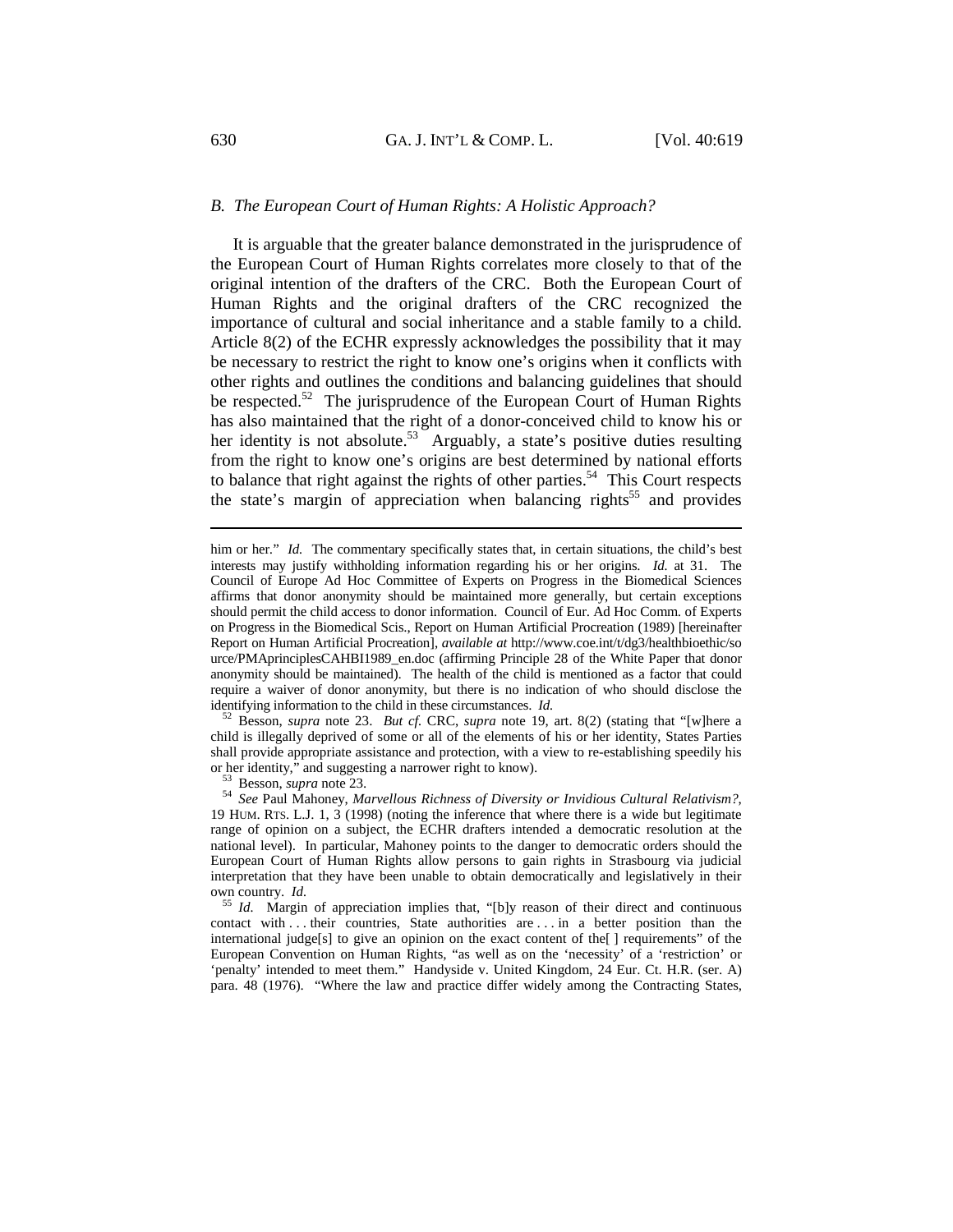### *B. The European Court of Human Rights: A Holistic Approach?*

It is arguable that the greater balance demonstrated in the jurisprudence of the European Court of Human Rights correlates more closely to that of the original intention of the drafters of the CRC. Both the European Court of Human Rights and the original drafters of the CRC recognized the importance of cultural and social inheritance and a stable family to a child. Article 8(2) of the ECHR expressly acknowledges the possibility that it may be necessary to restrict the right to know one's origins when it conflicts with other rights and outlines the conditions and balancing guidelines that should be respected.[52] The jurisprudence of the European Court of Human Rights has also maintained that the right of a donor-conceived child to know his or her identity is not absolute.[53] Arguably, a state's positive duties resulting from the right to know one's origins are best determined by national efforts to balance that right against the rights of other parties.[54] This Court respects the state's margin of appreciation when balancing rights[55] and provides

---

him or her." *Id.* The commentary specifically states that, in certain situations, the child's best interests may justify withholding information regarding his or her origins. *Id.* at 31. The Council of Europe Ad Hoc Committee of Experts on Progress in the Biomedical Sciences affirms that donor anonymity should be maintained more generally, but certain exceptions should permit the child access to donor information. Council of Eur. Ad Hoc Comm. of Experts on Progress in the Biomedical Scis., Report on Human Artificial Procreation (1989) [hereinafter Report on Human Artificial Procreation], *available at* http://www.coe.int/t/dg3/healthbioethic/source/PMAprinciplesCAHBI1989_en.doc (affirming Principle 28 of the White Paper that donor anonymity should be maintained). The health of the child is mentioned as a factor that could require a waiver of donor anonymity, but there is no indication of who should disclose the identifying information to the child in these circumstances. *Id.*

[52] Besson, *supra* note 23. *But cf.* CRC, *supra* note 19, art. 8(2) (stating that "[w]here a child is illegally deprived of some or all of the elements of his or her identity, States Parties shall provide appropriate assistance and protection, with a view to re-establishing speedily his or her identity," and suggesting a narrower right to know).

[53] Besson, *supra* note 23.

[54] *See* Paul Mahoney, *Marvellous Richness of Diversity or Invidious Cultural Relativism?*, 19 HUM. RTS. L.J. 1, 3 (1998) (noting the inference that where there is a wide but legitimate range of opinion on a subject, the ECHR drafters intended a democratic resolution at the national level). In particular, Mahoney points to the danger to democratic orders should the European Court of Human Rights allow persons to gain rights in Strasbourg via judicial interpretation that they have been unable to obtain democratically and legislatively in their own country. *Id.*

[55] *Id.* Margin of appreciation implies that, "[b]y reason of their direct and continuous contact with . . . their countries, State authorities are . . . in a better position than the international judge[s] to give an opinion on the exact content of the[ ] requirements" of the European Convention on Human Rights, "as well as on the 'necessity' of a 'restriction' or 'penalty' intended to meet them." Handyside v. United Kingdom, 24 Eur. Ct. H.R. (ser. A) para. 48 (1976). "Where the law and practice differ widely among the Contracting States,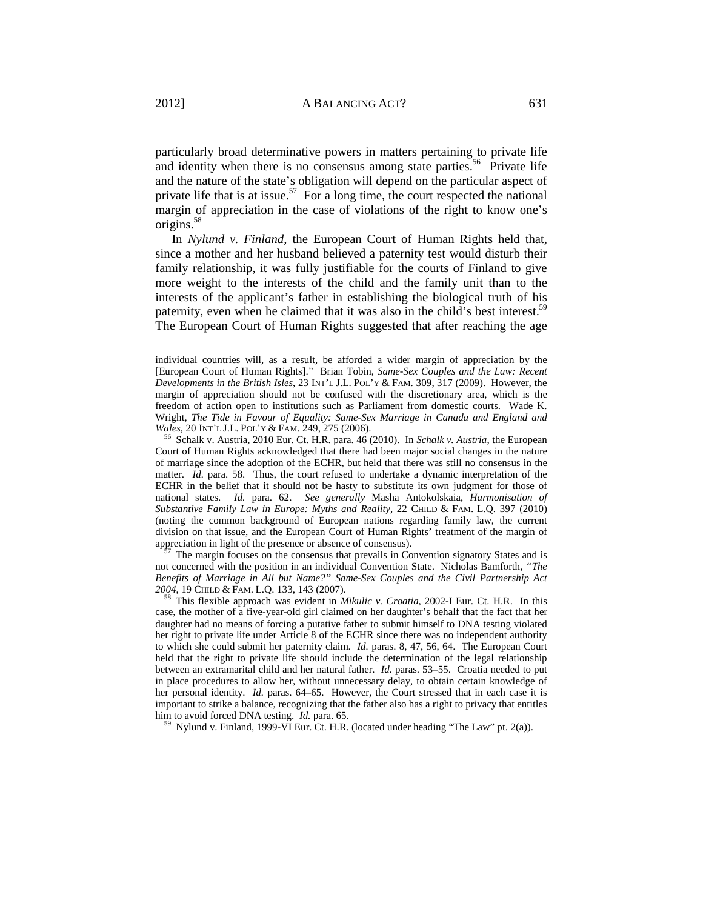particularly broad determinative powers in matters pertaining to private life and identity when there is no consensus among state parties.[56] Private life and the nature of the state's obligation will depend on the particular aspect of private life that is at issue.[57] For a long time, the court respected the national margin of appreciation in the case of violations of the right to know one's origins.[58]

In *Nylund v. Finland*, the European Court of Human Rights held that, since a mother and her husband believed a paternity test would disturb their family relationship, it was fully justifiable for the courts of Finland to give more weight to the interests of the child and the family unit than to the interests of the applicant's father in establishing the biological truth of his paternity, even when he claimed that it was also in the child's best interest.[59] The European Court of Human Rights suggested that after reaching the age

---

individual countries will, as a result, be afforded a wider margin of appreciation by the [European Court of Human Rights]." Brian Tobin, *Same-Sex Couples and the Law: Recent Developments in the British Isles*, 23 INT'L J.L. POL'Y & FAM. 309, 317 (2009). However, the margin of appreciation should not be confused with the discretionary area, which is the freedom of action open to institutions such as Parliament from domestic courts. Wade K. Wright, *The Tide in Favour of Equality: Same-Sex Marriage in Canada and England and Wales*, 20 INT'L J.L. POL'Y & FAM. 249, 275 (2006).

[56] Schalk v. Austria, 2010 Eur. Ct. H.R. para. 46 (2010). In *Schalk v. Austria*, the European Court of Human Rights acknowledged that there had been major social changes in the nature of marriage since the adoption of the ECHR, but held that there was still no consensus in the matter. *Id*. para. 58. Thus, the court refused to undertake a dynamic interpretation of the ECHR in the belief that it should not be hasty to substitute its own judgment for those of national states. *Id.* para. 62. *See generally* Masha Antokolskaia, *Harmonisation of Substantive Family Law in Europe: Myths and Reality*, 22 CHILD & FAM. L.Q. 397 (2010) (noting the common background of European nations regarding family law, the current division on that issue, and the European Court of Human Rights' treatment of the margin of appreciation in light of the presence or absence of consensus).

[57] The margin focuses on the consensus that prevails in Convention signatory States and is not concerned with the position in an individual Convention State. Nicholas Bamforth, *"The Benefits of Marriage in All but Name?" Same-Sex Couples and the Civil Partnership Act 2004*, 19 CHILD & FAM. L.Q. 133, 143 (2007).

[58] This flexible approach was evident in *Mikulic v. Croatia*, 2002-I Eur. Ct. H.R. In this case, the mother of a five-year-old girl claimed on her daughter's behalf that the fact that her daughter had no means of forcing a putative father to submit himself to DNA testing violated her right to private life under Article 8 of the ECHR since there was no independent authority to which she could submit her paternity claim. *Id.* paras. 8, 47, 56, 64. The European Court held that the right to private life should include the determination of the legal relationship between an extramarital child and her natural father. *Id.* paras. 53–55. Croatia needed to put in place procedures to allow her, without unnecessary delay, to obtain certain knowledge of her personal identity. *Id*. paras. 64–65. However, the Court stressed that in each case it is important to strike a balance, recognizing that the father also has a right to privacy that entitles him to avoid forced DNA testing. *Id.* para. 65.

[59] Nylund v. Finland, 1999-VI Eur. Ct. H.R. (located under heading "The Law" pt. 2(a)).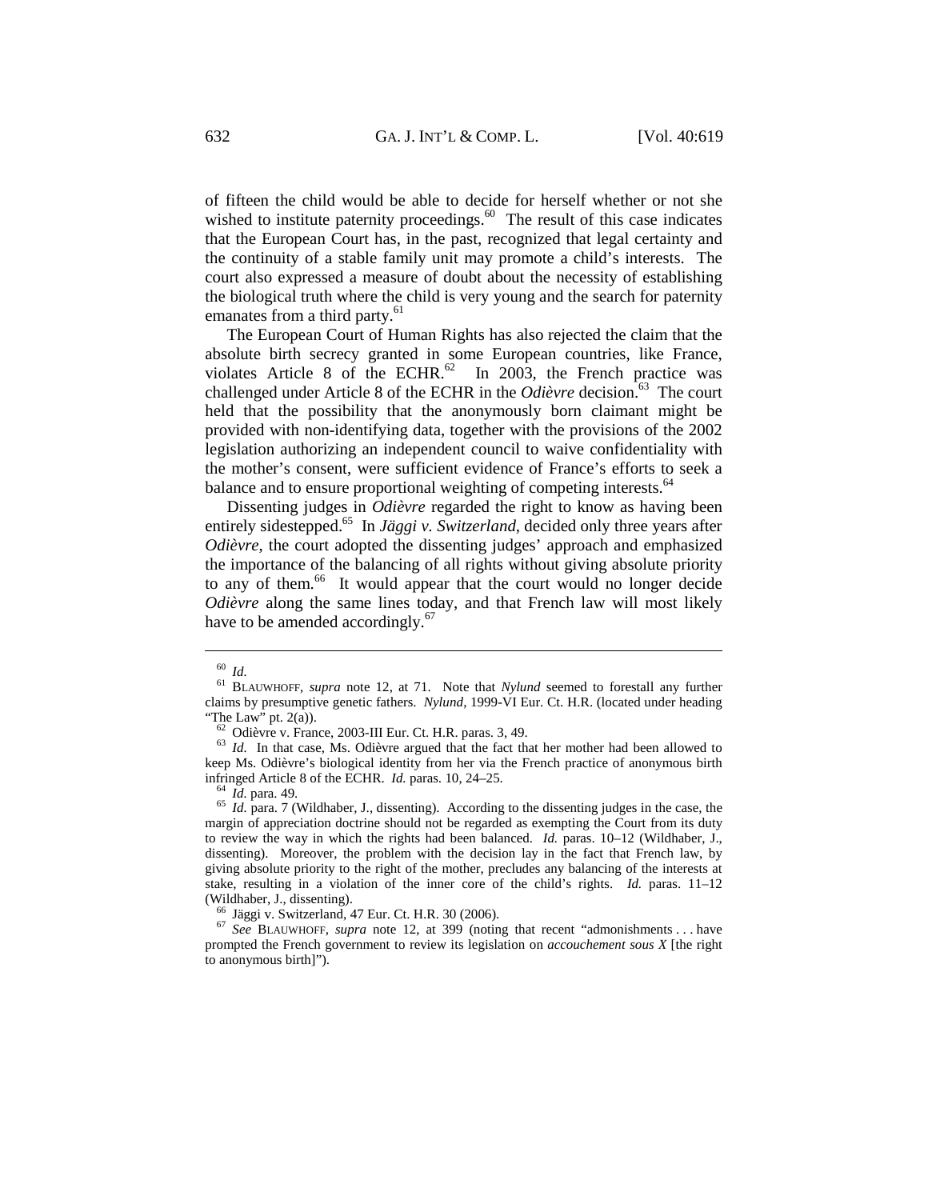of fifteen the child would be able to decide for herself whether or not she wished to institute paternity proceedings.[60] The result of this case indicates that the European Court has, in the past, recognized that legal certainty and the continuity of a stable family unit may promote a child's interests. The court also expressed a measure of doubt about the necessity of establishing the biological truth where the child is very young and the search for paternity emanates from a third party.[61]

The European Court of Human Rights has also rejected the claim that the absolute birth secrecy granted in some European countries, like France, violates Article 8 of the ECHR.[62] In 2003, the French practice was challenged under Article 8 of the ECHR in the *Odièvre* decision.[63] The court held that the possibility that the anonymously born claimant might be provided with non-identifying data, together with the provisions of the 2002 legislation authorizing an independent council to waive confidentiality with the mother's consent, were sufficient evidence of France's efforts to seek a balance and to ensure proportional weighting of competing interests.[64]

Dissenting judges in *Odièvre* regarded the right to know as having been entirely sidestepped.[65] In *Jäggi v. Switzerland*, decided only three years after *Odièvre*, the court adopted the dissenting judges' approach and emphasized the importance of the balancing of all rights without giving absolute priority to any of them.[66] It would appear that the court would no longer decide *Odièvre* along the same lines today, and that French law will most likely have to be amended accordingly.[67]

---

[60] *Id.*

[61] BLAUWHOFF, *supra* note 12, at 71. Note that *Nylund* seemed to forestall any further claims by presumptive genetic fathers. *Nylund*, 1999-VI Eur. Ct. H.R. (located under heading "The Law" pt. 2(a)).

[62] Odièvre v. France, 2003-III Eur. Ct. H.R. paras. 3, 49.

[63] *Id.* In that case, Ms. Odièvre argued that the fact that her mother had been allowed to keep Ms. Odièvre's biological identity from her via the French practice of anonymous birth infringed Article 8 of the ECHR. *Id.* paras. 10, 24–25.

[64] *Id.* para. 49.

[65] *Id.* para. 7 (Wildhaber, J., dissenting). According to the dissenting judges in the case, the margin of appreciation doctrine should not be regarded as exempting the Court from its duty to review the way in which the rights had been balanced. *Id.* paras. 10–12 (Wildhaber, J., dissenting). Moreover, the problem with the decision lay in the fact that French law, by giving absolute priority to the right of the mother, precludes any balancing of the interests at stake, resulting in a violation of the inner core of the child's rights. *Id.* paras. 11–12 (Wildhaber, J., dissenting).

[66] Jäggi v. Switzerland, 47 Eur. Ct. H.R. 30 (2006).

[67] *See* BLAUWHOFF, *supra* note 12, at 399 (noting that recent "admonishments . . . have prompted the French government to review its legislation on *accouchement sous X* [the right to anonymous birth]").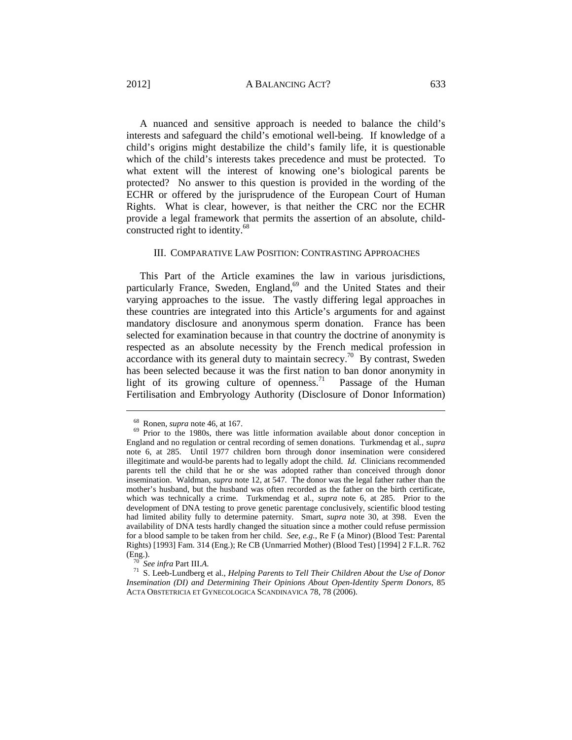A nuanced and sensitive approach is needed to balance the child's interests and safeguard the child's emotional well-being. If knowledge of a child's origins might destabilize the child's family life, it is questionable which of the child's interests takes precedence and must be protected. To what extent will the interest of knowing one's biological parents be protected? No answer to this question is provided in the wording of the ECHR or offered by the jurisprudence of the European Court of Human Rights. What is clear, however, is that neither the CRC nor the ECHR provide a legal framework that permits the assertion of an absolute, child-constructed right to identity.[68]

## III. COMPARATIVE LAW POSITION: CONTRASTING APPROACHES

This Part of the Article examines the law in various jurisdictions, particularly France, Sweden, England,[69] and the United States and their varying approaches to the issue. The vastly differing legal approaches in these countries are integrated into this Article's arguments for and against mandatory disclosure and anonymous sperm donation. France has been selected for examination because in that country the doctrine of anonymity is respected as an absolute necessity by the French medical profession in accordance with its general duty to maintain secrecy.[70] By contrast, Sweden has been selected because it was the first nation to ban donor anonymity in light of its growing culture of openness.[71] Passage of the Human Fertilisation and Embryology Authority (Disclosure of Donor Information)

---

[68] Ronen, *supra* note 46, at 167.

[69] Prior to the 1980s, there was little information available about donor conception in England and no regulation or central recording of semen donations. Turkmendag et al., *supra* note 6, at 285. Until 1977 children born through donor insemination were considered illegitimate and would-be parents had to legally adopt the child. *Id.* Clinicians recommended parents tell the child that he or she was adopted rather than conceived through donor insemination. Waldman, *supra* note 12, at 547. The donor was the legal father rather than the mother's husband, but the husband was often recorded as the father on the birth certificate, which was technically a crime. Turkmendag et al., *supra* note 6, at 285. Prior to the development of DNA testing to prove genetic parentage conclusively, scientific blood testing had limited ability fully to determine paternity. Smart, *supra* note 30, at 398. Even the availability of DNA tests hardly changed the situation since a mother could refuse permission for a blood sample to be taken from her child. *See, e.g.*, Re F (a Minor) (Blood Test: Parental Rights) [1993] Fam. 314 (Eng.); Re CB (Unmarried Mother) (Blood Test) [1994] 2 F.L.R. 762 (Eng.).

[70] *See infra* Part III.*A*.

[71] S. Leeb-Lundberg et al., *Helping Parents to Tell Their Children About the Use of Donor Insemination (DI) and Determining Their Opinions About Open-Identity Sperm Donors*, 85 ACTA OBSTETRICIA ET GYNECOLOGICA SCANDINAVICA 78, 78 (2006).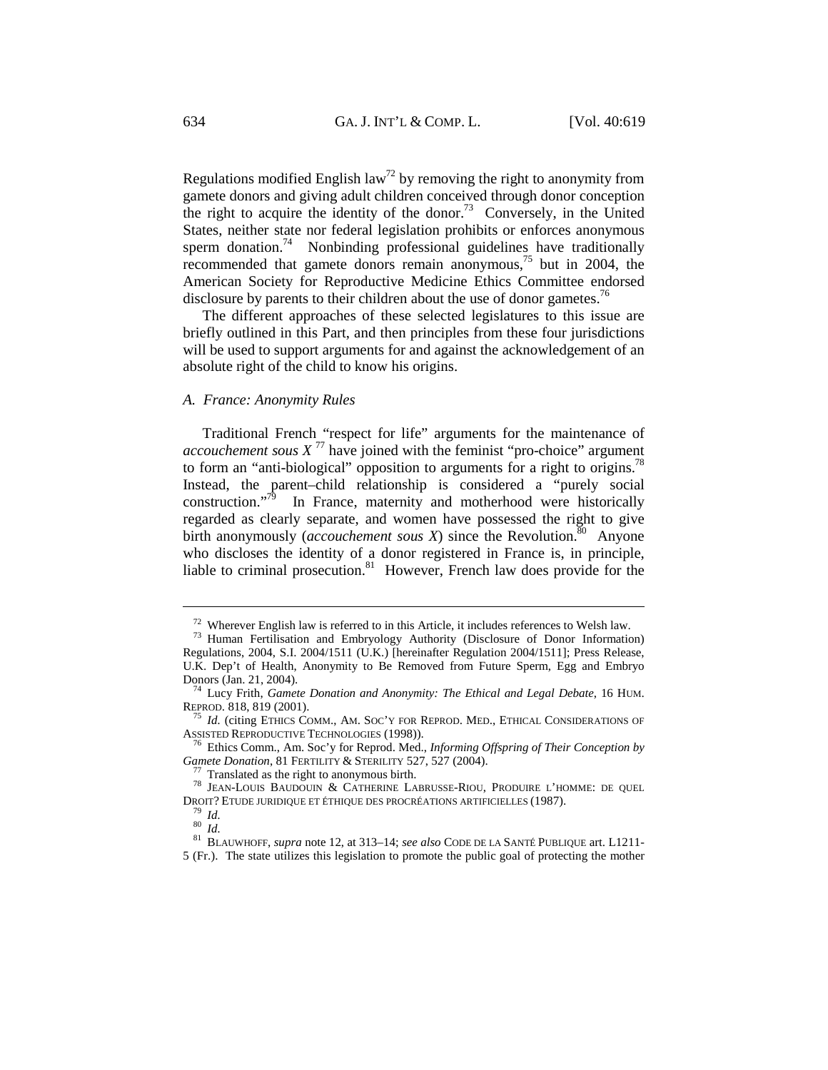Regulations modified English law[72] by removing the right to anonymity from gamete donors and giving adult children conceived through donor conception the right to acquire the identity of the donor.[73] Conversely, in the United States, neither state nor federal legislation prohibits or enforces anonymous sperm donation.[74] Nonbinding professional guidelines have traditionally recommended that gamete donors remain anonymous,[75] but in 2004, the American Society for Reproductive Medicine Ethics Committee endorsed disclosure by parents to their children about the use of donor gametes.[76]

The different approaches of these selected legislatures to this issue are briefly outlined in this Part, and then principles from these four jurisdictions will be used to support arguments for and against the acknowledgement of an absolute right of the child to know his origins.

### *A. France: Anonymity Rules*

Traditional French "respect for life" arguments for the maintenance of *accouchement sous X*[77] have joined with the feminist "pro-choice" argument to form an "anti-biological" opposition to arguments for a right to origins.[78] Instead, the parent–child relationship is considered a "purely social construction."[79] In France, maternity and motherhood were historically regarded as clearly separate, and women have possessed the right to give birth anonymously (*accouchement sous X*) since the Revolution.[80] Anyone who discloses the identity of a donor registered in France is, in principle, liable to criminal prosecution.[81] However, French law does provide for the

---

[72] Wherever English law is referred to in this Article, it includes references to Welsh law.

[73] Human Fertilisation and Embryology Authority (Disclosure of Donor Information) Regulations, 2004, S.I. 2004/1511 (U.K.) [hereinafter Regulation 2004/1511]; Press Release, U.K. Dep't of Health, Anonymity to Be Removed from Future Sperm, Egg and Embryo Donors (Jan. 21, 2004).

[74] Lucy Frith, *Gamete Donation and Anonymity: The Ethical and Legal Debate*, 16 HUM. REPROD. 818, 819 (2001).

[75] *Id.* (citing ETHICS COMM., AM. SOC'Y FOR REPROD. MED., ETHICAL CONSIDERATIONS OF ASSISTED REPRODUCTIVE TECHNOLOGIES (1998)).

[76] Ethics Comm., Am. Soc'y for Reprod. Med., *Informing Offspring of Their Conception by Gamete Donation*, 81 FERTILITY & STERILITY 527, 527 (2004).

[77] Translated as the right to anonymous birth.

[78] JEAN-LOUIS BAUDOUIN & CATHERINE LABRUSSE-RIOU, PRODUIRE L'HOMME: DE QUEL DROIT? ETUDE JURIDIQUE ET ÉTHIQUE DES PROCRÉATIONS ARTIFICIELLES (1987).

[79] *Id.*

[80] *Id.*

[81] BLAUWHOFF, *supra* note 12, at 313–14; *see also* CODE DE LA SANTÉ PUBLIQUE art. L1211-5 (Fr.). The state utilizes this legislation to promote the public goal of protecting the mother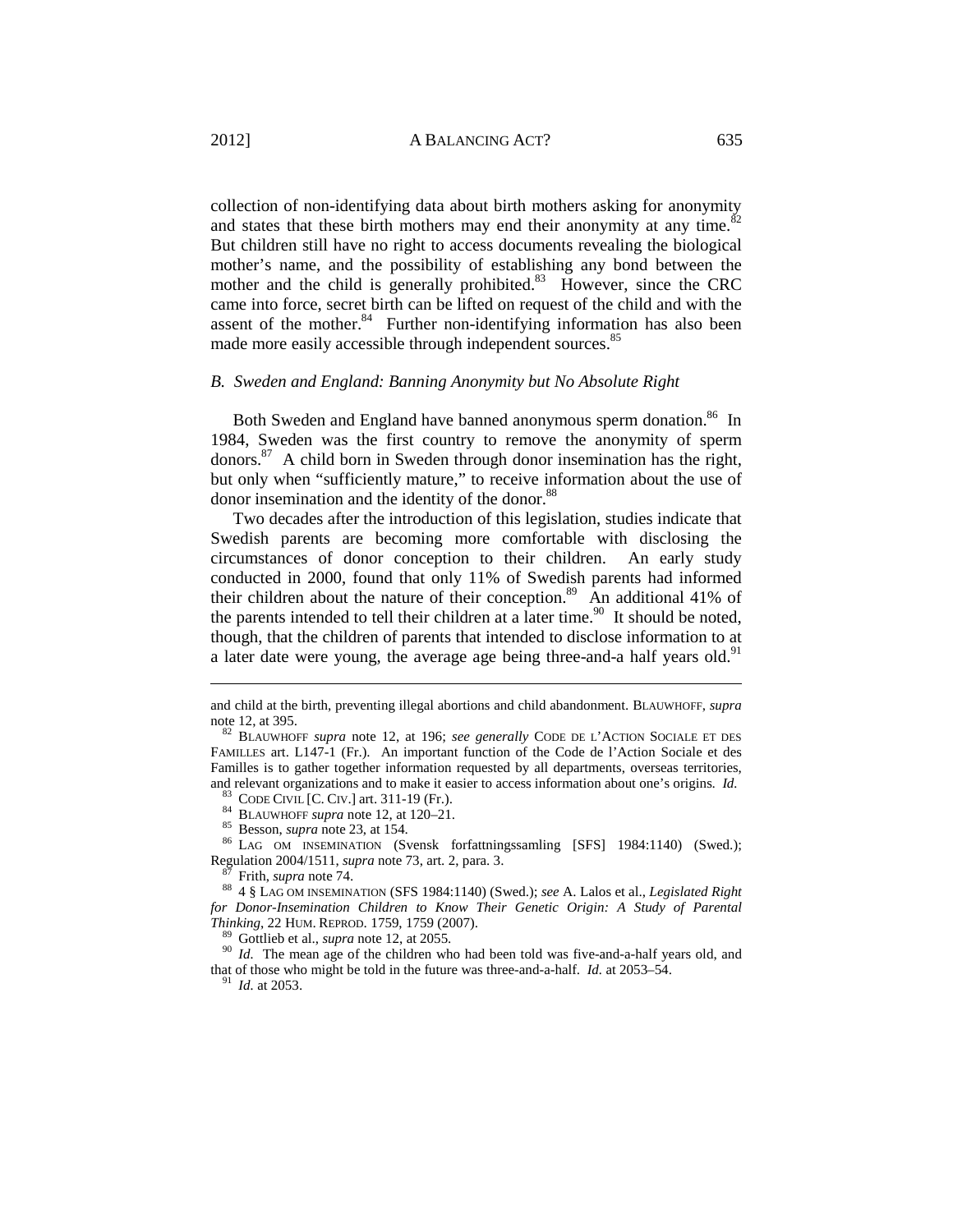collection of non-identifying data about birth mothers asking for anonymity and states that these birth mothers may end their anonymity at any time.[82] But children still have no right to access documents revealing the biological mother's name, and the possibility of establishing any bond between the mother and the child is generally prohibited.[83] However, since the CRC came into force, secret birth can be lifted on request of the child and with the assent of the mother.[84] Further non-identifying information has also been made more easily accessible through independent sources.[85]

### *B. Sweden and England: Banning Anonymity but No Absolute Right*

Both Sweden and England have banned anonymous sperm donation.[86] In 1984, Sweden was the first country to remove the anonymity of sperm donors.[87] A child born in Sweden through donor insemination has the right, but only when "sufficiently mature," to receive information about the use of donor insemination and the identity of the donor.[88]

Two decades after the introduction of this legislation, studies indicate that Swedish parents are becoming more comfortable with disclosing the circumstances of donor conception to their children. An early study conducted in 2000, found that only 11% of Swedish parents had informed their children about the nature of their conception.[89] An additional 41% of the parents intended to tell their children at a later time.[90] It should be noted, though, that the children of parents that intended to disclose information to at a later date were young, the average age being three-and-a half years old.[91]

---

and child at the birth, preventing illegal abortions and child abandonment. BLAUWHOFF, *supra* note 12, at 395.

[82] BLAUWHOFF *supra* note 12, at 196; *see generally* CODE DE L'ACTION SOCIALE ET DES FAMILLES art. L147-1 (Fr.). An important function of the Code de l'Action Sociale et des Familles is to gather together information requested by all departments, overseas territories, and relevant organizations and to make it easier to access information about one's origins. *Id.*

[83] CODE CIVIL [C. CIV.] art. 311-19 (Fr.).

[84] BLAUWHOFF *supra* note 12, at 120–21.

[85] Besson, *supra* note 23, at 154.

[86] LAG OM INSEMINATION (Svensk forfattningssamling [SFS] 1984:1140) (Swed.); Regulation 2004/1511, *supra* note 73, art. 2, para. 3.

[87] Frith, *supra* note 74.

[88] 4 § LAG OM INSEMINATION (SFS 1984:1140) (Swed.); *see* A. Lalos et al., *Legislated Right for Donor-Insemination Children to Know Their Genetic Origin: A Study of Parental Thinking*, 22 HUM. REPROD. 1759, 1759 (2007).

[89] Gottlieb et al., *supra* note 12, at 2055.

[90] *Id.* The mean age of the children who had been told was five-and-a-half years old, and that of those who might be told in the future was three-and-a-half. *Id.* at 2053–54.

[91] *Id.* at 2053.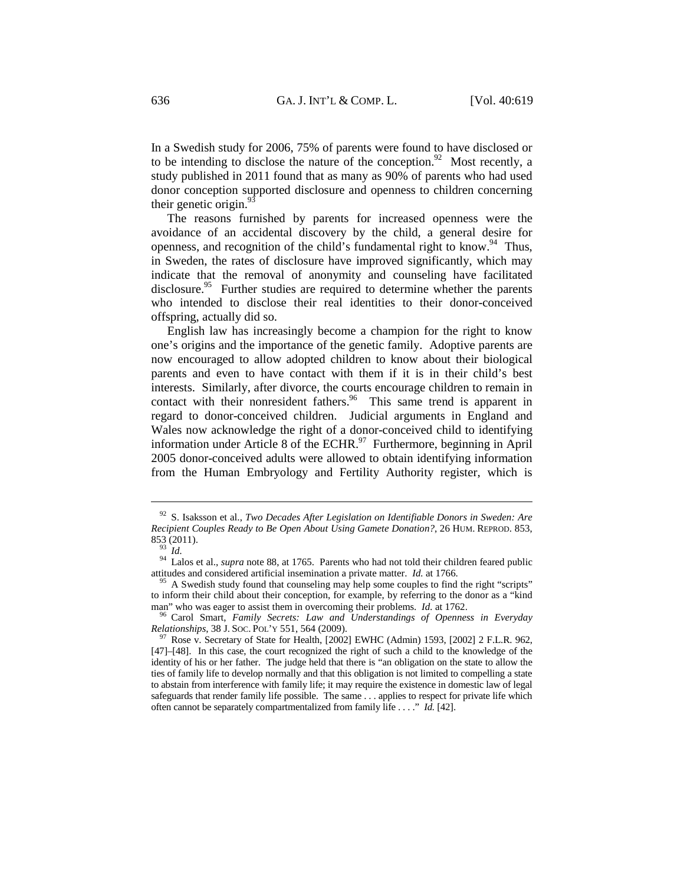In a Swedish study for 2006, 75% of parents were found to have disclosed or to be intending to disclose the nature of the conception.[92] Most recently, a study published in 2011 found that as many as 90% of parents who had used donor conception supported disclosure and openness to children concerning their genetic origin.[93]

The reasons furnished by parents for increased openness were the avoidance of an accidental discovery by the child, a general desire for openness, and recognition of the child's fundamental right to know.[94] Thus, in Sweden, the rates of disclosure have improved significantly, which may indicate that the removal of anonymity and counseling have facilitated disclosure.[95] Further studies are required to determine whether the parents who intended to disclose their real identities to their donor-conceived offspring, actually did so.

English law has increasingly become a champion for the right to know one's origins and the importance of the genetic family. Adoptive parents are now encouraged to allow adopted children to know about their biological parents and even to have contact with them if it is in their child's best interests. Similarly, after divorce, the courts encourage children to remain in contact with their nonresident fathers.[96] This same trend is apparent in regard to donor-conceived children. Judicial arguments in England and Wales now acknowledge the right of a donor-conceived child to identifying information under Article 8 of the ECHR.[97] Furthermore, beginning in April 2005 donor-conceived adults were allowed to obtain identifying information from the Human Embryology and Fertility Authority register, which is

---

[92] S. Isaksson et al., *Two Decades After Legislation on Identifiable Donors in Sweden: Are Recipient Couples Ready to Be Open About Using Gamete Donation?*, 26 HUM. REPROD. 853, 853 (2011).

[93] *Id.*

[94] Lalos et al., *supra* note 88, at 1765. Parents who had not told their children feared public attitudes and considered artificial insemination a private matter. *Id.* at 1766.

[95] A Swedish study found that counseling may help some couples to find the right "scripts" to inform their child about their conception, for example, by referring to the donor as a "kind man" who was eager to assist them in overcoming their problems. *Id.* at 1762.

[96] Carol Smart, *Family Secrets: Law and Understandings of Openness in Everyday Relationships*, 38 J. SOC. POL'Y 551, 564 (2009).

[97] Rose v. Secretary of State for Health, [2002] EWHC (Admin) 1593, [2002] 2 F.L.R. 962, [47]–[48]. In this case, the court recognized the right of such a child to the knowledge of the identity of his or her father. The judge held that there is "an obligation on the state to allow the ties of family life to develop normally and that this obligation is not limited to compelling a state to abstain from interference with family life; it may require the existence in domestic law of legal safeguards that render family life possible. The same . . . applies to respect for private life which often cannot be separately compartmentalized from family life . . . ." *Id.* [42].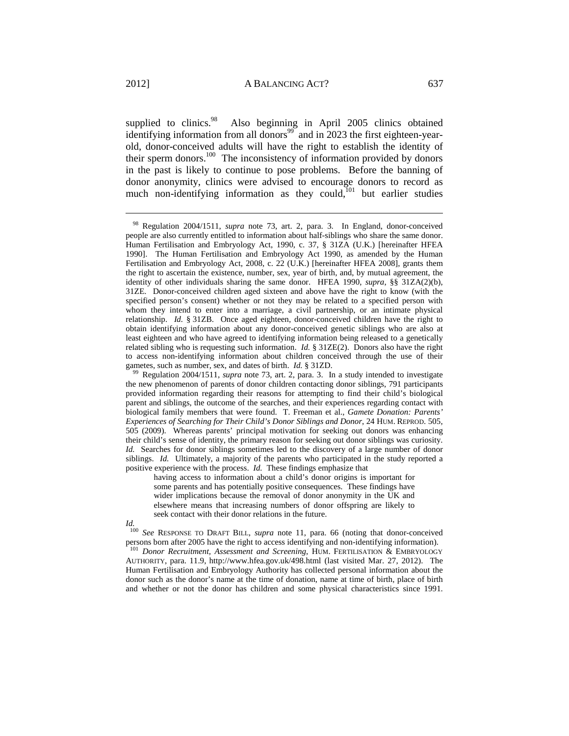supplied to clinics.[98] Also beginning in April 2005 clinics obtained identifying information from all donors[99] and in 2023 the first eighteen-year-old, donor-conceived adults will have the right to establish the identity of their sperm donors.[100] The inconsistency of information provided by donors in the past is likely to continue to pose problems. Before the banning of donor anonymity, clinics were advised to encourage donors to record as much non-identifying information as they could,[101] but earlier studies

---

[98] Regulation 2004/1511, *supra* note 73, art. 2, para. 3. In England, donor-conceived people are also currently entitled to information about half-siblings who share the same donor. Human Fertilisation and Embryology Act, 1990, c. 37, § 31ZA (U.K.) [hereinafter HFEA 1990]. The Human Fertilisation and Embryology Act 1990, as amended by the Human Fertilisation and Embryology Act, 2008, c. 22 (U.K.) [hereinafter HFEA 2008], grants them the right to ascertain the existence, number, sex, year of birth, and, by mutual agreement, the identity of other individuals sharing the same donor. HFEA 1990, *supra*, §§ 31ZA(2)(b), 31ZE. Donor-conceived children aged sixteen and above have the right to know (with the specified person's consent) whether or not they may be related to a specified person with whom they intend to enter into a marriage, a civil partnership, or an intimate physical relationship. *Id.* § 31ZB. Once aged eighteen, donor-conceived children have the right to obtain identifying information about any donor-conceived genetic siblings who are also at least eighteen and who have agreed to identifying information being released to a genetically related sibling who is requesting such information. *Id.* § 31ZE(2). Donors also have the right to access non-identifying information about children conceived through the use of their gametes, such as number, sex, and dates of birth. *Id.* § 31ZD.

[99] Regulation 2004/1511, *supra* note 73, art. 2, para. 3. In a study intended to investigate the new phenomenon of parents of donor children contacting donor siblings, 791 participants provided information regarding their reasons for attempting to find their child's biological parent and siblings, the outcome of the searches, and their experiences regarding contact with biological family members that were found. T. Freeman et al., *Gamete Donation: Parents' Experiences of Searching for Their Child's Donor Siblings and Donor*, 24 HUM. REPROD. 505, 505 (2009). Whereas parents' principal motivation for seeking out donors was enhancing their child's sense of identity, the primary reason for seeking out donor siblings was curiosity. *Id.* Searches for donor siblings sometimes led to the discovery of a large number of donor siblings. *Id.* Ultimately, a majority of the parents who participated in the study reported a positive experience with the process. *Id.* These findings emphasize that

> having access to information about a child's donor origins is important for some parents and has potentially positive consequences. These findings have wider implications because the removal of donor anonymity in the UK and elsewhere means that increasing numbers of donor offspring are likely to seek contact with their donor relations in the future.

*Id.*

[100] *See* RESPONSE TO DRAFT BILL, *supra* note 11, para. 66 (noting that donor-conceived persons born after 2005 have the right to access identifying and non-identifying information).

[101] *Donor Recruitment, Assessment and Screening*, HUM. FERTILISATION & EMBRYOLOGY AUTHORITY, para. 11.9, http://www.hfea.gov.uk/498.html (last visited Mar. 27, 2012). The Human Fertilisation and Embryology Authority has collected personal information about the donor such as the donor's name at the time of donation, name at time of birth, place of birth and whether or not the donor has children and some physical characteristics since 1991.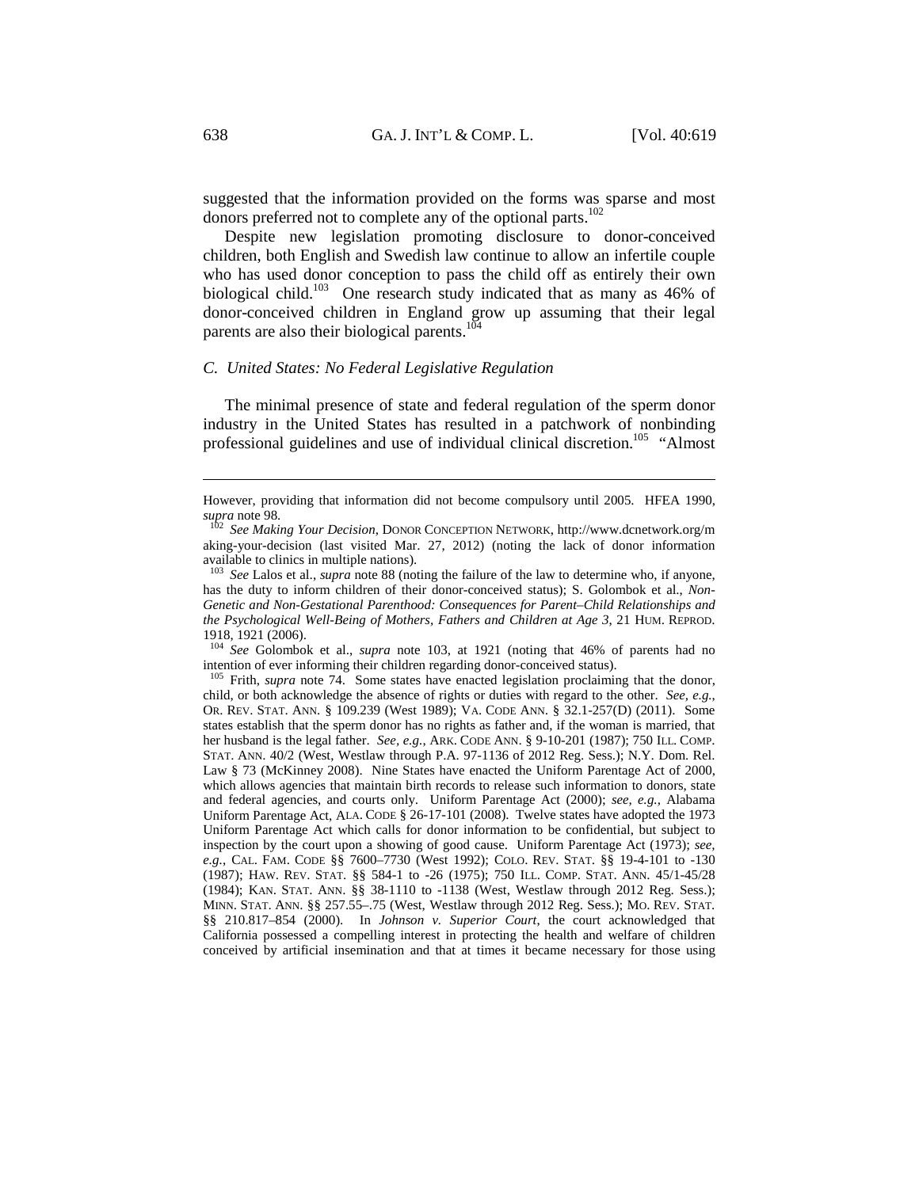suggested that the information provided on the forms was sparse and most donors preferred not to complete any of the optional parts.[102]

Despite new legislation promoting disclosure to donor-conceived children, both English and Swedish law continue to allow an infertile couple who has used donor conception to pass the child off as entirely their own biological child.[103] One research study indicated that as many as 46% of donor-conceived children in England grow up assuming that their legal parents are also their biological parents.[104]

### *C. United States: No Federal Legislative Regulation*

The minimal presence of state and federal regulation of the sperm donor industry in the United States has resulted in a patchwork of nonbinding professional guidelines and use of individual clinical discretion.[105] "Almost

---

However, providing that information did not become compulsory until 2005. HFEA 1990, *supra* note 98.

[102] *See Making Your Decision*, DONOR CONCEPTION NETWORK, http://www.dcnetwork.org/making-your-decision (last visited Mar. 27, 2012) (noting the lack of donor information available to clinics in multiple nations).

[103] *See* Lalos et al., *supra* note 88 (noting the failure of the law to determine who, if anyone, has the duty to inform children of their donor-conceived status); S. Golombok et al., *Non-Genetic and Non-Gestational Parenthood: Consequences for Parent–Child Relationships and the Psychological Well-Being of Mothers, Fathers and Children at Age 3*, 21 HUM. REPROD. 1918, 1921 (2006).

[104] *See* Golombok et al., *supra* note 103, at 1921 (noting that 46% of parents had no intention of ever informing their children regarding donor-conceived status).

[105] Frith, *supra* note 74. Some states have enacted legislation proclaiming that the donor, child, or both acknowledge the absence of rights or duties with regard to the other. *See, e.g.*, OR. REV. STAT. ANN. § 109.239 (West 1989); VA. CODE ANN. § 32.1-257(D) (2011). Some states establish that the sperm donor has no rights as father and, if the woman is married, that her husband is the legal father. *See, e.g.*, ARK. CODE ANN. § 9-10-201 (1987); 750 ILL. COMP. STAT. ANN. 40/2 (West, Westlaw through P.A. 97-1136 of 2012 Reg. Sess.); N.Y. Dom. Rel. Law § 73 (McKinney 2008). Nine States have enacted the Uniform Parentage Act of 2000, which allows agencies that maintain birth records to release such information to donors, state and federal agencies, and courts only. Uniform Parentage Act (2000); *see, e.g.*, Alabama Uniform Parentage Act, ALA. CODE § 26-17-101 (2008). Twelve states have adopted the 1973 Uniform Parentage Act which calls for donor information to be confidential, but subject to inspection by the court upon a showing of good cause. Uniform Parentage Act (1973); *see, e.g.*, CAL. FAM. CODE §§ 7600–7730 (West 1992); COLO. REV. STAT. §§ 19-4-101 to -130 (1987); HAW. REV. STAT. §§ 584-1 to -26 (1975); 750 ILL. COMP. STAT. ANN. 45/1-45/28 (1984); KAN. STAT. ANN. §§ 38-1110 to -1138 (West, Westlaw through 2012 Reg. Sess.); MINN. STAT. ANN. §§ 257.55–.75 (West, Westlaw through 2012 Reg. Sess.); MO. REV. STAT. §§ 210.817–854 (2000). In *Johnson v. Superior Court*, the court acknowledged that California possessed a compelling interest in protecting the health and welfare of children conceived by artificial insemination and that at times it became necessary for those using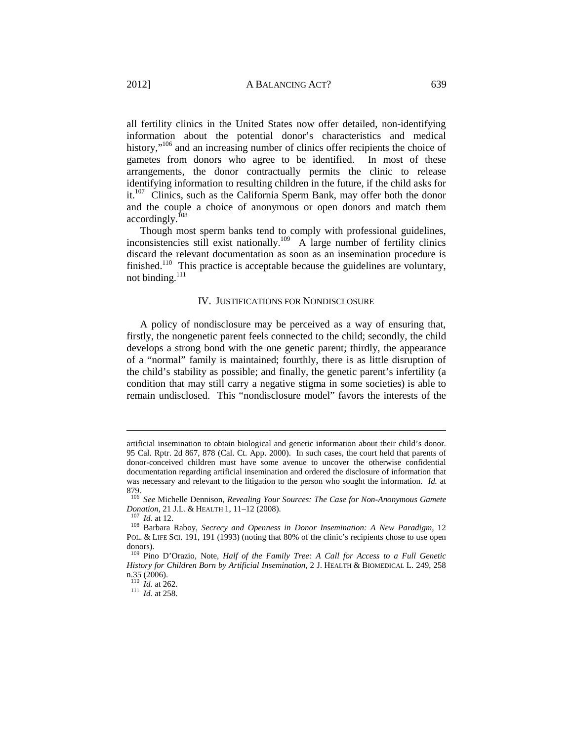all fertility clinics in the United States now offer detailed, non-identifying information about the potential donor's characteristics and medical history,"[106] and an increasing number of clinics offer recipients the choice of gametes from donors who agree to be identified. In most of these arrangements, the donor contractually permits the clinic to release identifying information to resulting children in the future, if the child asks for it.[107] Clinics, such as the California Sperm Bank, may offer both the donor and the couple a choice of anonymous or open donors and match them accordingly.[108]

Though most sperm banks tend to comply with professional guidelines, inconsistencies still exist nationally.[109] A large number of fertility clinics discard the relevant documentation as soon as an insemination procedure is finished.[110] This practice is acceptable because the guidelines are voluntary, not binding.[111]

## IV. JUSTIFICATIONS FOR NONDISCLOSURE

A policy of nondisclosure may be perceived as a way of ensuring that, firstly, the nongenetic parent feels connected to the child; secondly, the child develops a strong bond with the one genetic parent; thirdly, the appearance of a "normal" family is maintained; fourthly, there is as little disruption of the child's stability as possible; and finally, the genetic parent's infertility (a condition that may still carry a negative stigma in some societies) is able to remain undisclosed. This "nondisclosure model" favors the interests of the

---

artificial insemination to obtain biological and genetic information about their child's donor. 95 Cal. Rptr. 2d 867, 878 (Cal. Ct. App. 2000). In such cases, the court held that parents of donor-conceived children must have some avenue to uncover the otherwise confidential documentation regarding artificial insemination and ordered the disclosure of information that was necessary and relevant to the litigation to the person who sought the information. *Id.* at 879.

[106] *See* Michelle Dennison, *Revealing Your Sources: The Case for Non-Anonymous Gamete Donation*, 21 J.L. & HEALTH 1, 11–12 (2008).

[107] *Id.* at 12.

[108] Barbara Raboy, *Secrecy and Openness in Donor Insemination: A New Paradigm*, 12 POL. & LIFE SCI. 191, 191 (1993) (noting that 80% of the clinic's recipients chose to use open donors).

[109] Pino D'Orazio, Note, *Half of the Family Tree: A Call for Access to a Full Genetic History for Children Born by Artificial Insemination*, 2 J. HEALTH & BIOMEDICAL L. 249, 258 n.35 (2006).

[110] *Id.* at 262.

[111] *Id.* at 258.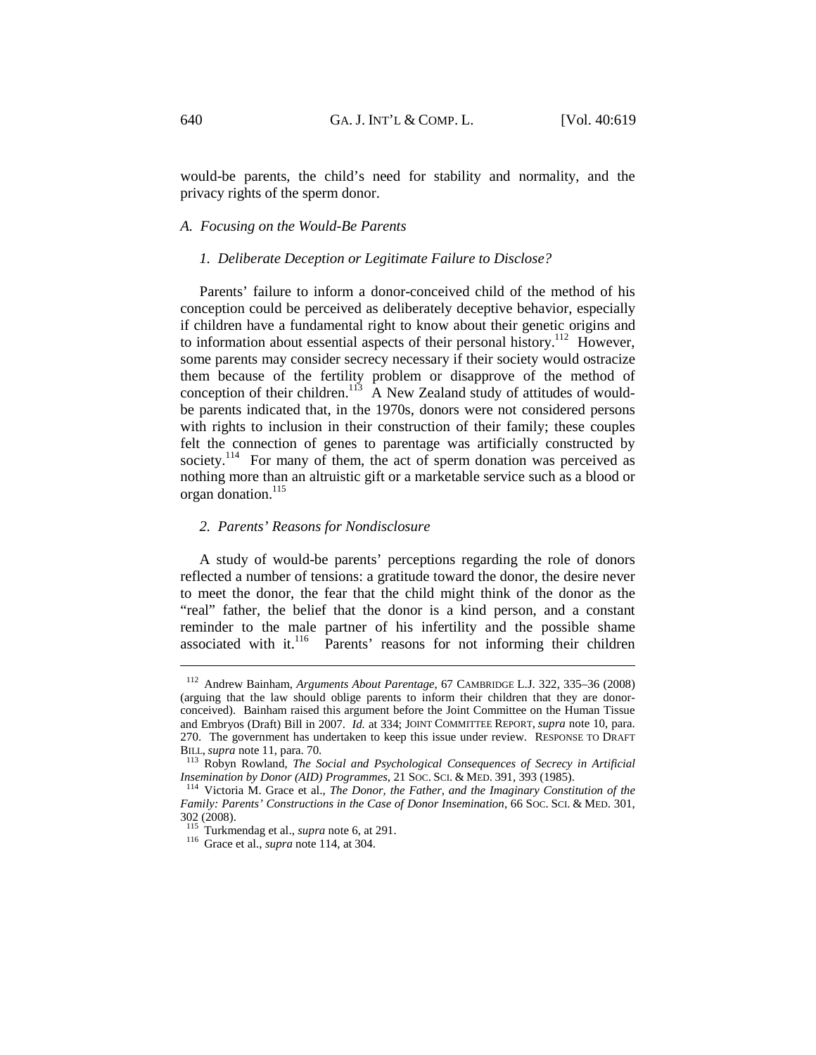would-be parents, the child's need for stability and normality, and the privacy rights of the sperm donor.

### A. *Focusing on the Would-Be Parents*

#### 1. *Deliberate Deception or Legitimate Failure to Disclose?*

Parents' failure to inform a donor-conceived child of the method of his conception could be perceived as deliberately deceptive behavior, especially if children have a fundamental right to know about their genetic origins and to information about essential aspects of their personal history.[112] However, some parents may consider secrecy necessary if their society would ostracize them because of the fertility problem or disapprove of the method of conception of their children.[113] A New Zealand study of attitudes of would-be parents indicated that, in the 1970s, donors were not considered persons with rights to inclusion in their construction of their family; these couples felt the connection of genes to parentage was artificially constructed by society.[114] For many of them, the act of sperm donation was perceived as nothing more than an altruistic gift or a marketable service such as a blood or organ donation.[115]

#### 2. *Parents' Reasons for Nondisclosure*

A study of would-be parents' perceptions regarding the role of donors reflected a number of tensions: a gratitude toward the donor, the desire never to meet the donor, the fear that the child might think of the donor as the "real" father, the belief that the donor is a kind person, and a constant reminder to the male partner of his infertility and the possible shame associated with it.[116] Parents' reasons for not informing their children

---

[112] Andrew Bainham, *Arguments About Parentage*, 67 CAMBRIDGE L.J. 322, 335–36 (2008) (arguing that the law should oblige parents to inform their children that they are donor-conceived). Bainham raised this argument before the Joint Committee on the Human Tissue and Embryos (Draft) Bill in 2007. *Id.* at 334; JOINT COMMITTEE REPORT, *supra* note 10, para. 270. The government has undertaken to keep this issue under review. RESPONSE TO DRAFT BILL, *supra* note 11, para. 70.

[113] Robyn Rowland, *The Social and Psychological Consequences of Secrecy in Artificial Insemination by Donor (AID) Programmes*, 21 SOC. SCI. & MED. 391, 393 (1985).

[114] Victoria M. Grace et al., *The Donor, the Father, and the Imaginary Constitution of the Family: Parents' Constructions in the Case of Donor Insemination*, 66 SOC. SCI. & MED. 301, 302 (2008).

[115] Turkmendag et al., *supra* note 6, at 291.

[116] Grace et al., *supra* note 114, at 304.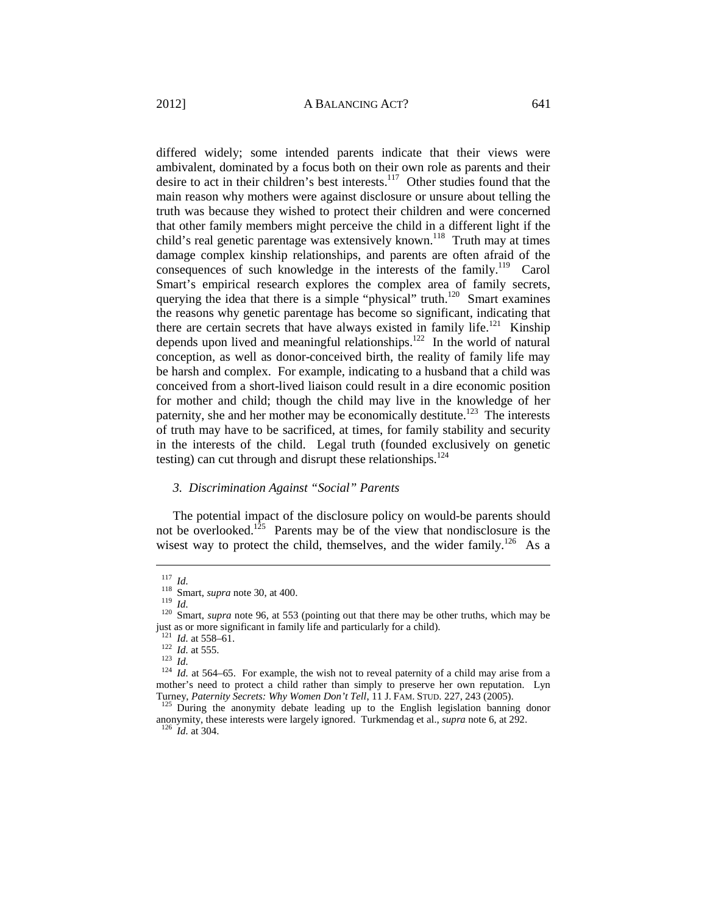differed widely; some intended parents indicate that their views were ambivalent, dominated by a focus both on their own role as parents and their desire to act in their children's best interests.[117] Other studies found that the main reason why mothers were against disclosure or unsure about telling the truth was because they wished to protect their children and were concerned that other family members might perceive the child in a different light if the child's real genetic parentage was extensively known.[118] Truth may at times damage complex kinship relationships, and parents are often afraid of the consequences of such knowledge in the interests of the family.[119] Carol Smart's empirical research explores the complex area of family secrets, querying the idea that there is a simple "physical" truth.[120] Smart examines the reasons why genetic parentage has become so significant, indicating that there are certain secrets that have always existed in family life.[121] Kinship depends upon lived and meaningful relationships.[122] In the world of natural conception, as well as donor-conceived birth, the reality of family life may be harsh and complex. For example, indicating to a husband that a child was conceived from a short-lived liaison could result in a dire economic position for mother and child; though the child may live in the knowledge of her paternity, she and her mother may be economically destitute.[123] The interests of truth may have to be sacrificed, at times, for family stability and security in the interests of the child. Legal truth (founded exclusively on genetic testing) can cut through and disrupt these relationships.[124]

### *3. Discrimination Against "Social" Parents*

The potential impact of the disclosure policy on would-be parents should not be overlooked.[125] Parents may be of the view that nondisclosure is the wisest way to protect the child, themselves, and the wider family.[126] As a

---

[117] *Id.*

[118] Smart, *supra* note 30, at 400.

[119] *Id.*

[120] Smart, *supra* note 96, at 553 (pointing out that there may be other truths, which may be just as or more significant in family life and particularly for a child).

[121] *Id.* at 558–61.

[122] *Id.* at 555.

[123] *Id.*

[124] *Id.* at 564–65. For example, the wish not to reveal paternity of a child may arise from a mother's need to protect a child rather than simply to preserve her own reputation. Lyn Turney, *Paternity Secrets: Why Women Don't Tell*, 11 J. FAM. STUD. 227, 243 (2005).

[125] During the anonymity debate leading up to the English legislation banning donor anonymity, these interests were largely ignored. Turkmendag et al., *supra* note 6, at 292.

[126] *Id.* at 304.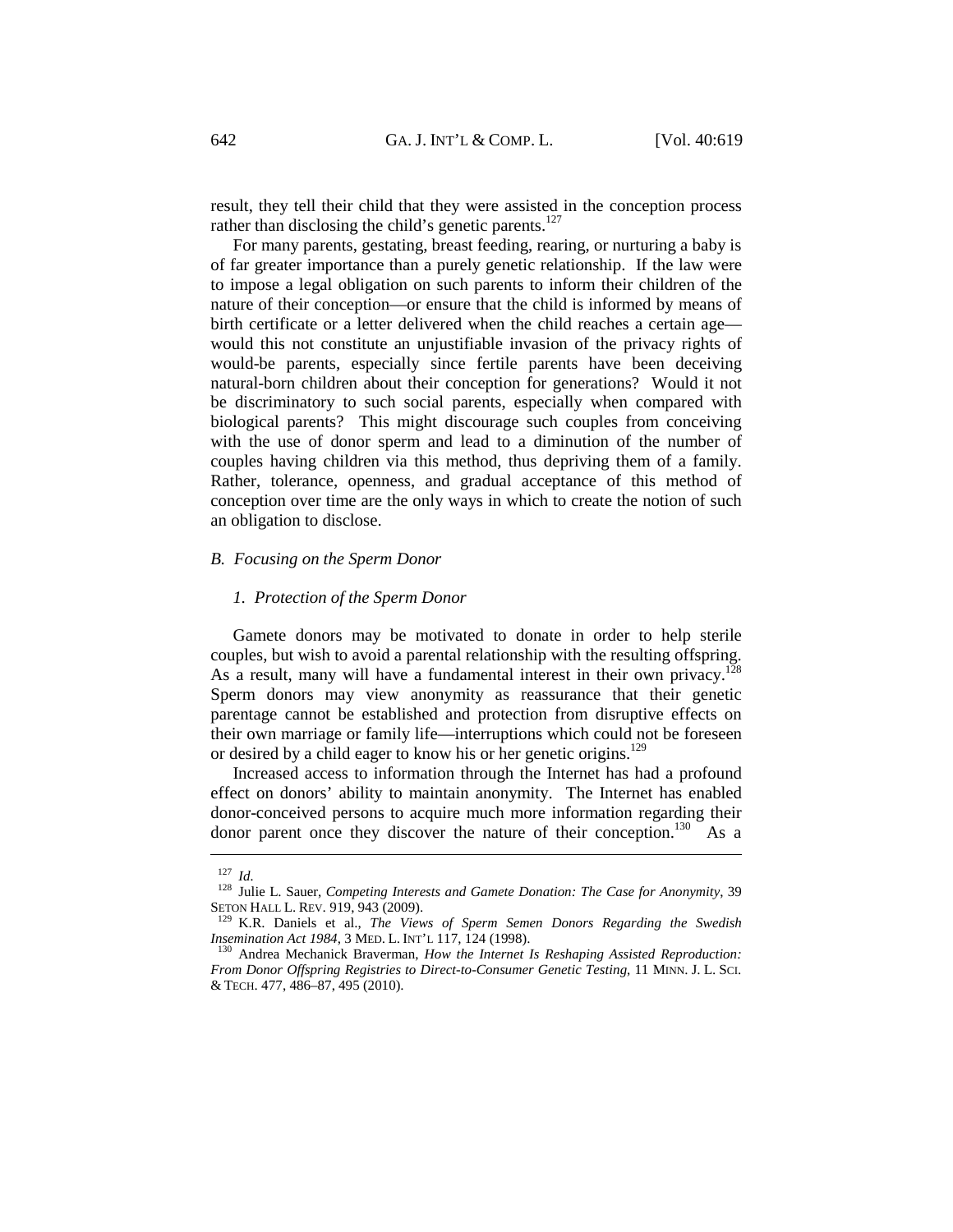result, they tell their child that they were assisted in the conception process rather than disclosing the child's genetic parents.[127]

For many parents, gestating, breast feeding, rearing, or nurturing a baby is of far greater importance than a purely genetic relationship. If the law were to impose a legal obligation on such parents to inform their children of the nature of their conception—or ensure that the child is informed by means of birth certificate or a letter delivered when the child reaches a certain age—would this not constitute an unjustifiable invasion of the privacy rights of would-be parents, especially since fertile parents have been deceiving natural-born children about their conception for generations? Would it not be discriminatory to such social parents, especially when compared with biological parents? This might discourage such couples from conceiving with the use of donor sperm and lead to a diminution of the number of couples having children via this method, thus depriving them of a family. Rather, tolerance, openness, and gradual acceptance of this method of conception over time are the only ways in which to create the notion of such an obligation to disclose.

### *B. Focusing on the Sperm Donor*

#### *1. Protection of the Sperm Donor*

Gamete donors may be motivated to donate in order to help sterile couples, but wish to avoid a parental relationship with the resulting offspring. As a result, many will have a fundamental interest in their own privacy.[128] Sperm donors may view anonymity as reassurance that their genetic parentage cannot be established and protection from disruptive effects on their own marriage or family life—interruptions which could not be foreseen or desired by a child eager to know his or her genetic origins.[129]

Increased access to information through the Internet has had a profound effect on donors' ability to maintain anonymity. The Internet has enabled donor-conceived persons to acquire much more information regarding their donor parent once they discover the nature of their conception.[130] As a

---

[127] *Id.*

[128] Julie L. Sauer, *Competing Interests and Gamete Donation: The Case for Anonymity*, 39 SETON HALL L. REV. 919, 943 (2009).

[129] K.R. Daniels et al., *The Views of Sperm Semen Donors Regarding the Swedish Insemination Act 1984*, 3 MED. L. INT'L 117, 124 (1998).

[130] Andrea Mechanick Braverman, *How the Internet Is Reshaping Assisted Reproduction: From Donor Offspring Registries to Direct-to-Consumer Genetic Testing*, 11 MINN. J. L. SCI. & TECH. 477, 486–87, 495 (2010).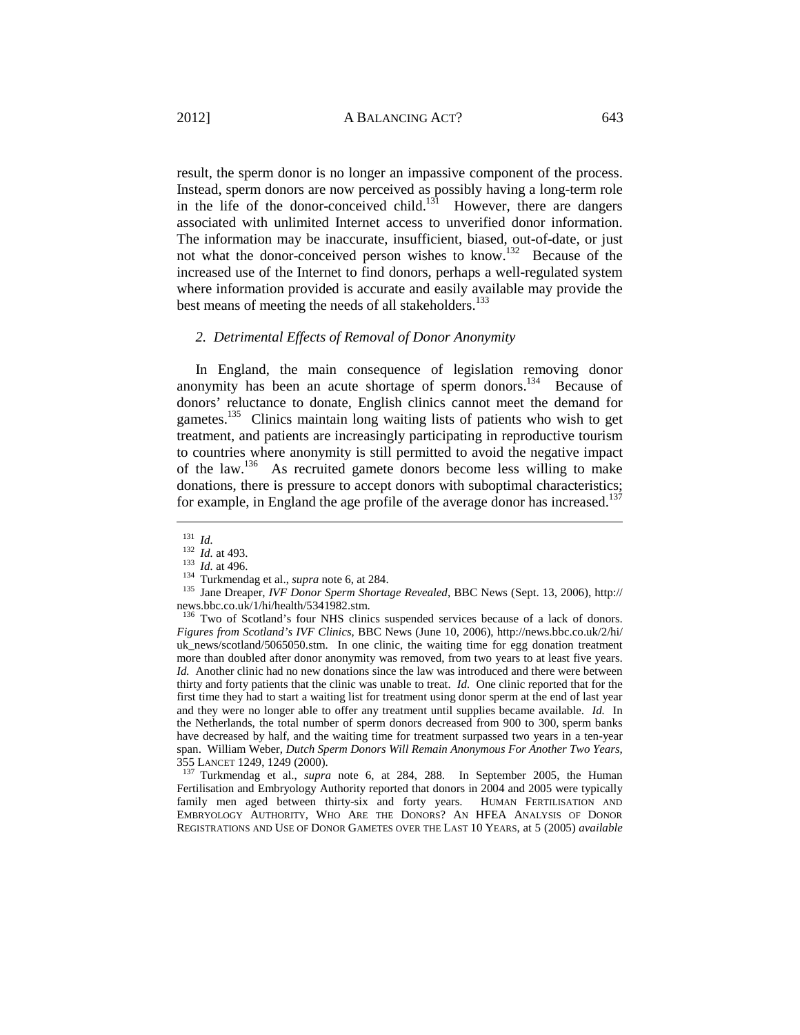result, the sperm donor is no longer an impassive component of the process. Instead, sperm donors are now perceived as possibly having a long-term role in the life of the donor-conceived child.[131] However, there are dangers associated with unlimited Internet access to unverified donor information. The information may be inaccurate, insufficient, biased, out-of-date, or just not what the donor-conceived person wishes to know.[132] Because of the increased use of the Internet to find donors, perhaps a well-regulated system where information provided is accurate and easily available may provide the best means of meeting the needs of all stakeholders.[133]

### *2. Detrimental Effects of Removal of Donor Anonymity*

In England, the main consequence of legislation removing donor anonymity has been an acute shortage of sperm donors.[134] Because of donors' reluctance to donate, English clinics cannot meet the demand for gametes.[135] Clinics maintain long waiting lists of patients who wish to get treatment, and patients are increasingly participating in reproductive tourism to countries where anonymity is still permitted to avoid the negative impact of the law.[136] As recruited gamete donors become less willing to make donations, there is pressure to accept donors with suboptimal characteristics; for example, in England the age profile of the average donor has increased.[137]

---

[131] *Id.*

[132] *Id.* at 493.

[133] *Id.* at 496.

[134] Turkmendag et al., *supra* note 6, at 284.

[135] Jane Dreaper, *IVF Donor Sperm Shortage Revealed*, BBC News (Sept. 13, 2006), http://news.bbc.co.uk/1/hi/health/5341982.stm.

[136] Two of Scotland's four NHS clinics suspended services because of a lack of donors. *Figures from Scotland's IVF Clinics*, BBC News (June 10, 2006), http://news.bbc.co.uk/2/hi/uk_news/scotland/5065050.stm. In one clinic, the waiting time for egg donation treatment more than doubled after donor anonymity was removed, from two years to at least five years. *Id.* Another clinic had no new donations since the law was introduced and there were between thirty and forty patients that the clinic was unable to treat. *Id.* One clinic reported that for the first time they had to start a waiting list for treatment using donor sperm at the end of last year and they were no longer able to offer any treatment until supplies became available. *Id.* In the Netherlands, the total number of sperm donors decreased from 900 to 300, sperm banks have decreased by half, and the waiting time for treatment surpassed two years in a ten-year span. William Weber, *Dutch Sperm Donors Will Remain Anonymous For Another Two Years*, 355 LANCET 1249, 1249 (2000).

[137] Turkmendag et al., *supra* note 6, at 284, 288. In September 2005, the Human Fertilisation and Embryology Authority reported that donors in 2004 and 2005 were typically family men aged between thirty-six and forty years. HUMAN FERTILISATION AND EMBRYOLOGY AUTHORITY, WHO ARE THE DONORS? AN HFEA ANALYSIS OF DONOR REGISTRATIONS AND USE OF DONOR GAMETES OVER THE LAST 10 YEARS, at 5 (2005) *available*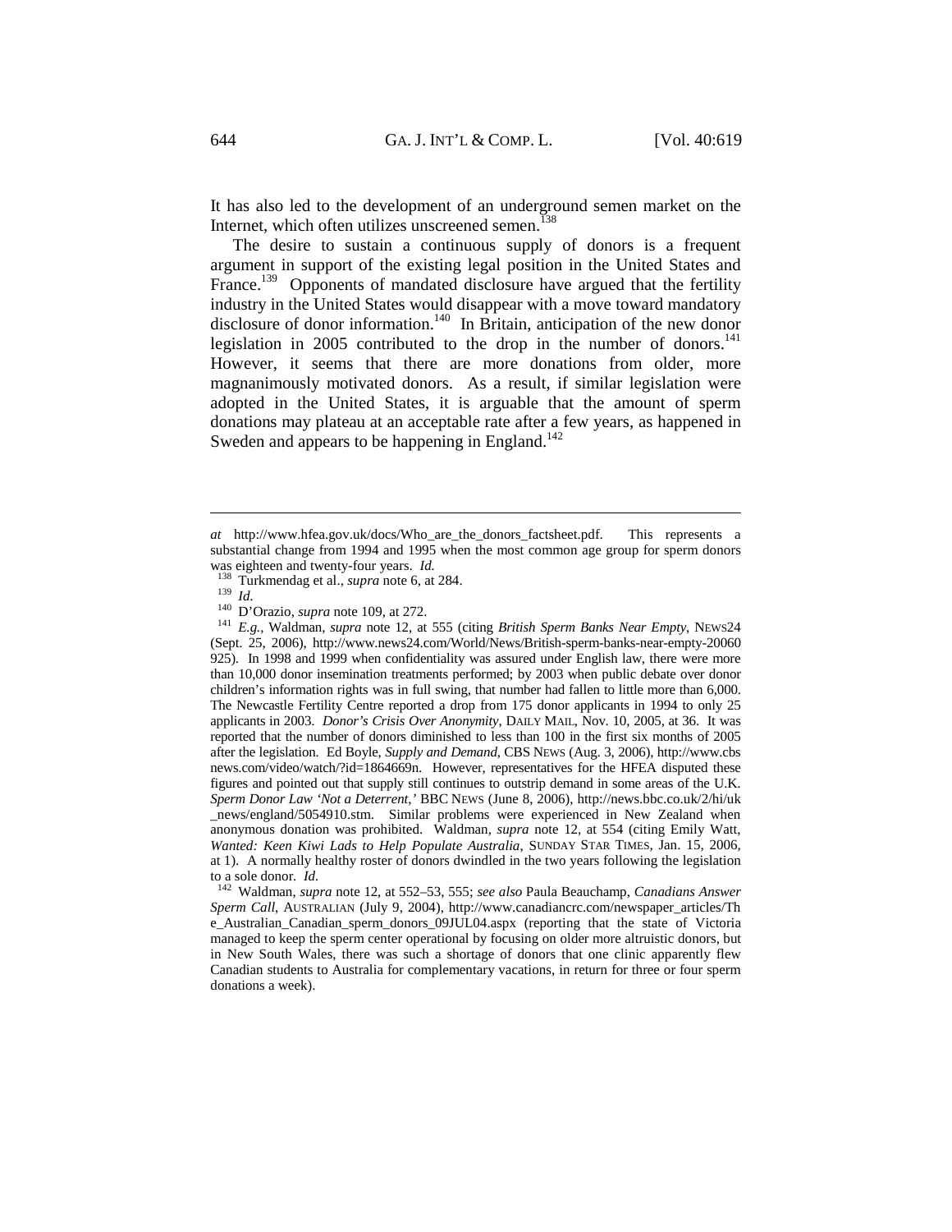It has also led to the development of an underground semen market on the Internet, which often utilizes unscreened semen.[138]

The desire to sustain a continuous supply of donors is a frequent argument in support of the existing legal position in the United States and France.[139] Opponents of mandated disclosure have argued that the fertility industry in the United States would disappear with a move toward mandatory disclosure of donor information.[140] In Britain, anticipation of the new donor legislation in 2005 contributed to the drop in the number of donors.[141] However, it seems that there are more donations from older, more magnanimously motivated donors. As a result, if similar legislation were adopted in the United States, it is arguable that the amount of sperm donations may plateau at an acceptable rate after a few years, as happened in Sweden and appears to be happening in England.[142]

---

*at* http://www.hfea.gov.uk/docs/Who_are_the_donors_factsheet.pdf. This represents a substantial change from 1994 and 1995 when the most common age group for sperm donors was eighteen and twenty-four years. *Id.*

[138] Turkmendag et al., *supra* note 6, at 284.

[139] *Id.*

[140] D'Orazio, *supra* note 109, at 272.

[141] *E.g.*, Waldman, *supra* note 12, at 555 (citing *British Sperm Banks Near Empty*, NEWS24 (Sept. 25, 2006), http://www.news24.com/World/News/British-sperm-banks-near-empty-20060925). In 1998 and 1999 when confidentiality was assured under English law, there were more than 10,000 donor insemination treatments performed; by 2003 when public debate over donor children's information rights was in full swing, that number had fallen to little more than 6,000. The Newcastle Fertility Centre reported a drop from 175 donor applicants in 1994 to only 25 applicants in 2003. *Donor's Crisis Over Anonymity*, DAILY MAIL, Nov. 10, 2005, at 36. It was reported that the number of donors diminished to less than 100 in the first six months of 2005 after the legislation. Ed Boyle, *Supply and Demand*, CBS NEWS (Aug. 3, 2006), http://www.cbsnews.com/video/watch/?id=1864669n. However, representatives for the HFEA disputed these figures and pointed out that supply still continues to outstrip demand in some areas of the U.K. *Sperm Donor Law 'Not a Deterrent*,*'* BBC NEWS (June 8, 2006), http://news.bbc.co.uk/2/hi/uk_news/england/5054910.stm. Similar problems were experienced in New Zealand when anonymous donation was prohibited. Waldman, *supra* note 12, at 554 (citing Emily Watt, *Wanted: Keen Kiwi Lads to Help Populate Australia*, SUNDAY STAR TIMES, Jan. 15, 2006, at 1). A normally healthy roster of donors dwindled in the two years following the legislation to a sole donor. *Id.*

[142] Waldman, *supra* note 12, at 552–53, 555; *see also* Paula Beauchamp, *Canadians Answer Sperm Call*, AUSTRALIAN (July 9, 2004), http://www.canadiancrc.com/newspaper_articles/The_Australian_Canadian_sperm_donors_09JUL04.aspx (reporting that the state of Victoria managed to keep the sperm center operational by focusing on older more altruistic donors, but in New South Wales, there was such a shortage of donors that one clinic apparently flew Canadian students to Australia for complementary vacations, in return for three or four sperm donations a week).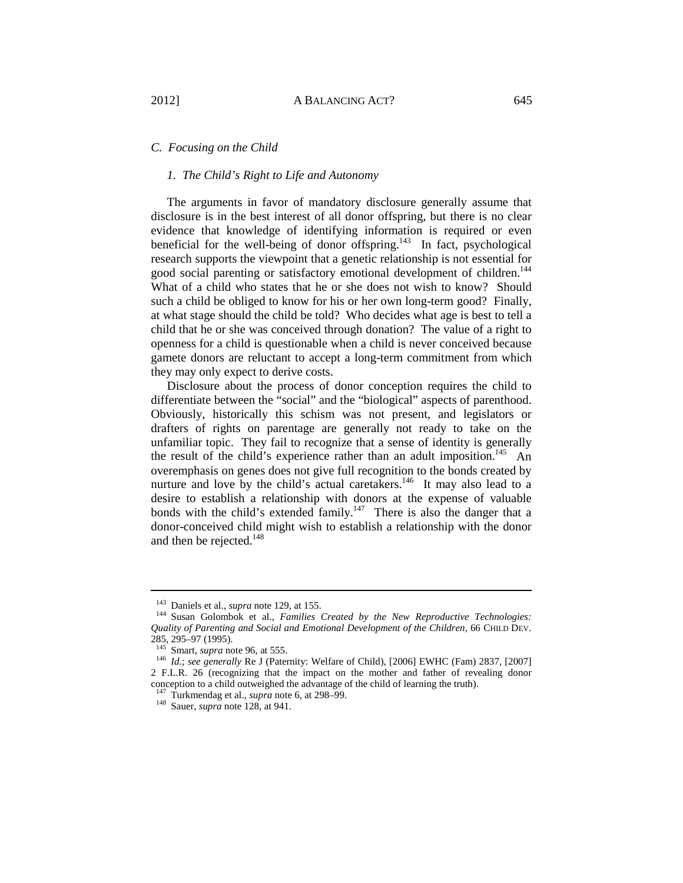### *C. Focusing on the Child*

#### *1. The Child's Right to Life and Autonomy*

The arguments in favor of mandatory disclosure generally assume that disclosure is in the best interest of all donor offspring, but there is no clear evidence that knowledge of identifying information is required or even beneficial for the well-being of donor offspring.[143] In fact, psychological research supports the viewpoint that a genetic relationship is not essential for good social parenting or satisfactory emotional development of children.[144] What of a child who states that he or she does not wish to know? Should such a child be obliged to know for his or her own long-term good? Finally, at what stage should the child be told? Who decides what age is best to tell a child that he or she was conceived through donation? The value of a right to openness for a child is questionable when a child is never conceived because gamete donors are reluctant to accept a long-term commitment from which they may only expect to derive costs.

Disclosure about the process of donor conception requires the child to differentiate between the "social" and the "biological" aspects of parenthood. Obviously, historically this schism was not present, and legislators or drafters of rights on parentage are generally not ready to take on the unfamiliar topic. They fail to recognize that a sense of identity is generally the result of the child's experience rather than an adult imposition.[145] An overemphasis on genes does not give full recognition to the bonds created by nurture and love by the child's actual caretakers.[146] It may also lead to a desire to establish a relationship with donors at the expense of valuable bonds with the child's extended family.[147] There is also the danger that a donor-conceived child might wish to establish a relationship with the donor and then be rejected.[148]

---

[143] Daniels et al., *supra* note 129, at 155.

[144] Susan Golombok et al., *Families Created by the New Reproductive Technologies: Quality of Parenting and Social and Emotional Development of the Children*, 66 CHILD DEV. 285, 295–97 (1995).

[145] Smart, *supra* note 96, at 555.

[146] *Id.*; *see generally* Re J (Paternity: Welfare of Child), [2006] EWHC (Fam) 2837, [2007] 2 F.L.R. 26 (recognizing that the impact on the mother and father of revealing donor conception to a child outweighed the advantage of the child of learning the truth).

[147] Turkmendag et al., *supra* note 6, at 298–99.

[148] Sauer, *supra* note 128, at 941.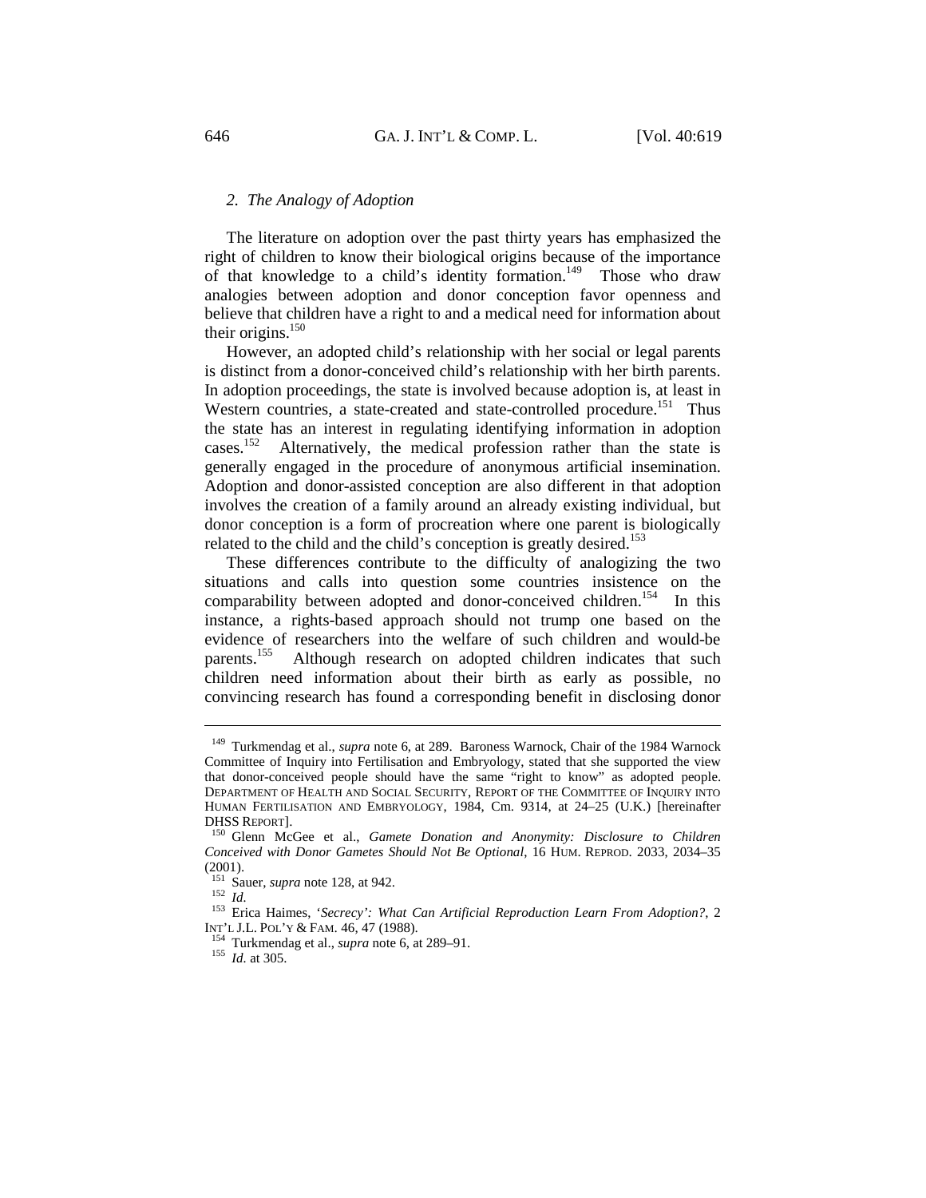### *2. The Analogy of Adoption*

The literature on adoption over the past thirty years has emphasized the right of children to know their biological origins because of the importance of that knowledge to a child's identity formation.[149] Those who draw analogies between adoption and donor conception favor openness and believe that children have a right to and a medical need for information about their origins.[150]

However, an adopted child's relationship with her social or legal parents is distinct from a donor-conceived child's relationship with her birth parents. In adoption proceedings, the state is involved because adoption is, at least in Western countries, a state-created and state-controlled procedure.[151] Thus the state has an interest in regulating identifying information in adoption cases.[152] Alternatively, the medical profession rather than the state is generally engaged in the procedure of anonymous artificial insemination. Adoption and donor-assisted conception are also different in that adoption involves the creation of a family around an already existing individual, but donor conception is a form of procreation where one parent is biologically related to the child and the child's conception is greatly desired.[153]

These differences contribute to the difficulty of analogizing the two situations and calls into question some countries insistence on the comparability between adopted and donor-conceived children.[154] In this instance, a rights-based approach should not trump one based on the evidence of researchers into the welfare of such children and would-be parents.[155] Although research on adopted children indicates that such children need information about their birth as early as possible, no convincing research has found a corresponding benefit in disclosing donor

---

[149] Turkmendag et al., *supra* note 6, at 289. Baroness Warnock, Chair of the 1984 Warnock Committee of Inquiry into Fertilisation and Embryology, stated that she supported the view that donor-conceived people should have the same "right to know" as adopted people. DEPARTMENT OF HEALTH AND SOCIAL SECURITY, REPORT OF THE COMMITTEE OF INQUIRY INTO HUMAN FERTILISATION AND EMBRYOLOGY, 1984, Cm. 9314, at 24–25 (U.K.) [hereinafter DHSS REPORT].

[150] Glenn McGee et al., *Gamete Donation and Anonymity: Disclosure to Children Conceived with Donor Gametes Should Not Be Optional*, 16 HUM. REPROD. 2033, 2034–35 (2001).

[151] Sauer, *supra* note 128, at 942.

[152] *Id.*

[153] Erica Haimes, *'Secrecy': What Can Artificial Reproduction Learn From Adoption?*, 2 INT'L J.L. POL'Y & FAM. 46, 47 (1988).

[154] Turkmendag et al., *supra* note 6, at 289–91.

[155] *Id.* at 305.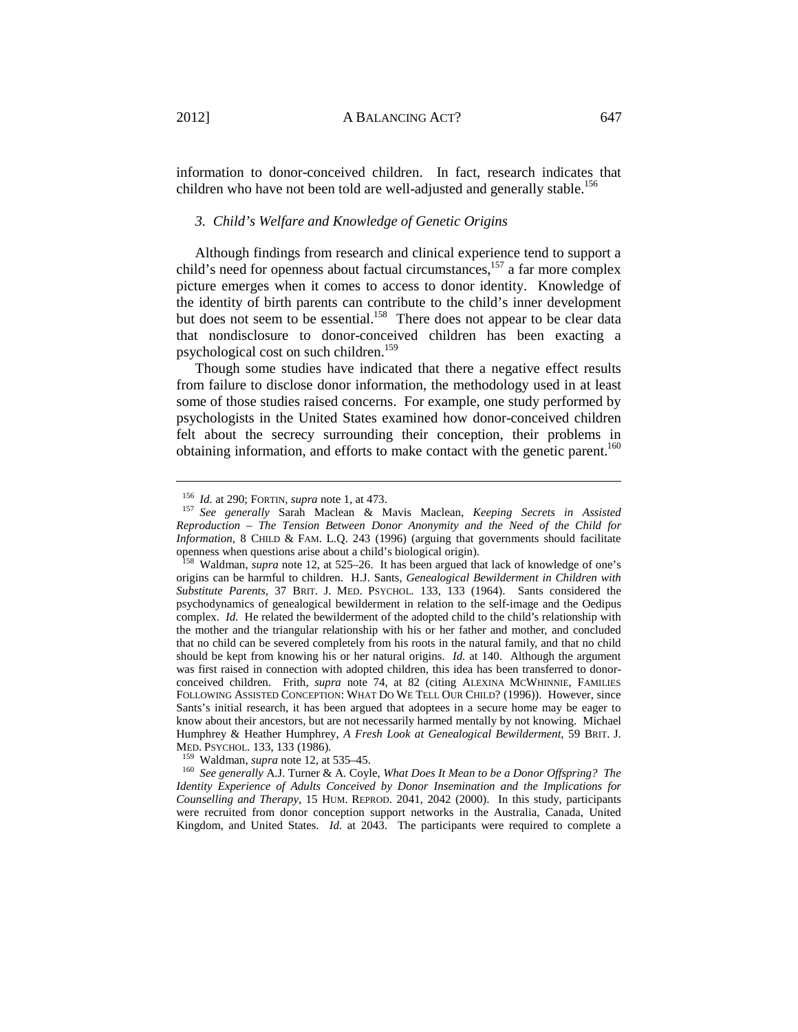information to donor-conceived children. In fact, research indicates that children who have not been told are well-adjusted and generally stable.[156]

### *3. Child's Welfare and Knowledge of Genetic Origins*

Although findings from research and clinical experience tend to support a child's need for openness about factual circumstances,[157] a far more complex picture emerges when it comes to access to donor identity. Knowledge of the identity of birth parents can contribute to the child's inner development but does not seem to be essential.[158] There does not appear to be clear data that nondisclosure to donor-conceived children has been exacting a psychological cost on such children.[159]

Though some studies have indicated that there a negative effect results from failure to disclose donor information, the methodology used in at least some of those studies raised concerns. For example, one study performed by psychologists in the United States examined how donor-conceived children felt about the secrecy surrounding their conception, their problems in obtaining information, and efforts to make contact with the genetic parent.[160]

---

[156] *Id.* at 290; FORTIN, *supra* note 1, at 473.

[157] *See generally* Sarah Maclean & Mavis Maclean, *Keeping Secrets in Assisted Reproduction – The Tension Between Donor Anonymity and the Need of the Child for Information*, 8 CHILD & FAM. L.Q. 243 (1996) (arguing that governments should facilitate openness when questions arise about a child's biological origin).

[158] Waldman, *supra* note 12, at 525–26. It has been argued that lack of knowledge of one's origins can be harmful to children. H.J. Sants, *Genealogical Bewilderment in Children with Substitute Parents*, 37 BRIT. J. MED. PSYCHOL. 133, 133 (1964). Sants considered the psychodynamics of genealogical bewilderment in relation to the self-image and the Oedipus complex. *Id.* He related the bewilderment of the adopted child to the child's relationship with the mother and the triangular relationship with his or her father and mother, and concluded that no child can be severed completely from his roots in the natural family, and that no child should be kept from knowing his or her natural origins. *Id.* at 140. Although the argument was first raised in connection with adopted children, this idea has been transferred to donor-conceived children. Frith, *supra* note 74, at 82 (citing ALEXINA MCWHINNIE, FAMILIES FOLLOWING ASSISTED CONCEPTION: WHAT DO WE TELL OUR CHILD? (1996)). However, since Sants's initial research, it has been argued that adoptees in a secure home may be eager to know about their ancestors, but are not necessarily harmed mentally by not knowing. Michael Humphrey & Heather Humphrey, *A Fresh Look at Genealogical Bewilderment*, 59 BRIT. J. MED. PSYCHOL. 133, 133 (1986).

[159] Waldman, *supra* note 12, at 535–45.

[160] *See generally* A.J. Turner & A. Coyle, *What Does It Mean to be a Donor Offspring? The Identity Experience of Adults Conceived by Donor Insemination and the Implications for Counselling and Therapy*, 15 HUM. REPROD. 2041, 2042 (2000). In this study, participants were recruited from donor conception support networks in the Australia, Canada, United Kingdom, and United States. *Id.* at 2043. The participants were required to complete a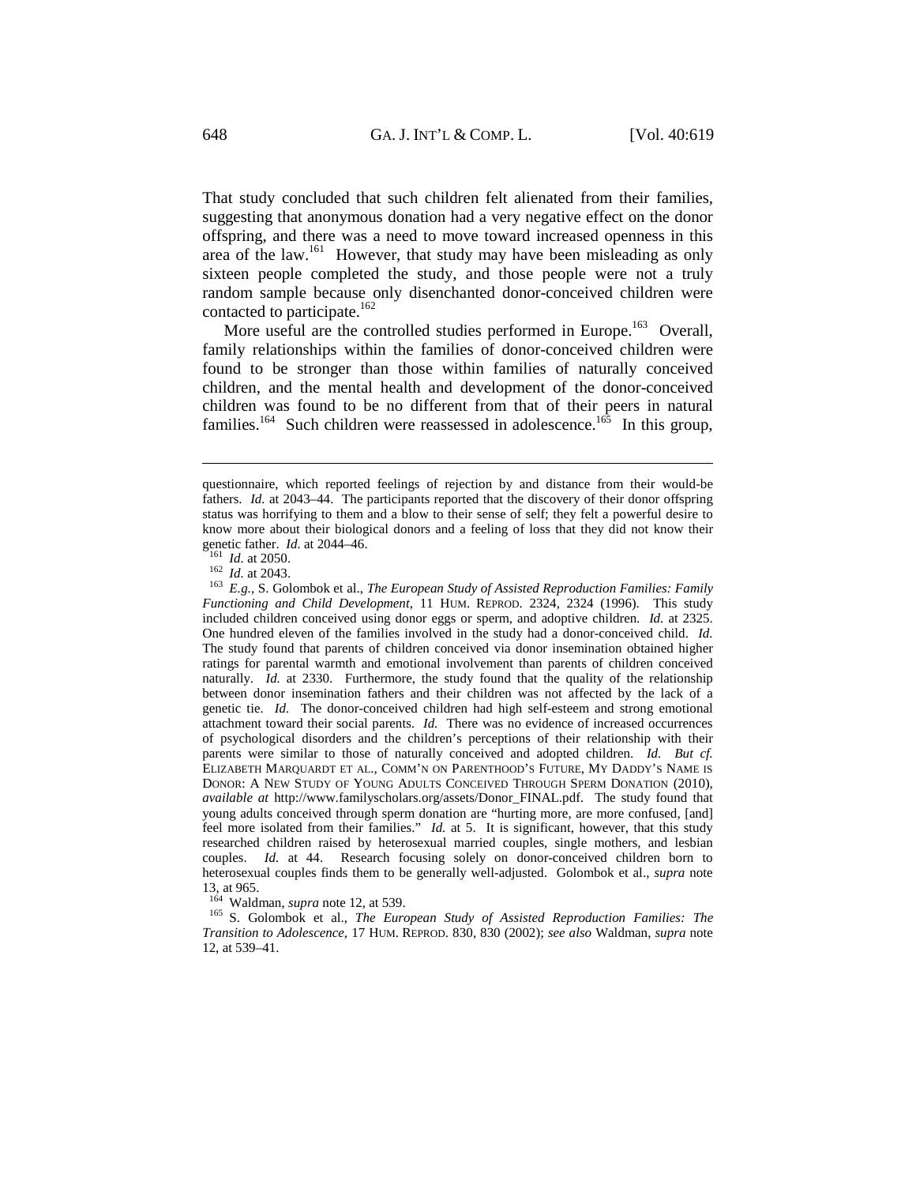That study concluded that such children felt alienated from their families, suggesting that anonymous donation had a very negative effect on the donor offspring, and there was a need to move toward increased openness in this area of the law.[161] However, that study may have been misleading as only sixteen people completed the study, and those people were not a truly random sample because only disenchanted donor-conceived children were contacted to participate.[162]

More useful are the controlled studies performed in Europe.[163] Overall, family relationships within the families of donor-conceived children were found to be stronger than those within families of naturally conceived children, and the mental health and development of the donor-conceived children was found to be no different from that of their peers in natural families.[164] Such children were reassessed in adolescence.[165] In this group,

---

questionnaire, which reported feelings of rejection by and distance from their would-be fathers. *Id.* at 2043–44. The participants reported that the discovery of their donor offspring status was horrifying to them and a blow to their sense of self; they felt a powerful desire to know more about their biological donors and a feeling of loss that they did not know their genetic father. *Id.* at 2044–46.

[161] *Id.* at 2050.

[162] *Id.* at 2043.

[163] *E.g.*, S. Golombok et al., *The European Study of Assisted Reproduction Families: Family Functioning and Child Development*, 11 HUM. REPROD. 2324, 2324 (1996). This study included children conceived using donor eggs or sperm, and adoptive children. *Id.* at 2325. One hundred eleven of the families involved in the study had a donor-conceived child. *Id.* The study found that parents of children conceived via donor insemination obtained higher ratings for parental warmth and emotional involvement than parents of children conceived naturally. *Id.* at 2330. Furthermore, the study found that the quality of the relationship between donor insemination fathers and their children was not affected by the lack of a genetic tie. *Id.* The donor-conceived children had high self-esteem and strong emotional attachment toward their social parents. *Id.* There was no evidence of increased occurrences of psychological disorders and the children's perceptions of their relationship with their parents were similar to those of naturally conceived and adopted children. *Id.* *But cf.* ELIZABETH MARQUARDT ET AL., COMM'N ON PARENTHOOD'S FUTURE, MY DADDY'S NAME IS DONOR: A NEW STUDY OF YOUNG ADULTS CONCEIVED THROUGH SPERM DONATION (2010), *available at* http://www.familyscholars.org/assets/Donor_FINAL.pdf. The study found that young adults conceived through sperm donation are "hurting more, are more confused, [and] feel more isolated from their families." *Id.* at 5. It is significant, however, that this study researched children raised by heterosexual married couples, single mothers, and lesbian couples. *Id.* at 44. Research focusing solely on donor-conceived children born to heterosexual couples finds them to be generally well-adjusted. Golombok et al., *supra* note 13, at 965.

[164] Waldman, *supra* note 12, at 539.

[165] S. Golombok et al., *The European Study of Assisted Reproduction Families: The Transition to Adolescence*, 17 HUM. REPROD. 830, 830 (2002); *see also* Waldman, *supra* note 12, at 539–41.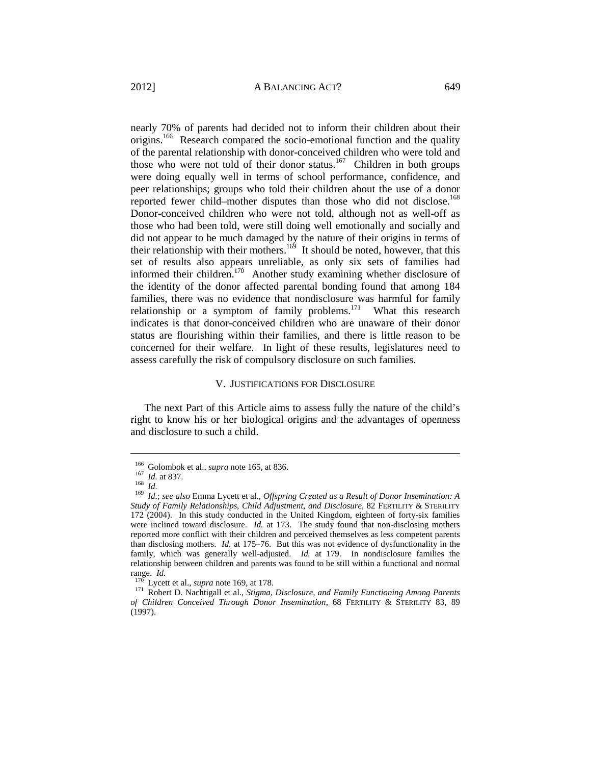nearly 70% of parents had decided not to inform their children about their origins.[166] Research compared the socio-emotional function and the quality of the parental relationship with donor-conceived children who were told and those who were not told of their donor status.[167] Children in both groups were doing equally well in terms of school performance, confidence, and peer relationships; groups who told their children about the use of a donor reported fewer child–mother disputes than those who did not disclose.[168] Donor-conceived children who were not told, although not as well-off as those who had been told, were still doing well emotionally and socially and did not appear to be much damaged by the nature of their origins in terms of their relationship with their mothers.[169] It should be noted, however, that this set of results also appears unreliable, as only six sets of families had informed their children.[170] Another study examining whether disclosure of the identity of the donor affected parental bonding found that among 184 families, there was no evidence that nondisclosure was harmful for family relationship or a symptom of family problems.[171] What this research indicates is that donor-conceived children who are unaware of their donor status are flourishing within their families, and there is little reason to be concerned for their welfare. In light of these results, legislatures need to assess carefully the risk of compulsory disclosure on such families.

## V. JUSTIFICATIONS FOR DISCLOSURE

The next Part of this Article aims to assess fully the nature of the child's right to know his or her biological origins and the advantages of openness and disclosure to such a child.

---

[166] Golombok et al., *supra* note 165, at 836.

[167] *Id.* at 837.

[168] *Id.*

[169] *Id.*; *see also* Emma Lycett et al., *Offspring Created as a Result of Donor Insemination: A Study of Family Relationships, Child Adjustment, and Disclosure*, 82 FERTILITY & STERILITY 172 (2004). In this study conducted in the United Kingdom, eighteen of forty-six families were inclined toward disclosure. *Id.* at 173. The study found that non-disclosing mothers reported more conflict with their children and perceived themselves as less competent parents than disclosing mothers. *Id.* at 175–76. But this was not evidence of dysfunctionality in the family, which was generally well-adjusted. *Id.* at 179. In nondisclosure families the relationship between children and parents was found to be still within a functional and normal range. *Id.*

[170] Lycett et al., *supra* note 169, at 178.

[171] Robert D. Nachtigall et al., *Stigma, Disclosure, and Family Functioning Among Parents of Children Conceived Through Donor Insemination*, 68 FERTILITY & STERILITY 83, 89 (1997).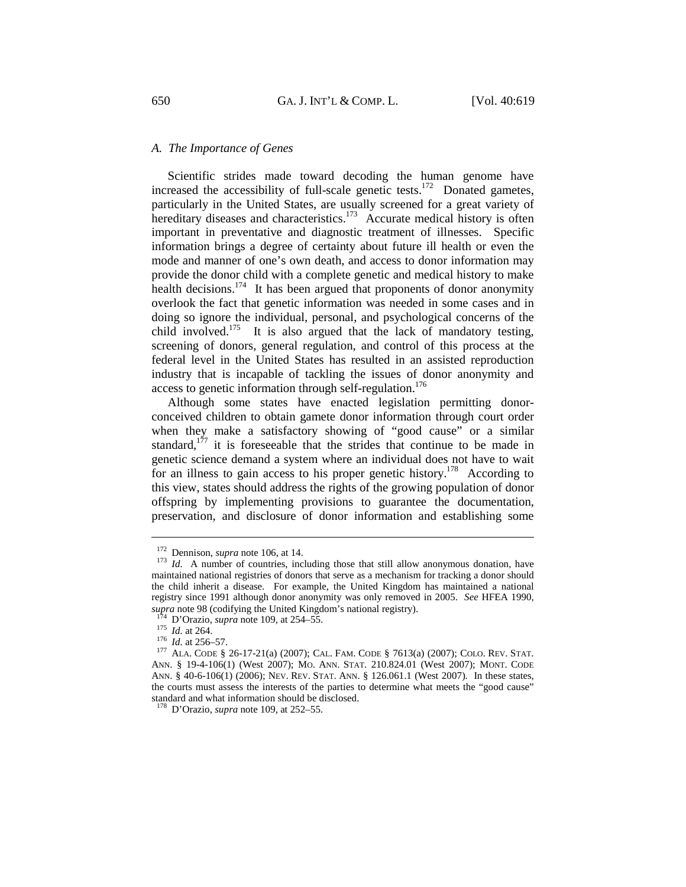### *A. The Importance of Genes*

Scientific strides made toward decoding the human genome have increased the accessibility of full-scale genetic tests.[172] Donated gametes, particularly in the United States, are usually screened for a great variety of hereditary diseases and characteristics.[173] Accurate medical history is often important in preventative and diagnostic treatment of illnesses. Specific information brings a degree of certainty about future ill health or even the mode and manner of one's own death, and access to donor information may provide the donor child with a complete genetic and medical history to make health decisions.[174] It has been argued that proponents of donor anonymity overlook the fact that genetic information was needed in some cases and in doing so ignore the individual, personal, and psychological concerns of the child involved.[175] It is also argued that the lack of mandatory testing, screening of donors, general regulation, and control of this process at the federal level in the United States has resulted in an assisted reproduction industry that is incapable of tackling the issues of donor anonymity and access to genetic information through self-regulation.[176]

Although some states have enacted legislation permitting donor-conceived children to obtain gamete donor information through court order when they make a satisfactory showing of "good cause" or a similar standard,[177] it is foreseeable that the strides that continue to be made in genetic science demand a system where an individual does not have to wait for an illness to gain access to his proper genetic history.[178] According to this view, states should address the rights of the growing population of donor offspring by implementing provisions to guarantee the documentation, preservation, and disclosure of donor information and establishing some

---

[172] Dennison, *supra* note 106, at 14.

[173] *Id.* A number of countries, including those that still allow anonymous donation, have maintained national registries of donors that serve as a mechanism for tracking a donor should the child inherit a disease. For example, the United Kingdom has maintained a national registry since 1991 although donor anonymity was only removed in 2005. *See* HFEA 1990, *supra* note 98 (codifying the United Kingdom's national registry).

[174] D'Orazio, *supra* note 109, at 254–55.

[175] *Id.* at 264.

[176] *Id.* at 256–57.

[177] ALA. CODE § 26-17-21(a) (2007); CAL. FAM. CODE § 7613(a) (2007); COLO. REV. STAT. ANN. § 19-4-106(1) (West 2007); MO. ANN. STAT. 210.824.01 (West 2007); MONT. CODE ANN. § 40-6-106(1) (2006); NEV. REV. STAT. ANN. § 126.061.1 (West 2007). In these states, the courts must assess the interests of the parties to determine what meets the "good cause" standard and what information should be disclosed.

[178] D'Orazio, *supra* note 109, at 252–55.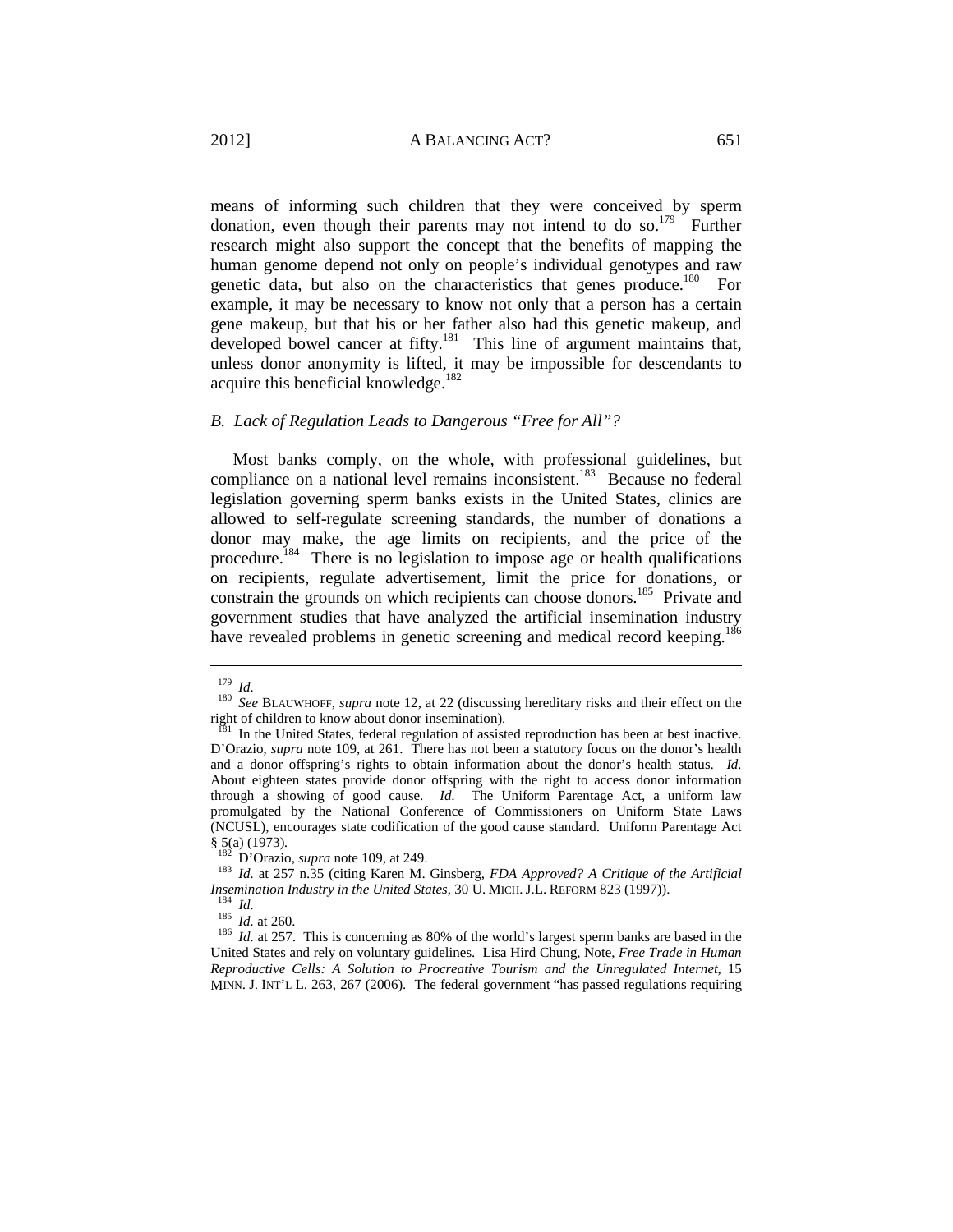means of informing such children that they were conceived by sperm donation, even though their parents may not intend to do so.[179] Further research might also support the concept that the benefits of mapping the human genome depend not only on people's individual genotypes and raw genetic data, but also on the characteristics that genes produce.[180] For example, it may be necessary to know not only that a person has a certain gene makeup, but that his or her father also had this genetic makeup, and developed bowel cancer at fifty.[181] This line of argument maintains that, unless donor anonymity is lifted, it may be impossible for descendants to acquire this beneficial knowledge.[182]

### *B. Lack of Regulation Leads to Dangerous "Free for All"?*

Most banks comply, on the whole, with professional guidelines, but compliance on a national level remains inconsistent.[183] Because no federal legislation governing sperm banks exists in the United States, clinics are allowed to self-regulate screening standards, the number of donations a donor may make, the age limits on recipients, and the price of the procedure.[184] There is no legislation to impose age or health qualifications on recipients, regulate advertisement, limit the price for donations, or constrain the grounds on which recipients can choose donors.[185] Private and government studies that have analyzed the artificial insemination industry have revealed problems in genetic screening and medical record keeping.[186]

---

[179] *Id.*

[180] *See* BLAUWHOFF, *supra* note 12, at 22 (discussing hereditary risks and their effect on the right of children to know about donor insemination).

[181] In the United States, federal regulation of assisted reproduction has been at best inactive. D'Orazio, *supra* note 109, at 261. There has not been a statutory focus on the donor's health and a donor offspring's rights to obtain information about the donor's health status. *Id.* About eighteen states provide donor offspring with the right to access donor information through a showing of good cause. *Id.* The Uniform Parentage Act, a uniform law promulgated by the National Conference of Commissioners on Uniform State Laws (NCUSL), encourages state codification of the good cause standard. Uniform Parentage Act § 5(a) (1973).

[182] D'Orazio, *supra* note 109, at 249.

[183] *Id.* at 257 n.35 (citing Karen M. Ginsberg, *FDA Approved? A Critique of the Artificial Insemination Industry in the United States*, 30 U. MICH. J.L. REFORM 823 (1997)).

[184] *Id.*

[185] *Id.* at 260.

[186] *Id.* at 257. This is concerning as 80% of the world's largest sperm banks are based in the United States and rely on voluntary guidelines. Lisa Hird Chung, Note, *Free Trade in Human Reproductive Cells: A Solution to Procreative Tourism and the Unregulated Internet*, 15 MINN. J. INT'L L. 263, 267 (2006). The federal government "has passed regulations requiring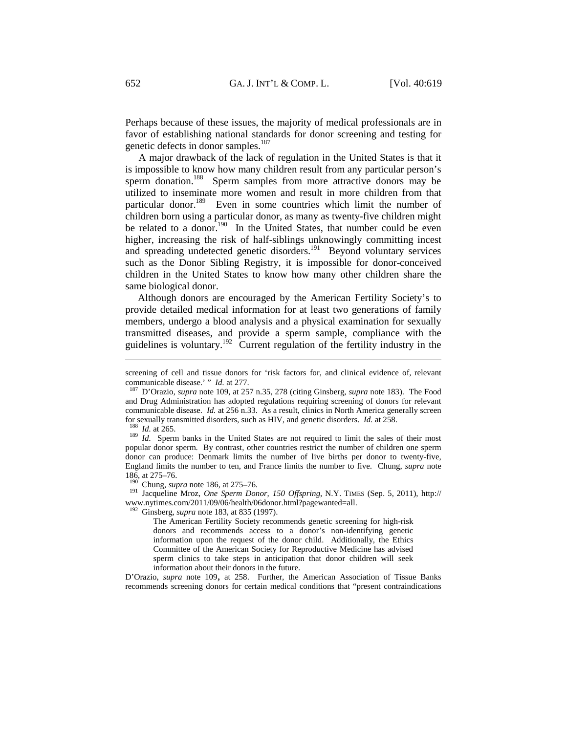Perhaps because of these issues, the majority of medical professionals are in favor of establishing national standards for donor screening and testing for genetic defects in donor samples.[187]

A major drawback of the lack of regulation in the United States is that it is impossible to know how many children result from any particular person's sperm donation.[188] Sperm samples from more attractive donors may be utilized to inseminate more women and result in more children from that particular donor.[189] Even in some countries which limit the number of children born using a particular donor, as many as twenty-five children might be related to a donor.[190] In the United States, that number could be even higher, increasing the risk of half-siblings unknowingly committing incest and spreading undetected genetic disorders.[191] Beyond voluntary services such as the Donor Sibling Registry, it is impossible for donor-conceived children in the United States to know how many other children share the same biological donor.

Although donors are encouraged by the American Fertility Society's to provide detailed medical information for at least two generations of family members, undergo a blood analysis and a physical examination for sexually transmitted diseases, and provide a sperm sample, compliance with the guidelines is voluntary.[192] Current regulation of the fertility industry in the

---

screening of cell and tissue donors for 'risk factors for, and clinical evidence of, relevant communicable disease.' " *Id.* at 277.

[187] D'Orazio, *supra* note 109, at 257 n.35, 278 (citing Ginsberg, *supra* note 183). The Food and Drug Administration has adopted regulations requiring screening of donors for relevant communicable disease. *Id.* at 256 n.33. As a result, clinics in North America generally screen for sexually transmitted disorders, such as HIV, and genetic disorders. *Id.* at 258.

[188] *Id.* at 265.

[189] *Id.* Sperm banks in the United States are not required to limit the sales of their most popular donor sperm. By contrast, other countries restrict the number of children one sperm donor can produce: Denmark limits the number of live births per donor to twenty-five, England limits the number to ten, and France limits the number to five. Chung, *supra* note 186, at 275–76.

[190] Chung, *supra* note 186, at 275–76.

[191] Jacqueline Mroz, *One Sperm Donor, 150 Offspring*, N.Y. TIMES (Sep. 5, 2011), http://www.nytimes.com/2011/09/06/health/06donor.html?pagewanted=all.

[192] Ginsberg, *supra* note 183, at 835 (1997).

> The American Fertility Society recommends genetic screening for high-risk donors and recommends access to a donor's non-identifying genetic information upon the request of the donor child. Additionally, the Ethics Committee of the American Society for Reproductive Medicine has advised sperm clinics to take steps in anticipation that donor children will seek information about their donors in the future.

D'Orazio, *supra* note 109, at 258. Further, the American Association of Tissue Banks recommends screening donors for certain medical conditions that "present contraindications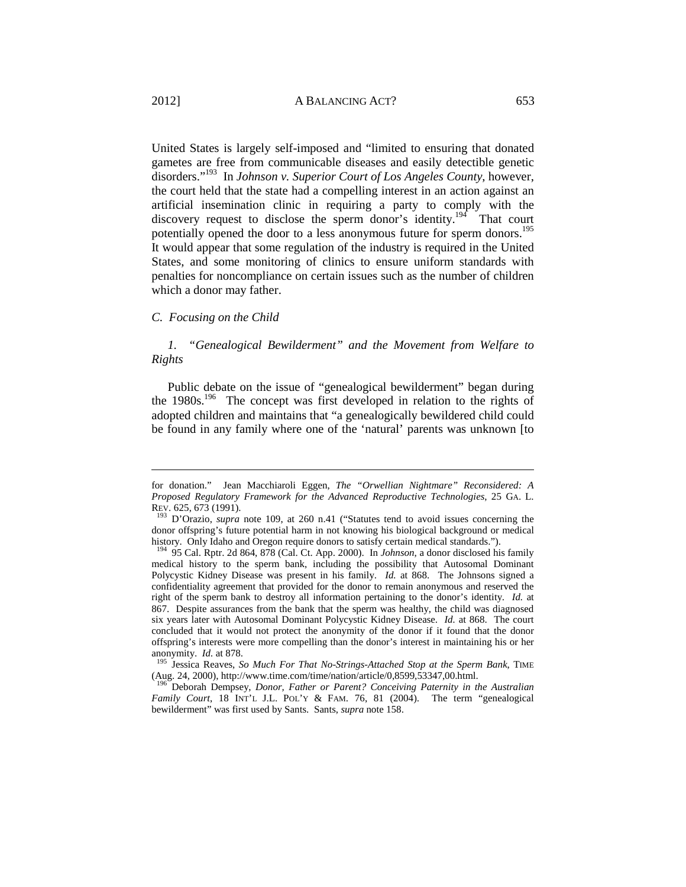United States is largely self-imposed and "limited to ensuring that donated gametes are free from communicable diseases and easily detectible genetic disorders."[193] In *Johnson v. Superior Court of Los Angeles County*, however, the court held that the state had a compelling interest in an action against an artificial insemination clinic in requiring a party to comply with the discovery request to disclose the sperm donor's identity.[194] That court potentially opened the door to a less anonymous future for sperm donors.[195] It would appear that some regulation of the industry is required in the United States, and some monitoring of clinics to ensure uniform standards with penalties for noncompliance on certain issues such as the number of children which a donor may father.

### *C. Focusing on the Child*

#### *1. "Genealogical Bewilderment" and the Movement from Welfare to Rights*

Public debate on the issue of "genealogical bewilderment" began during the 1980s.[196] The concept was first developed in relation to the rights of adopted children and maintains that "a genealogically bewildered child could be found in any family where one of the 'natural' parents was unknown [to

---

for donation." Jean Macchiaroli Eggen, *The "Orwellian Nightmare" Reconsidered: A Proposed Regulatory Framework for the Advanced Reproductive Technologies*, 25 GA. L. REV. 625, 673 (1991).

[193] D'Orazio, *supra* note 109, at 260 n.41 ("Statutes tend to avoid issues concerning the donor offspring's future potential harm in not knowing his biological background or medical history. Only Idaho and Oregon require donors to satisfy certain medical standards.").

[194] 95 Cal. Rptr. 2d 864, 878 (Cal. Ct. App. 2000). In *Johnson*, a donor disclosed his family medical history to the sperm bank, including the possibility that Autosomal Dominant Polycystic Kidney Disease was present in his family. *Id.* at 868. The Johnsons signed a confidentiality agreement that provided for the donor to remain anonymous and reserved the right of the sperm bank to destroy all information pertaining to the donor's identity. *Id.* at 867. Despite assurances from the bank that the sperm was healthy, the child was diagnosed six years later with Autosomal Dominant Polycystic Kidney Disease. *Id.* at 868. The court concluded that it would not protect the anonymity of the donor if it found that the donor offspring's interests were more compelling than the donor's interest in maintaining his or her anonymity. *Id.* at 878.

[195] Jessica Reaves, *So Much For That No-Strings-Attached Stop at the Sperm Bank*, TIME (Aug. 24, 2000), http://www.time.com/time/nation/article/0,8599,53347,00.html.

[196] Deborah Dempsey, *Donor, Father or Parent? Conceiving Paternity in the Australian Family Court*, 18 INT'L J.L. POL'Y & FAM. 76, 81 (2004). The term "genealogical bewilderment" was first used by Sants. Sants, *supra* note 158.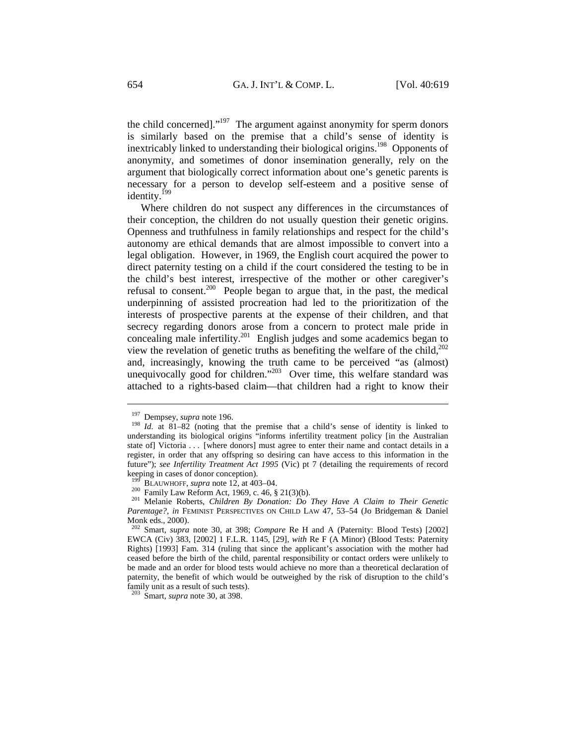the child concerned]."[197] The argument against anonymity for sperm donors is similarly based on the premise that a child's sense of identity is inextricably linked to understanding their biological origins.[198] Opponents of anonymity, and sometimes of donor insemination generally, rely on the argument that biologically correct information about one's genetic parents is necessary for a person to develop self-esteem and a positive sense of identity.[199]

Where children do not suspect any differences in the circumstances of their conception, the children do not usually question their genetic origins. Openness and truthfulness in family relationships and respect for the child's autonomy are ethical demands that are almost impossible to convert into a legal obligation. However, in 1969, the English court acquired the power to direct paternity testing on a child if the court considered the testing to be in the child's best interest, irrespective of the mother or other caregiver's refusal to consent.[200] People began to argue that, in the past, the medical underpinning of assisted procreation had led to the prioritization of the interests of prospective parents at the expense of their children, and that secrecy regarding donors arose from a concern to protect male pride in concealing male infertility.[201] English judges and some academics began to view the revelation of genetic truths as benefiting the welfare of the child,[202] and, increasingly, knowing the truth came to be perceived "as (almost) unequivocally good for children."[203] Over time, this welfare standard was attached to a rights-based claim—that children had a right to know their

---

[197] Dempsey, *supra* note 196.

[198] *Id.* at 81–82 (noting that the premise that a child's sense of identity is linked to understanding its biological origins "informs infertility treatment policy [in the Australian state of] Victoria . . . [where donors] must agree to enter their name and contact details in a register, in order that any offspring so desiring can have access to this information in the future"); *see Infertility Treatment Act 1995* (Vic) pt 7 (detailing the requirements of record keeping in cases of donor conception).

[199] BLAUWHOFF, *supra* note 12, at 403–04.

[200] Family Law Reform Act, 1969, c. 46, § 21(3)(b).

[201] Melanie Roberts, *Children By Donation: Do They Have A Claim to Their Genetic Parentage?*, *in* FEMINIST PERSPECTIVES ON CHILD LAW 47, 53–54 (Jo Bridgeman & Daniel Monk eds., 2000).

[202] Smart, *supra* note 30, at 398; *Compare* Re H and A (Paternity: Blood Tests) [2002] EWCA (Civ) 383, [2002] 1 F.L.R. 1145, [29], *with* Re F (A Minor) (Blood Tests: Paternity Rights) [1993] Fam. 314 (ruling that since the applicant's association with the mother had ceased before the birth of the child, parental responsibility or contact orders were unlikely to be made and an order for blood tests would achieve no more than a theoretical declaration of paternity, the benefit of which would be outweighed by the risk of disruption to the child's family unit as a result of such tests).

[203] Smart, *supra* note 30, at 398.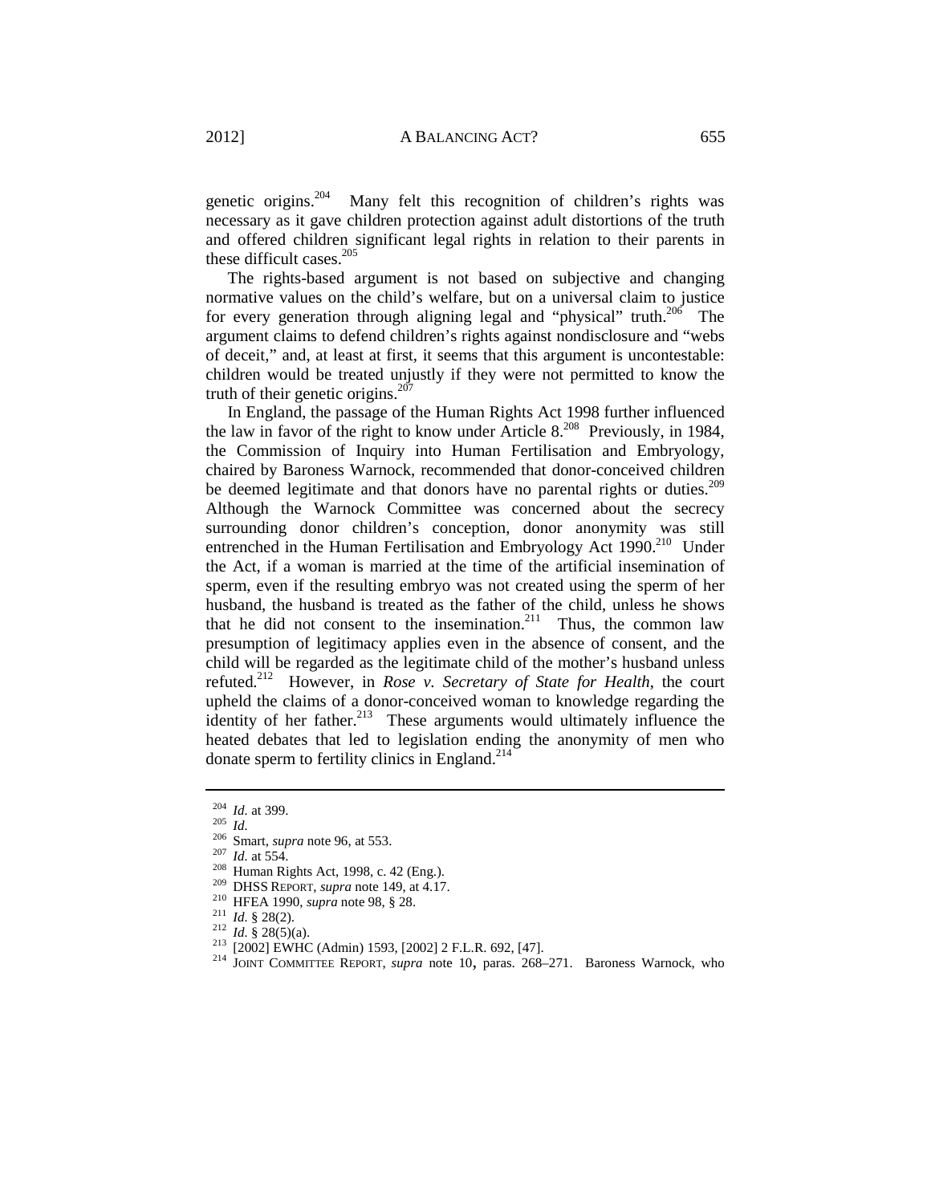genetic origins.[204] Many felt this recognition of children's rights was necessary as it gave children protection against adult distortions of the truth and offered children significant legal rights in relation to their parents in these difficult cases.[205]

The rights-based argument is not based on subjective and changing normative values on the child's welfare, but on a universal claim to justice for every generation through aligning legal and "physical" truth.[206] The argument claims to defend children's rights against nondisclosure and "webs of deceit," and, at least at first, it seems that this argument is uncontestable: children would be treated unjustly if they were not permitted to know the truth of their genetic origins.[207]

In England, the passage of the Human Rights Act 1998 further influenced the law in favor of the right to know under Article 8.[208] Previously, in 1984, the Commission of Inquiry into Human Fertilisation and Embryology, chaired by Baroness Warnock, recommended that donor-conceived children be deemed legitimate and that donors have no parental rights or duties.[209] Although the Warnock Committee was concerned about the secrecy surrounding donor children's conception, donor anonymity was still entrenched in the Human Fertilisation and Embryology Act 1990.[210] Under the Act, if a woman is married at the time of the artificial insemination of sperm, even if the resulting embryo was not created using the sperm of her husband, the husband is treated as the father of the child, unless he shows that he did not consent to the insemination.[211] Thus, the common law presumption of legitimacy applies even in the absence of consent, and the child will be regarded as the legitimate child of the mother's husband unless refuted.[212] However, in *Rose v. Secretary of State for Health*, the court upheld the claims of a donor-conceived woman to knowledge regarding the identity of her father.[213] These arguments would ultimately influence the heated debates that led to legislation ending the anonymity of men who donate sperm to fertility clinics in England.[214]

---

[204] *Id.* at 399.
[205] *Id.*
[206] Smart, *supra* note 96, at 553.
[207] *Id.* at 554.
[208] Human Rights Act, 1998, c. 42 (Eng.).
[209] DHSS REPORT, *supra* note 149, at 4.17.
[210] HFEA 1990, *supra* note 98, § 28.
[211] *Id.* § 28(2).
[212] *Id.* § 28(5)(a).
[213] [2002] EWHC (Admin) 1593, [2002] 2 F.L.R. 692, [47].
[214] JOINT COMMITTEE REPORT, *supra* note 10, paras. 268–271. Baroness Warnock, who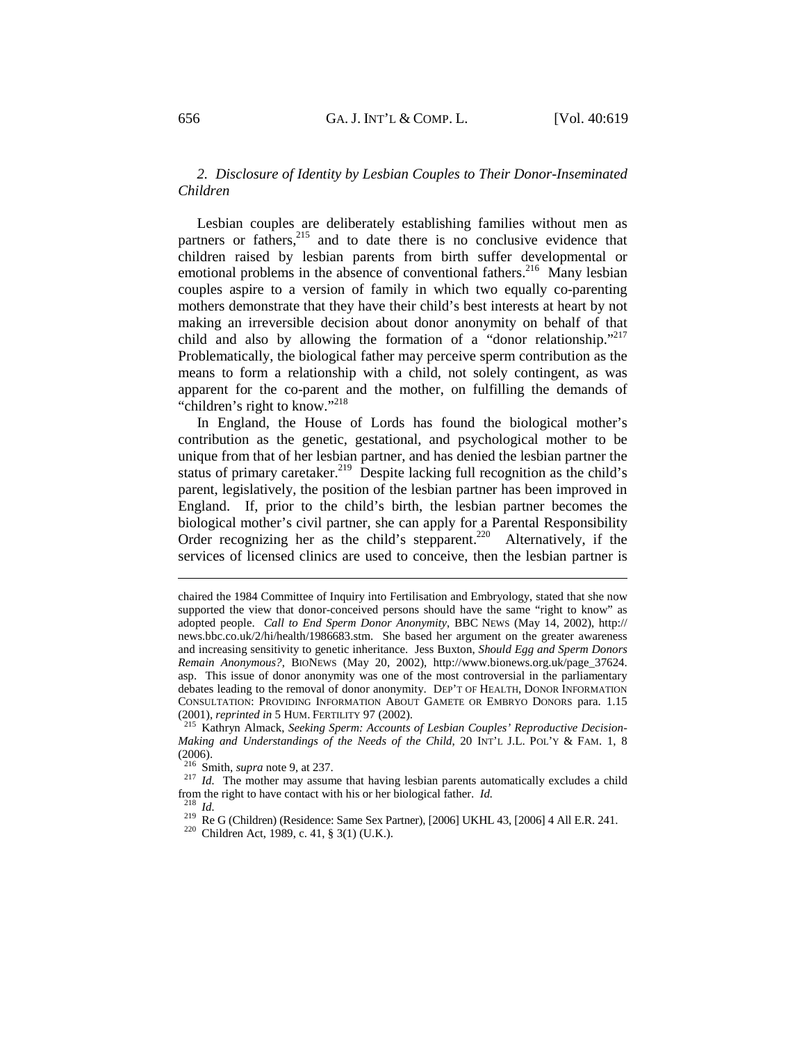### *2. Disclosure of Identity by Lesbian Couples to Their Donor-Inseminated Children*

Lesbian couples are deliberately establishing families without men as partners or fathers,[215] and to date there is no conclusive evidence that children raised by lesbian parents from birth suffer developmental or emotional problems in the absence of conventional fathers.[216] Many lesbian couples aspire to a version of family in which two equally co-parenting mothers demonstrate that they have their child's best interests at heart by not making an irreversible decision about donor anonymity on behalf of that child and also by allowing the formation of a "donor relationship."[217] Problematically, the biological father may perceive sperm contribution as the means to form a relationship with a child, not solely contingent, as was apparent for the co-parent and the mother, on fulfilling the demands of "children's right to know."[218]

In England, the House of Lords has found the biological mother's contribution as the genetic, gestational, and psychological mother to be unique from that of her lesbian partner, and has denied the lesbian partner the status of primary caretaker.[219] Despite lacking full recognition as the child's parent, legislatively, the position of the lesbian partner has been improved in England. If, prior to the child's birth, the lesbian partner becomes the biological mother's civil partner, she can apply for a Parental Responsibility Order recognizing her as the child's stepparent.[220] Alternatively, if the services of licensed clinics are used to conceive, then the lesbian partner is

---

chaired the 1984 Committee of Inquiry into Fertilisation and Embryology, stated that she now supported the view that donor-conceived persons should have the same "right to know" as adopted people. *Call to End Sperm Donor Anonymity*, BBC NEWS (May 14, 2002), http://news.bbc.co.uk/2/hi/health/1986683.stm. She based her argument on the greater awareness and increasing sensitivity to genetic inheritance. Jess Buxton, *Should Egg and Sperm Donors Remain Anonymous?*, BIONEWS (May 20, 2002), http://www.bionews.org.uk/page_37624.asp. This issue of donor anonymity was one of the most controversial in the parliamentary debates leading to the removal of donor anonymity. DEP'T OF HEALTH, DONOR INFORMATION CONSULTATION: PROVIDING INFORMATION ABOUT GAMETE OR EMBRYO DONORS para. 1.15 (2001), *reprinted in* 5 HUM. FERTILITY 97 (2002).

[215] Kathryn Almack, *Seeking Sperm: Accounts of Lesbian Couples' Reproductive Decision-Making and Understandings of the Needs of the Child*, 20 INT'L J.L. POL'Y & FAM. 1, 8 (2006).

[216] Smith, *supra* note 9, at 237.

[217] *Id.* The mother may assume that having lesbian parents automatically excludes a child from the right to have contact with his or her biological father. *Id.*

[218] *Id.*

[219] Re G (Children) (Residence: Same Sex Partner), [2006] UKHL 43, [2006] 4 All E.R. 241.

[220] Children Act, 1989, c. 41, § 3(1) (U.K.).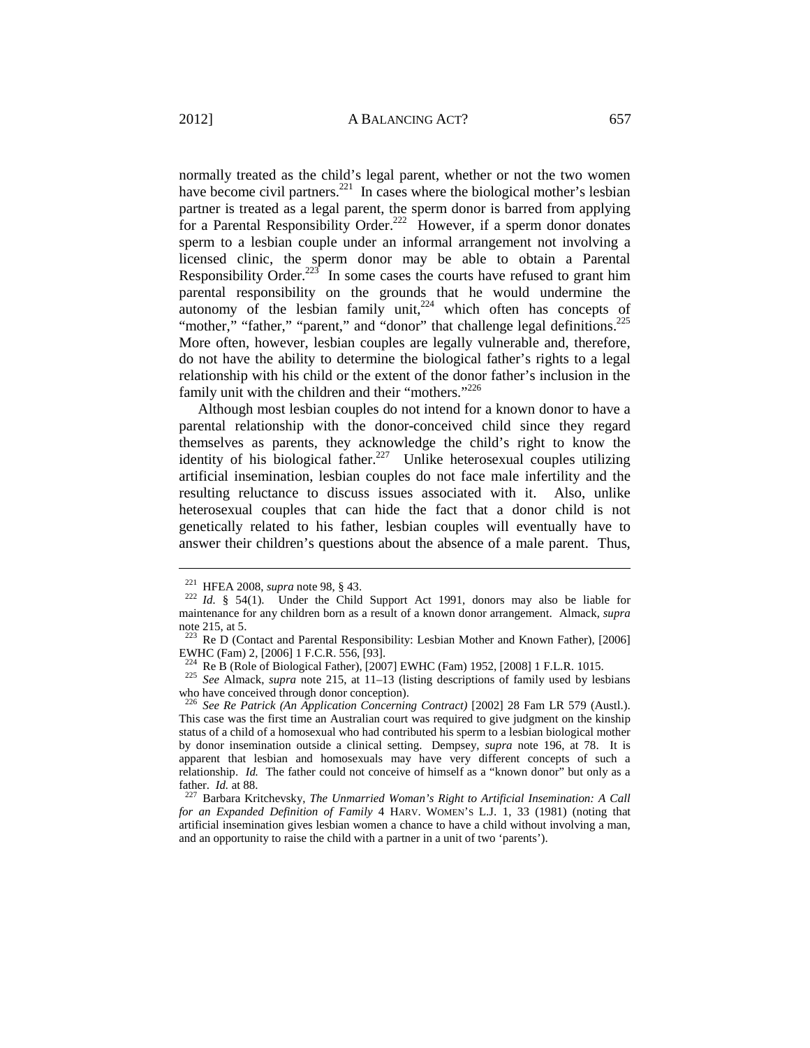normally treated as the child's legal parent, whether or not the two women have become civil partners.[221] In cases where the biological mother's lesbian partner is treated as a legal parent, the sperm donor is barred from applying for a Parental Responsibility Order.[222] However, if a sperm donor donates sperm to a lesbian couple under an informal arrangement not involving a licensed clinic, the sperm donor may be able to obtain a Parental Responsibility Order.[223] In some cases the courts have refused to grant him parental responsibility on the grounds that he would undermine the autonomy of the lesbian family unit,[224] which often has concepts of "mother," "father," "parent," and "donor" that challenge legal definitions.[225] More often, however, lesbian couples are legally vulnerable and, therefore, do not have the ability to determine the biological father's rights to a legal relationship with his child or the extent of the donor father's inclusion in the family unit with the children and their "mothers."[226]

Although most lesbian couples do not intend for a known donor to have a parental relationship with the donor-conceived child since they regard themselves as parents, they acknowledge the child's right to know the identity of his biological father.[227] Unlike heterosexual couples utilizing artificial insemination, lesbian couples do not face male infertility and the resulting reluctance to discuss issues associated with it. Also, unlike heterosexual couples that can hide the fact that a donor child is not genetically related to his father, lesbian couples will eventually have to answer their children's questions about the absence of a male parent. Thus,

---

[221] HFEA 2008, *supra* note 98, § 43.

[222] *Id.* § 54(1). Under the Child Support Act 1991, donors may also be liable for maintenance for any children born as a result of a known donor arrangement. Almack, *supra* note 215, at 5.

[223] Re D (Contact and Parental Responsibility: Lesbian Mother and Known Father), [2006] EWHC (Fam) 2, [2006] 1 F.C.R. 556, [93].

[224] Re B (Role of Biological Father), [2007] EWHC (Fam) 1952, [2008] 1 F.L.R. 1015.

[225] *See* Almack, *supra* note 215, at 11–13 (listing descriptions of family used by lesbians who have conceived through donor conception).

[226] *See Re Patrick (An Application Concerning Contract)* [2002] 28 Fam LR 579 (Austl.). This case was the first time an Australian court was required to give judgment on the kinship status of a child of a homosexual who had contributed his sperm to a lesbian biological mother by donor insemination outside a clinical setting. Dempsey, *supra* note 196, at 78. It is apparent that lesbian and homosexuals may have very different concepts of such a relationship. *Id.* The father could not conceive of himself as a "known donor" but only as a father. *Id.* at 88.

[227] Barbara Kritchevsky, *The Unmarried Woman's Right to Artificial Insemination: A Call for an Expanded Definition of Family* 4 HARV. WOMEN'S L.J. 1, 33 (1981) (noting that artificial insemination gives lesbian women a chance to have a child without involving a man, and an opportunity to raise the child with a partner in a unit of two 'parents').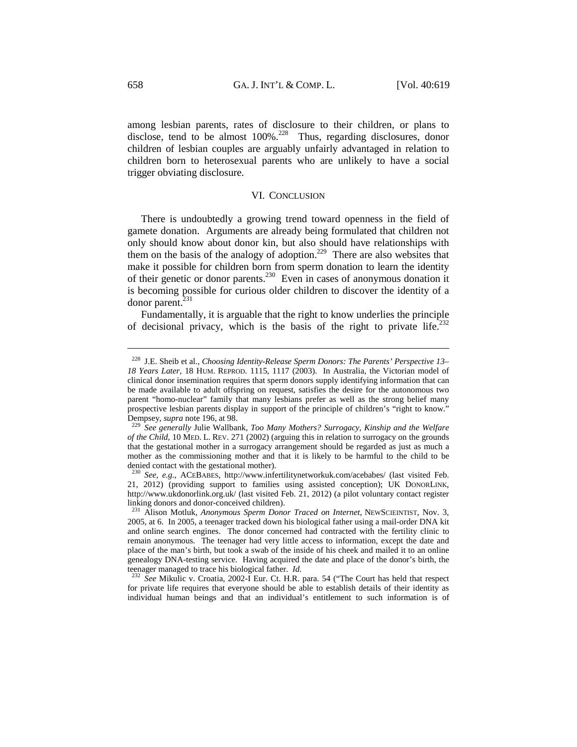among lesbian parents, rates of disclosure to their children, or plans to disclose, tend to be almost 100%.[228] Thus, regarding disclosures, donor children of lesbian couples are arguably unfairly advantaged in relation to children born to heterosexual parents who are unlikely to have a social trigger obviating disclosure.

## VI. CONCLUSION

There is undoubtedly a growing trend toward openness in the field of gamete donation. Arguments are already being formulated that children not only should know about donor kin, but also should have relationships with them on the basis of the analogy of adoption.[229] There are also websites that make it possible for children born from sperm donation to learn the identity of their genetic or donor parents.[230] Even in cases of anonymous donation it is becoming possible for curious older children to discover the identity of a donor parent.[231]

Fundamentally, it is arguable that the right to know underlies the principle of decisional privacy, which is the basis of the right to private life.[232]

---

[228] J.E. Sheib et al., *Choosing Identity-Release Sperm Donors: The Parents' Perspective 13–18 Years Later*, 18 HUM. REPROD. 1115, 1117 (2003). In Australia, the Victorian model of clinical donor insemination requires that sperm donors supply identifying information that can be made available to adult offspring on request, satisfies the desire for the autonomous two parent "homo-nuclear" family that many lesbians prefer as well as the strong belief many prospective lesbian parents display in support of the principle of children's "right to know." Dempsey, *supra* note 196, at 98.

[229] *See generally* Julie Wallbank, *Too Many Mothers? Surrogacy, Kinship and the Welfare of the Child*, 10 MED. L. REV. 271 (2002) (arguing this in relation to surrogacy on the grounds that the gestational mother in a surrogacy arrangement should be regarded as just as much a mother as the commissioning mother and that it is likely to be harmful to the child to be denied contact with the gestational mother).

[230] *See, e.g.*, ACEBABES, http://www.infertilitynetworkuk.com/acebabes/ (last visited Feb. 21, 2012) (providing support to families using assisted conception); UK DONORLINK, http://www.ukdonorlink.org.uk/ (last visited Feb. 21, 2012) (a pilot voluntary contact register linking donors and donor-conceived children).

[231] Alison Motluk, *Anonymous Sperm Donor Traced on Internet*, NEWSCIEINTIST, Nov. 3, 2005, at 6. In 2005, a teenager tracked down his biological father using a mail-order DNA kit and online search engines. The donor concerned had contracted with the fertility clinic to remain anonymous. The teenager had very little access to information, except the date and place of the man's birth, but took a swab of the inside of his cheek and mailed it to an online genealogy DNA-testing service. Having acquired the date and place of the donor's birth, the teenager managed to trace his biological father. *Id.*

[232] *See* Mikulic v. Croatia, 2002-I Eur. Ct. H.R. para. 54 ("The Court has held that respect for private life requires that everyone should be able to establish details of their identity as individual human beings and that an individual's entitlement to such information is of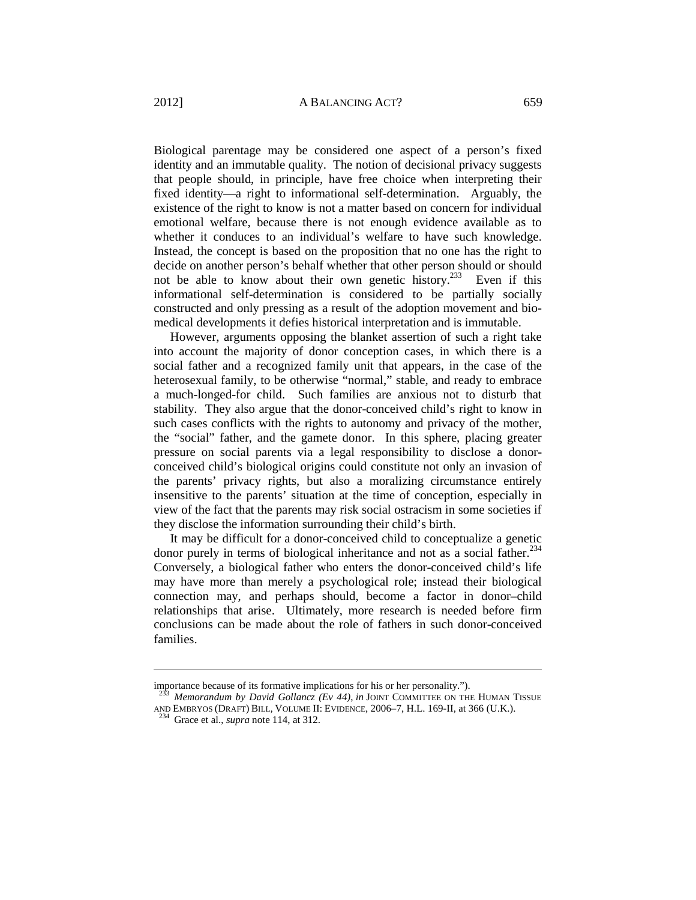Biological parentage may be considered one aspect of a person's fixed identity and an immutable quality. The notion of decisional privacy suggests that people should, in principle, have free choice when interpreting their fixed identity—a right to informational self-determination. Arguably, the existence of the right to know is not a matter based on concern for individual emotional welfare, because there is not enough evidence available as to whether it conduces to an individual's welfare to have such knowledge. Instead, the concept is based on the proposition that no one has the right to decide on another person's behalf whether that other person should or should not be able to know about their own genetic history.[233] Even if this informational self-determination is considered to be partially socially constructed and only pressing as a result of the adoption movement and bio-medical developments it defies historical interpretation and is immutable.

However, arguments opposing the blanket assertion of such a right take into account the majority of donor conception cases, in which there is a social father and a recognized family unit that appears, in the case of the heterosexual family, to be otherwise "normal," stable, and ready to embrace a much-longed-for child. Such families are anxious not to disturb that stability. They also argue that the donor-conceived child's right to know in such cases conflicts with the rights to autonomy and privacy of the mother, the "social" father, and the gamete donor. In this sphere, placing greater pressure on social parents via a legal responsibility to disclose a donor-conceived child's biological origins could constitute not only an invasion of the parents' privacy rights, but also a moralizing circumstance entirely insensitive to the parents' situation at the time of conception, especially in view of the fact that the parents may risk social ostracism in some societies if they disclose the information surrounding their child's birth.

It may be difficult for a donor-conceived child to conceptualize a genetic donor purely in terms of biological inheritance and not as a social father.[234] Conversely, a biological father who enters the donor-conceived child's life may have more than merely a psychological role; instead their biological connection may, and perhaps should, become a factor in donor–child relationships that arise. Ultimately, more research is needed before firm conclusions can be made about the role of fathers in such donor-conceived families.

---

importance because of its formative implications for his or her personality.").

[233] *Memorandum by David Gollancz (Ev 44)*, *in* JOINT COMMITTEE ON THE HUMAN TISSUE AND EMBRYOS (DRAFT) BILL, VOLUME II: EVIDENCE, 2006–7, H.L. 169-II, at 366 (U.K.).

[234] Grace et al., *supra* note 114, at 312.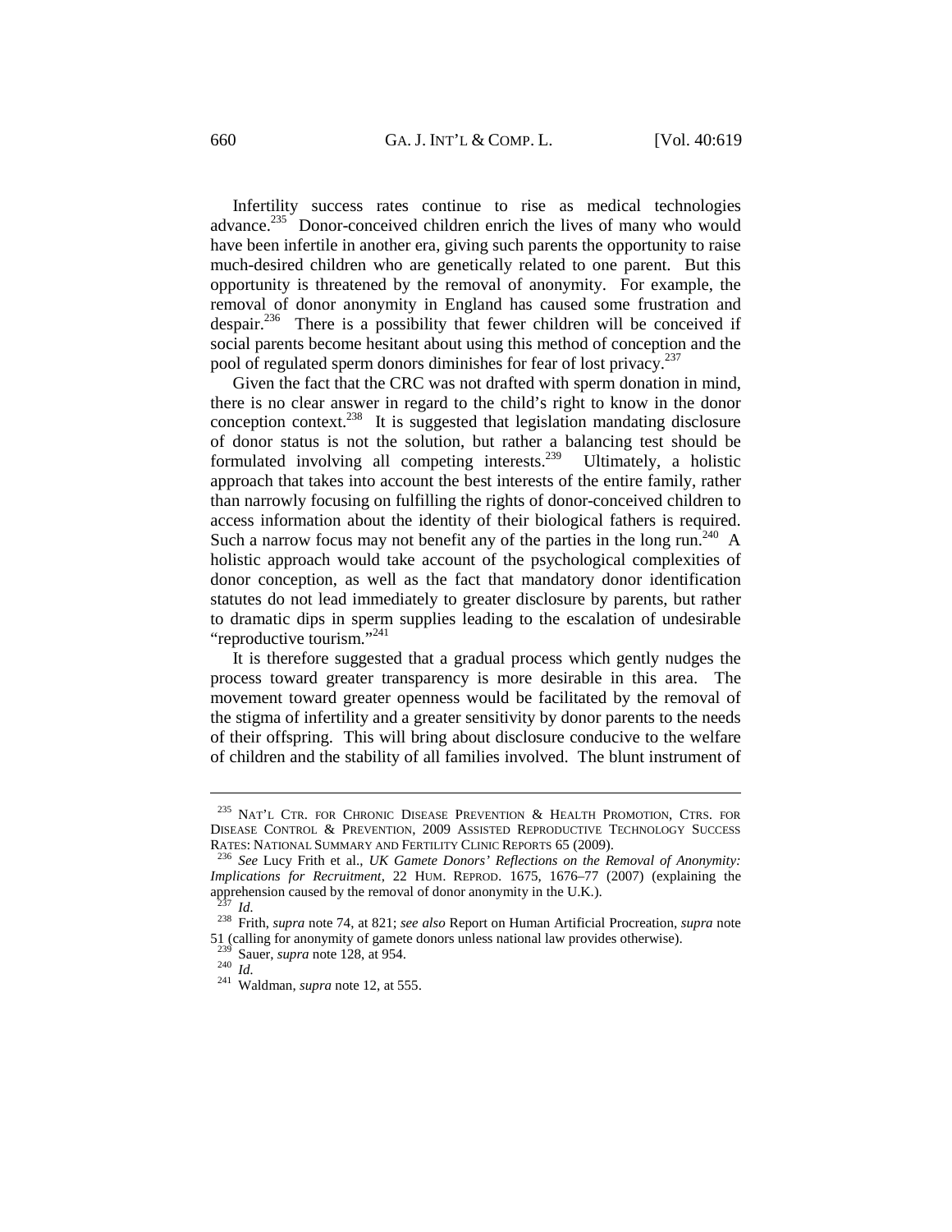Infertility success rates continue to rise as medical technologies advance.[235] Donor-conceived children enrich the lives of many who would have been infertile in another era, giving such parents the opportunity to raise much-desired children who are genetically related to one parent. But this opportunity is threatened by the removal of anonymity. For example, the removal of donor anonymity in England has caused some frustration and despair.[236] There is a possibility that fewer children will be conceived if social parents become hesitant about using this method of conception and the pool of regulated sperm donors diminishes for fear of lost privacy.[237]

Given the fact that the CRC was not drafted with sperm donation in mind, there is no clear answer in regard to the child's right to know in the donor conception context.[238] It is suggested that legislation mandating disclosure of donor status is not the solution, but rather a balancing test should be formulated involving all competing interests.[239] Ultimately, a holistic approach that takes into account the best interests of the entire family, rather than narrowly focusing on fulfilling the rights of donor-conceived children to access information about the identity of their biological fathers is required. Such a narrow focus may not benefit any of the parties in the long run.[240] A holistic approach would take account of the psychological complexities of donor conception, as well as the fact that mandatory donor identification statutes do not lead immediately to greater disclosure by parents, but rather to dramatic dips in sperm supplies leading to the escalation of undesirable "reproductive tourism."[241]

It is therefore suggested that a gradual process which gently nudges the process toward greater transparency is more desirable in this area. The movement toward greater openness would be facilitated by the removal of the stigma of infertility and a greater sensitivity by donor parents to the needs of their offspring. This will bring about disclosure conducive to the welfare of children and the stability of all families involved. The blunt instrument of

---

[235] NAT'L CTR. FOR CHRONIC DISEASE PREVENTION & HEALTH PROMOTION, CTRS. FOR DISEASE CONTROL & PREVENTION, 2009 ASSISTED REPRODUCTIVE TECHNOLOGY SUCCESS RATES: NATIONAL SUMMARY AND FERTILITY CLINIC REPORTS 65 (2009).

[236] *See* Lucy Frith et al., *UK Gamete Donors' Reflections on the Removal of Anonymity: Implications for Recruitment*, 22 HUM. REPROD. 1675, 1676–77 (2007) (explaining the apprehension caused by the removal of donor anonymity in the U.K.).

[237] *Id.*

[238] Frith, *supra* note 74, at 821; *see also* Report on Human Artificial Procreation, *supra* note 51 (calling for anonymity of gamete donors unless national law provides otherwise).

[239] Sauer, *supra* note 128, at 954.

[240] *Id.*

[241] Waldman, *supra* note 12, at 555.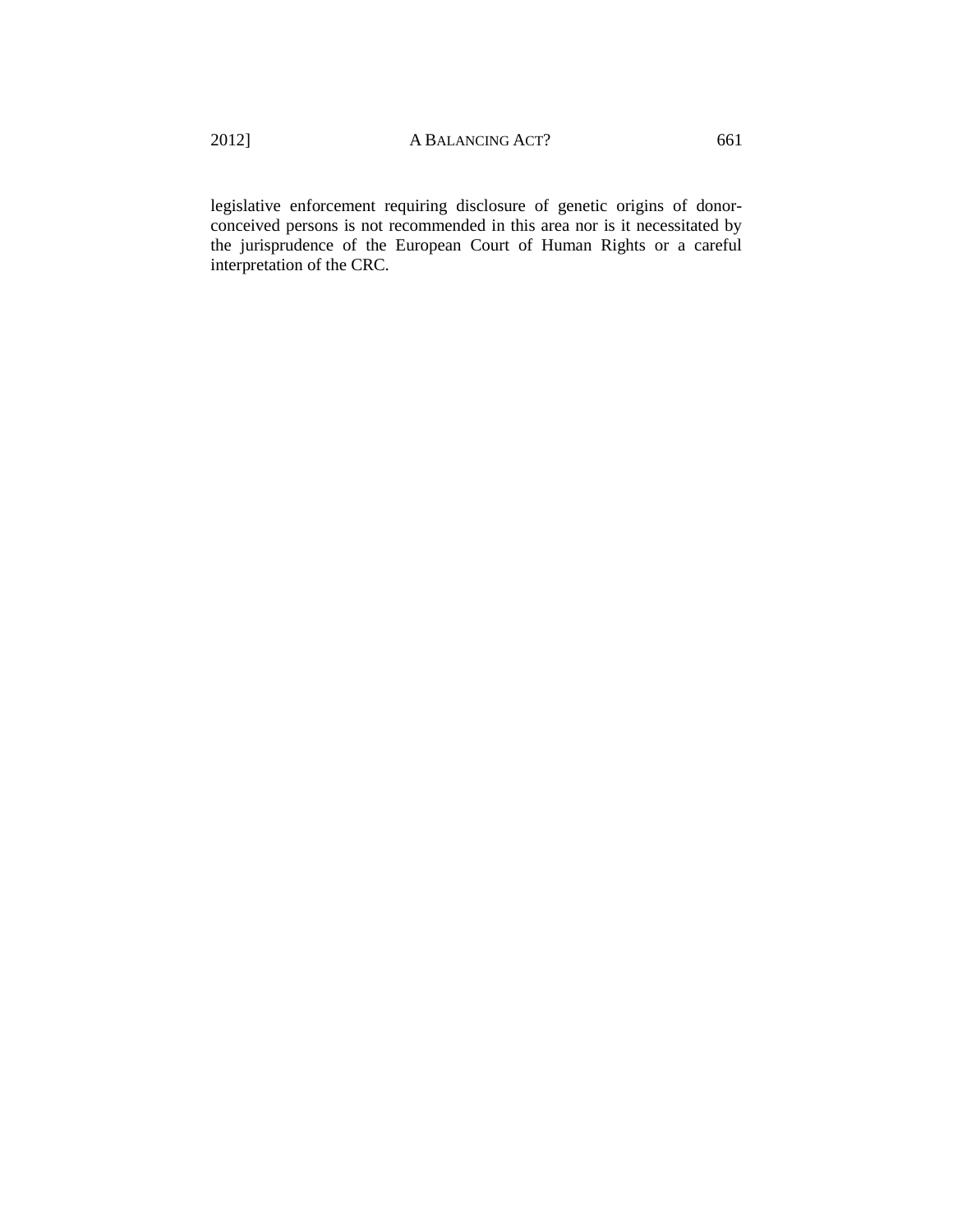legislative enforcement requiring disclosure of genetic origins of donor-conceived persons is not recommended in this area nor is it necessitated by the jurisprudence of the European Court of Human Rights or a careful interpretation of the CRC.